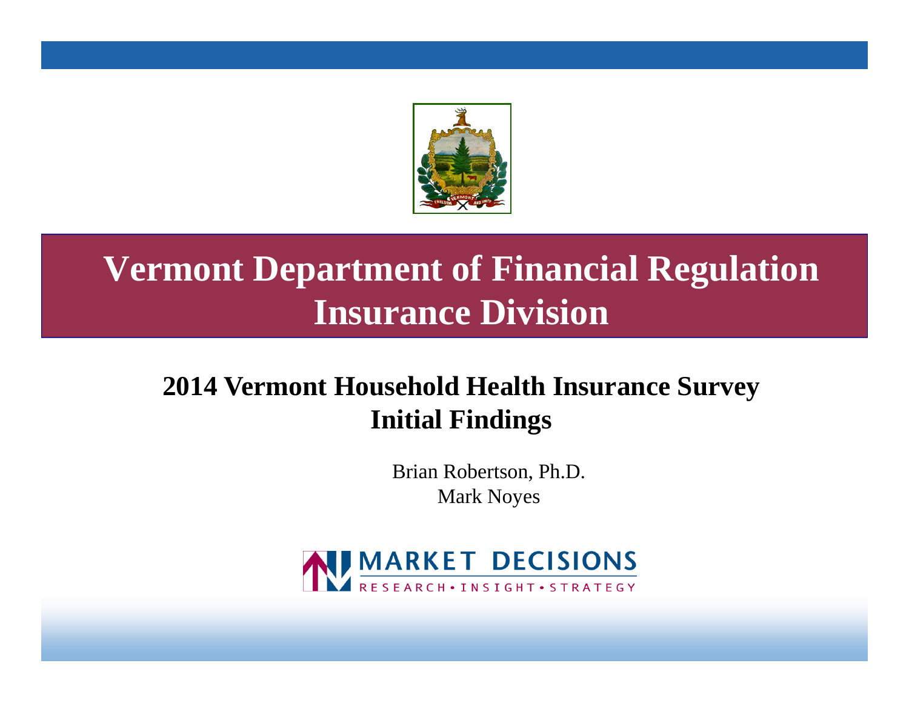# Vermont Department of Financial Regulation
# Insurance Division

## 2014 Vermont Household Health Insurance Survey
## Initial Findings

Brian Robertson, Ph.D.
Mark Noyes

MARKET DECISIONS
RESEARCH • INSIGHT • STRATEGY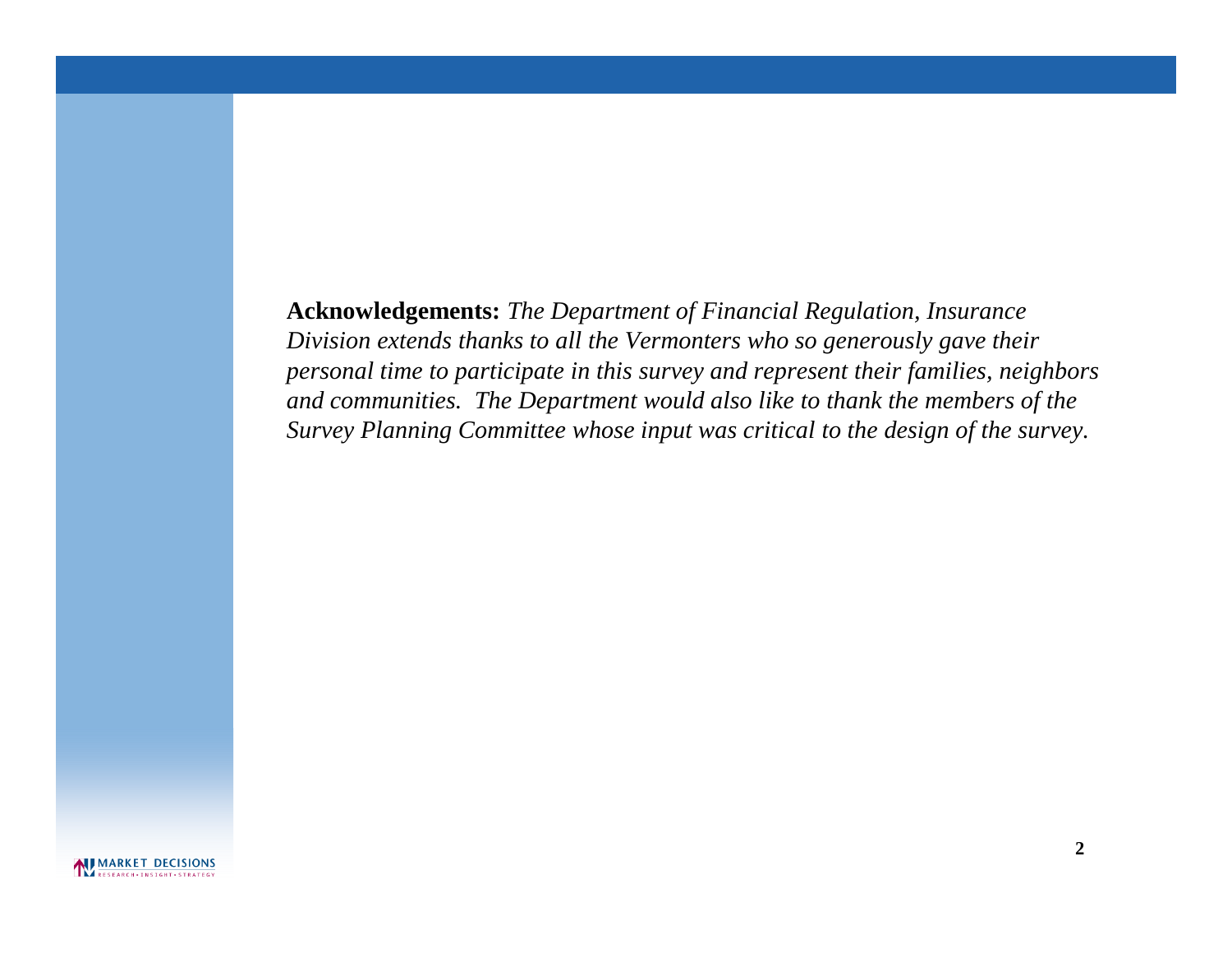**Acknowledgements:** *The Department of Financial Regulation, Insurance Division extends thanks to all the Vermonters who so generously gave their personal time to participate in this survey and represent their families, neighbors and communities. The Department would also like to thank the members of the Survey Planning Committee whose input was critical to the design of the survey.*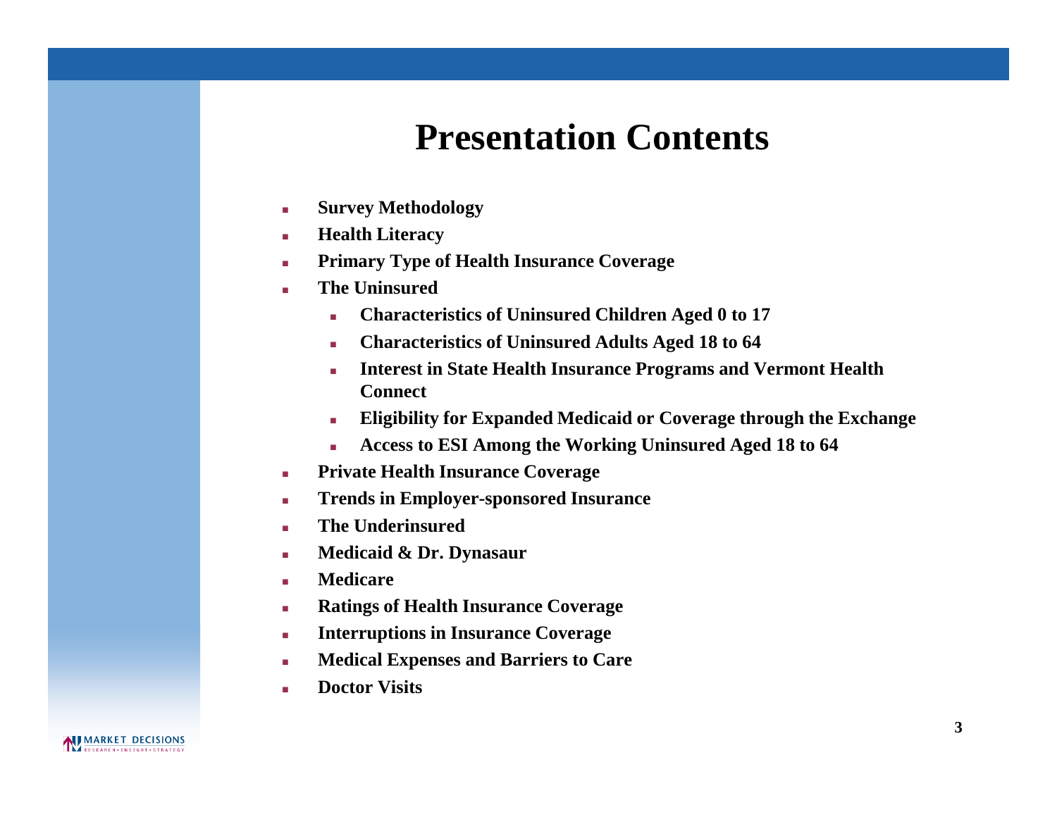# Presentation Contents

- **Survey Methodology**
- **Health Literacy**
- **Primary Type of Health Insurance Coverage**
- **The Uninsured**
  - **Characteristics of Uninsured Children Aged 0 to 17**
  - **Characteristics of Uninsured Adults Aged 18 to 64**
  - **Interest in State Health Insurance Programs and Vermont Health Connect**
  - **Eligibility for Expanded Medicaid or Coverage through the Exchange**
  - **Access to ESI Among the Working Uninsured Aged 18 to 64**
- **Private Health Insurance Coverage**
- **Trends in Employer-sponsored Insurance**
- **The Underinsured**
- **Medicaid & Dr. Dynasaur**
- **Medicare**
- **Ratings of Health Insurance Coverage**
- **Interruptions in Insurance Coverage**
- **Medical Expenses and Barriers to Care**
- **Doctor Visits**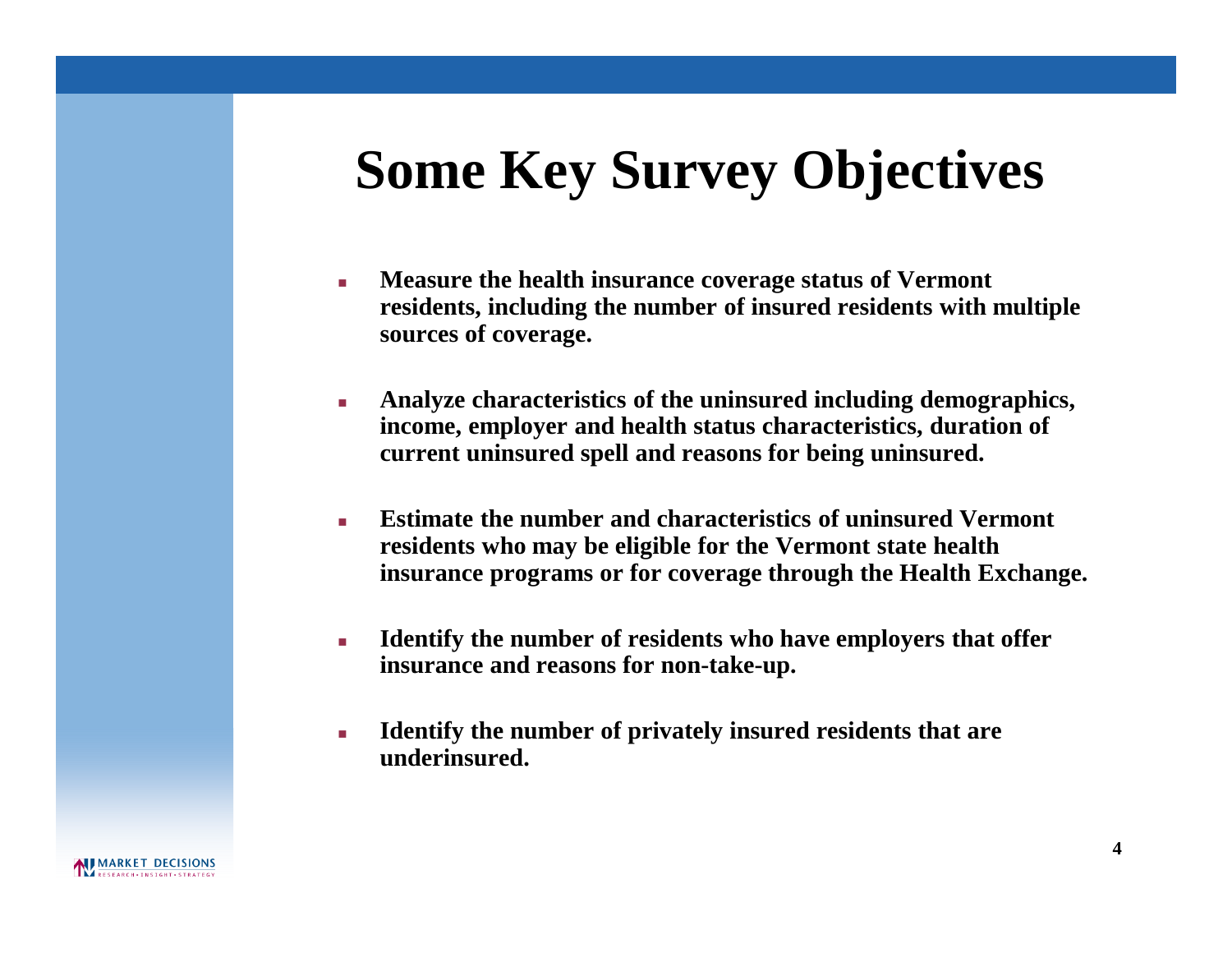# Some Key Survey Objectives

- **Measure the health insurance coverage status of Vermont residents, including the number of insured residents with multiple sources of coverage.**
- **Analyze characteristics of the uninsured including demographics, income, employer and health status characteristics, duration of current uninsured spell and reasons for being uninsured.**
- **Estimate the number and characteristics of uninsured Vermont residents who may be eligible for the Vermont state health insurance programs or for coverage through the Health Exchange.**
- **Identify the number of residents who have employers that offer insurance and reasons for non-take-up.**
- **Identify the number of privately insured residents that are underinsured.**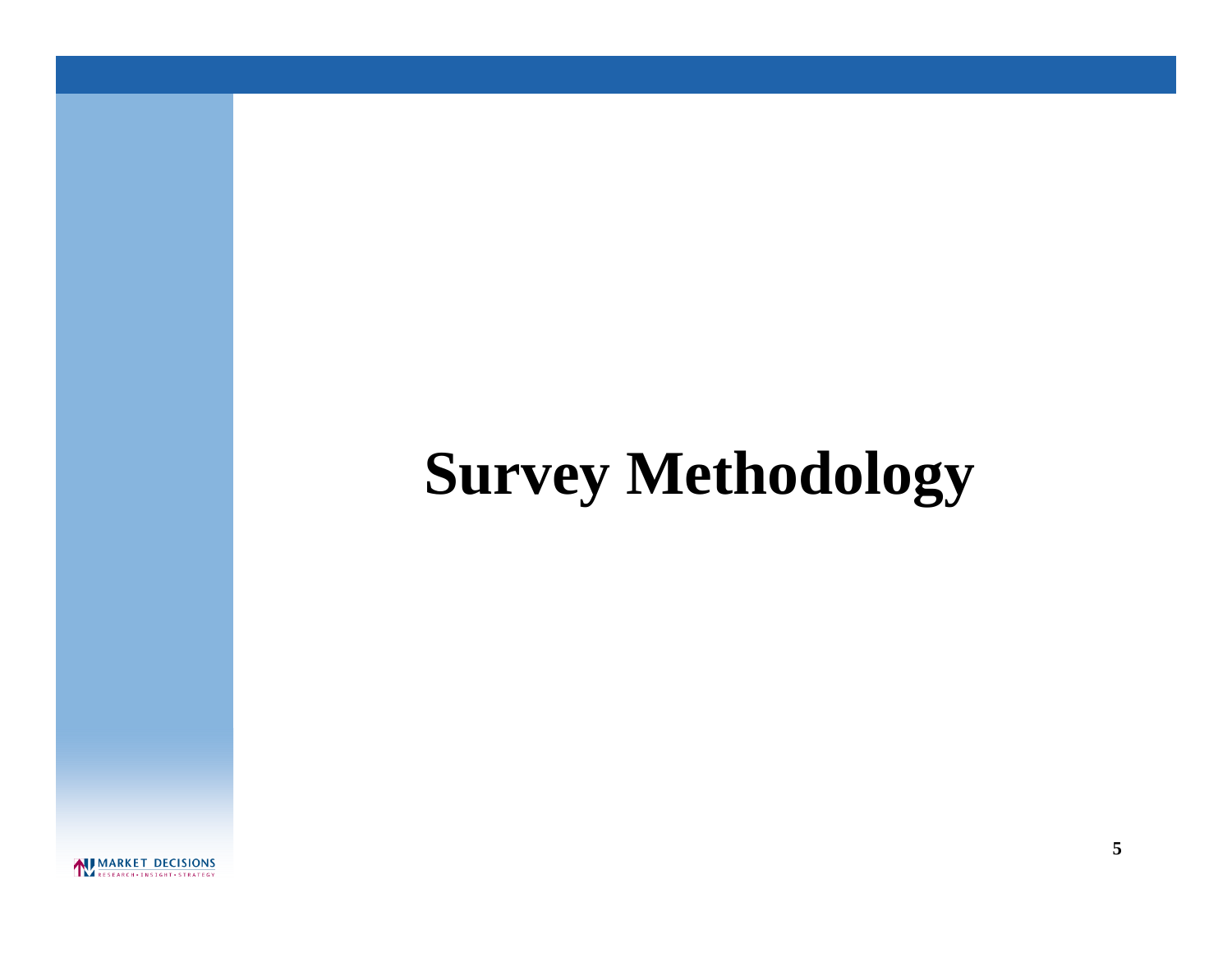# Survey Methodology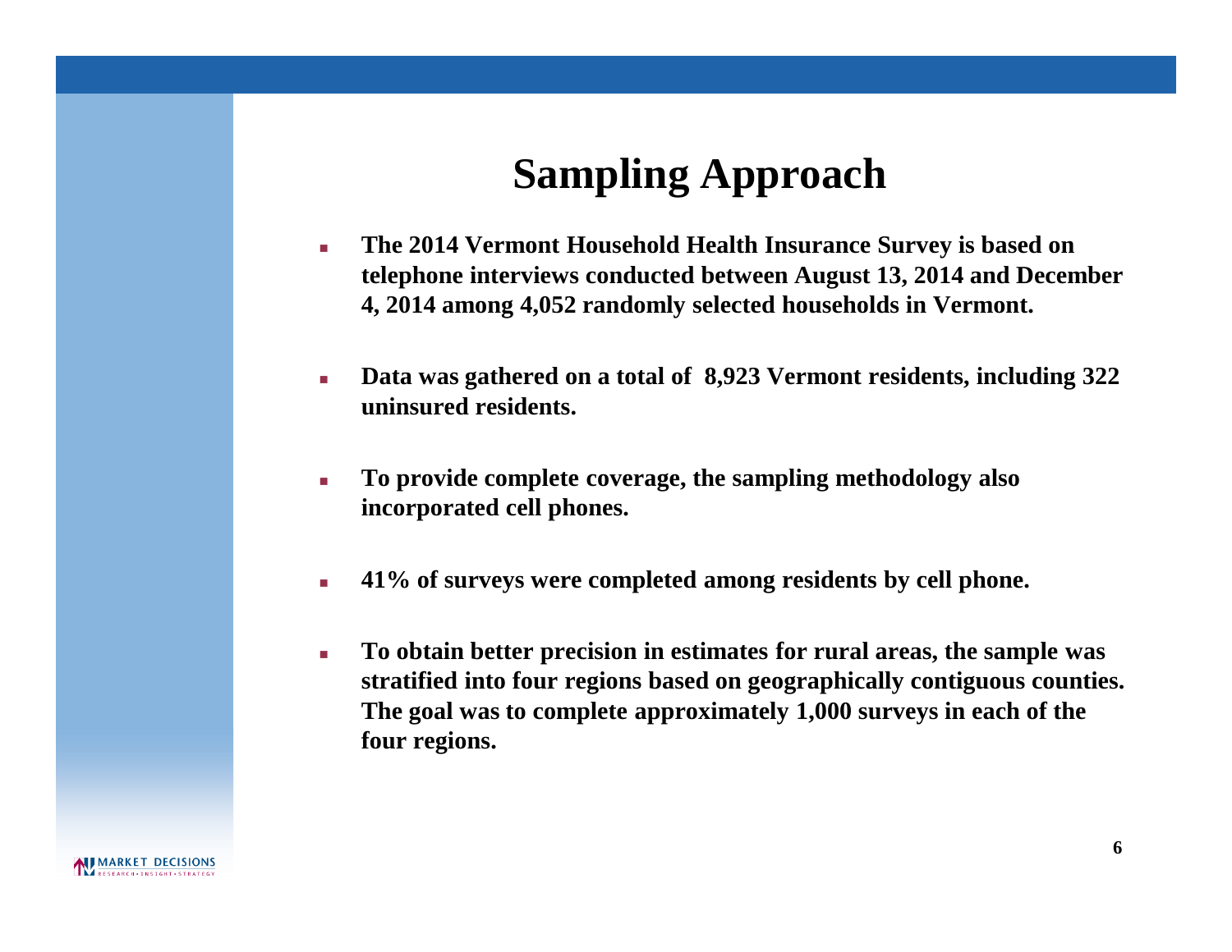# Sampling Approach

- **The 2014 Vermont Household Health Insurance Survey is based on telephone interviews conducted between August 13, 2014 and December 4, 2014 among 4,052 randomly selected households in Vermont.**

- **Data was gathered on a total of 8,923 Vermont residents, including 322 uninsured residents.**

- **To provide complete coverage, the sampling methodology also incorporated cell phones.**

- **41% of surveys were completed among residents by cell phone.**

- **To obtain better precision in estimates for rural areas, the sample was stratified into four regions based on geographically contiguous counties. The goal was to complete approximately 1,000 surveys in each of the four regions.**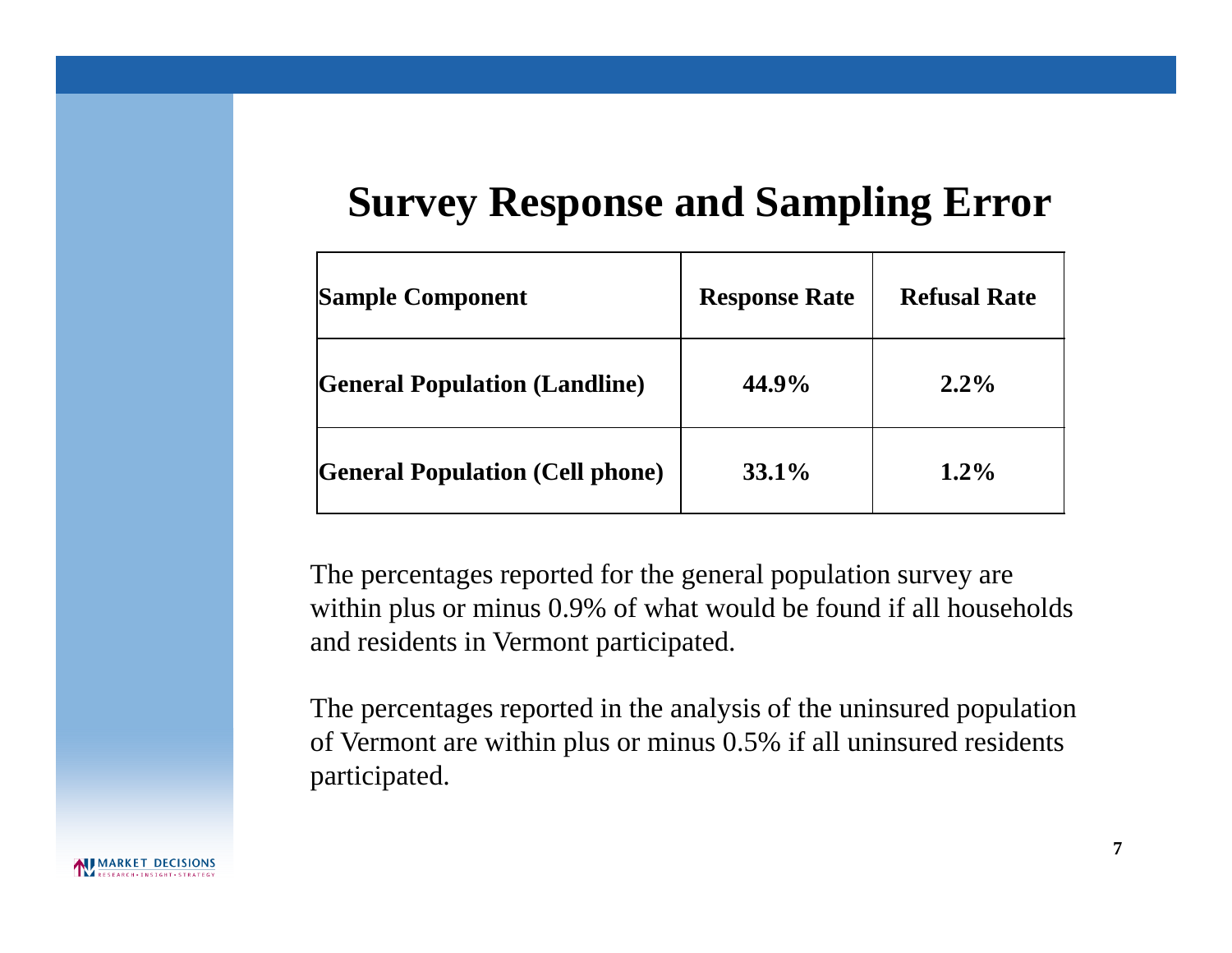# Survey Response and Sampling Error

| Sample Component | Response Rate | Refusal Rate |
|---|---|---|
| General Population (Landline) | 44.9% | 2.2% |
| General Population (Cell phone) | 33.1% | 1.2% |

The percentages reported for the general population survey are within plus or minus 0.9% of what would be found if all households and residents in Vermont participated.

The percentages reported in the analysis of the uninsured population of Vermont are within plus or minus 0.5% if all uninsured residents participated.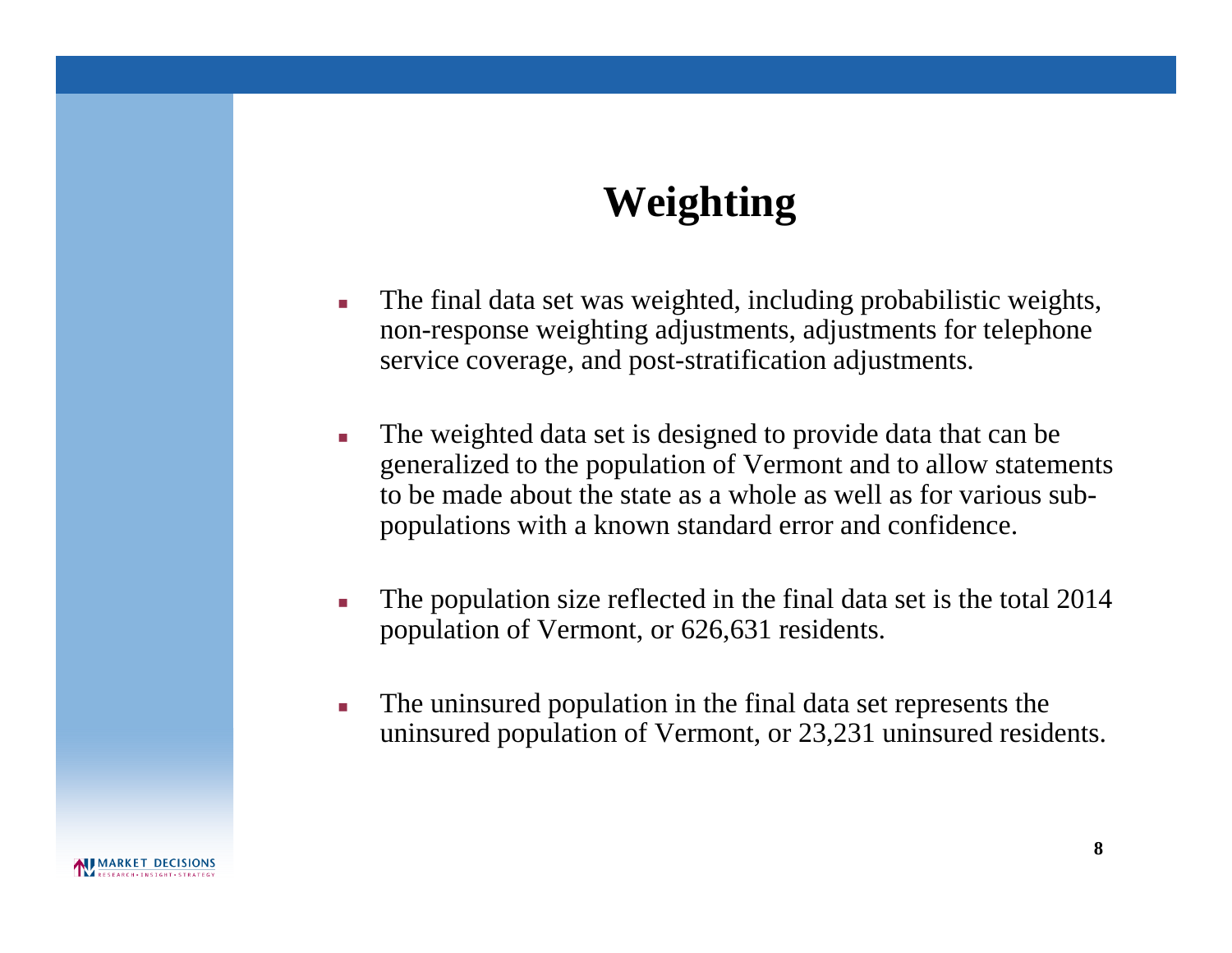# Weighting

- The final data set was weighted, including probabilistic weights, non-response weighting adjustments, adjustments for telephone service coverage, and post-stratification adjustments.
- The weighted data set is designed to provide data that can be generalized to the population of Vermont and to allow statements to be made about the state as a whole as well as for various sub-populations with a known standard error and confidence.
- The population size reflected in the final data set is the total 2014 population of Vermont, or 626,631 residents.
- The uninsured population in the final data set represents the uninsured population of Vermont, or 23,231 uninsured residents.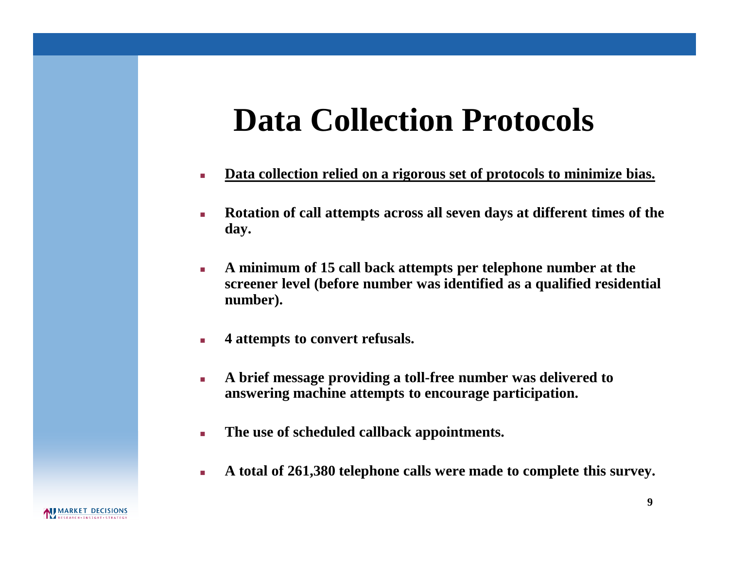# Data Collection Protocols

- **Data collection relied on a rigorous set of protocols to minimize bias.**
- **Rotation of call attempts across all seven days at different times of the day.**
- **A minimum of 15 call back attempts per telephone number at the screener level (before number was identified as a qualified residential number).**
- **4 attempts to convert refusals.**
- **A brief message providing a toll-free number was delivered to answering machine attempts to encourage participation.**
- **The use of scheduled callback appointments.**
- **A total of 261,380 telephone calls were made to complete this survey.**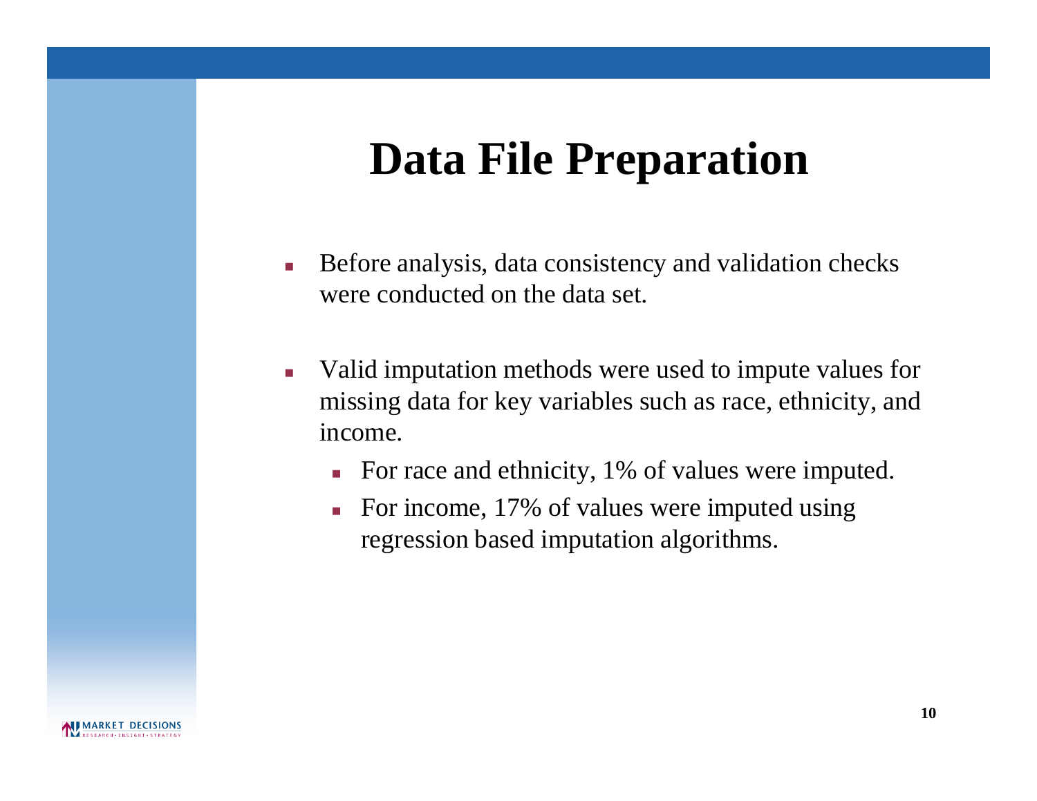# Data File Preparation

- Before analysis, data consistency and validation checks were conducted on the data set.
- Valid imputation methods were used to impute values for missing data for key variables such as race, ethnicity, and income.
  - For race and ethnicity, 1% of values were imputed.
  - For income, 17% of values were imputed using regression based imputation algorithms.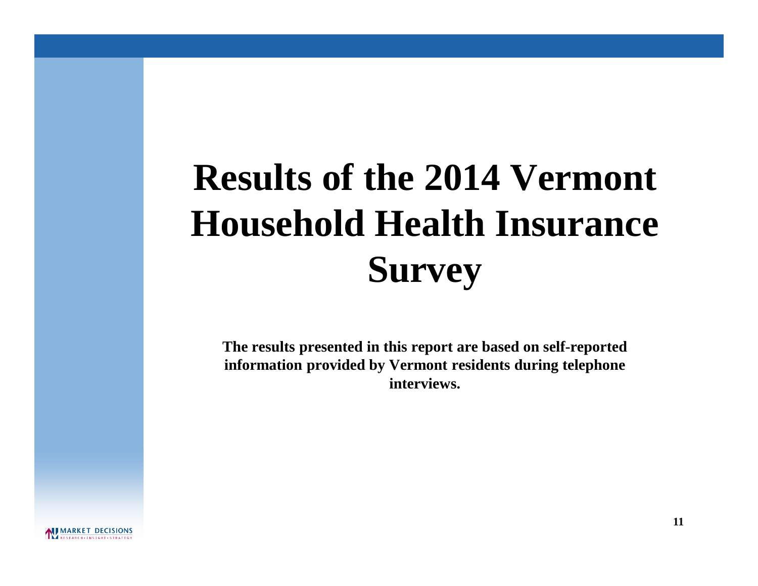# Results of the 2014 Vermont Household Health Insurance Survey

**The results presented in this report are based on self-reported information provided by Vermont residents during telephone interviews.**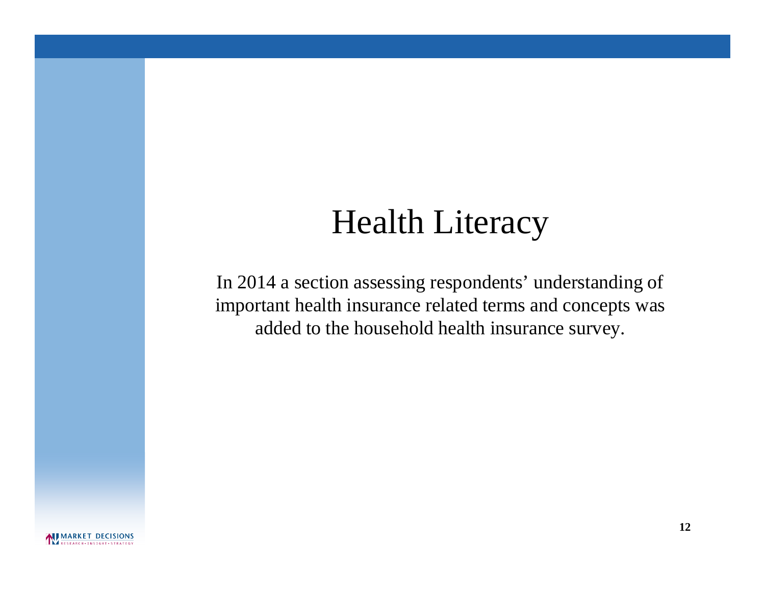# Health Literacy

In 2014 a section assessing respondents' understanding of important health insurance related terms and concepts was added to the household health insurance survey.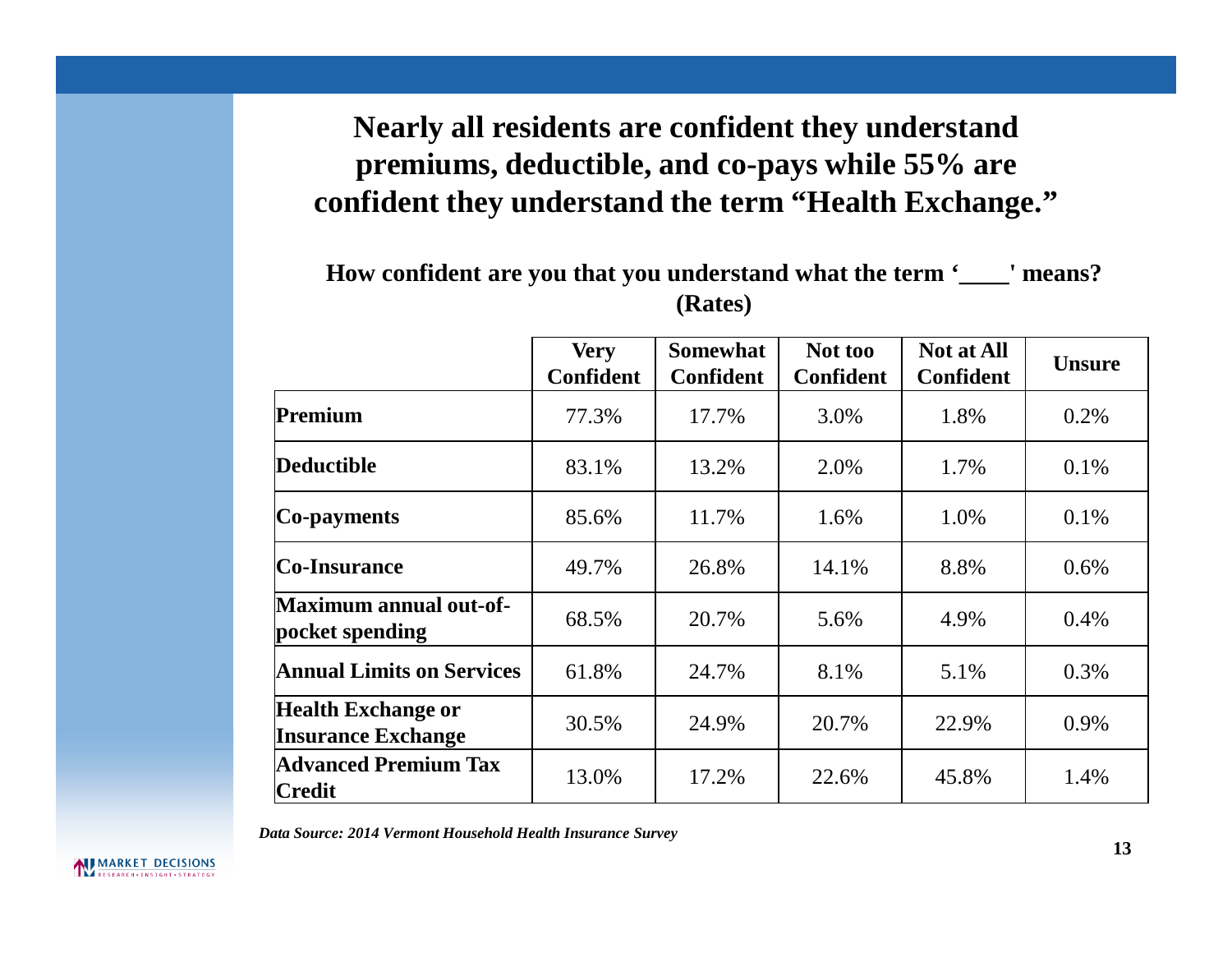# Nearly all residents are confident they understand premiums, deductible, and co-pays while 55% are confident they understand the term "Health Exchange."

**How confident are you that you understand what the term '____' means? (Rates)**

| | Very Confident | Somewhat Confident | Not too Confident | Not at All Confident | Unsure |
|---|---|---|---|---|---|
| **Premium** | 77.3% | 17.7% | 3.0% | 1.8% | 0.2% |
| **Deductible** | 83.1% | 13.2% | 2.0% | 1.7% | 0.1% |
| **Co-payments** | 85.6% | 11.7% | 1.6% | 1.0% | 0.1% |
| **Co-Insurance** | 49.7% | 26.8% | 14.1% | 8.8% | 0.6% |
| **Maximum annual out-of-pocket spending** | 68.5% | 20.7% | 5.6% | 4.9% | 0.4% |
| **Annual Limits on Services** | 61.8% | 24.7% | 8.1% | 5.1% | 0.3% |
| **Health Exchange or Insurance Exchange** | 30.5% | 24.9% | 20.7% | 22.9% | 0.9% |
| **Advanced Premium Tax Credit** | 13.0% | 17.2% | 22.6% | 45.8% | 1.4% |

***Data Source: 2014 Vermont Household Health Insurance Survey***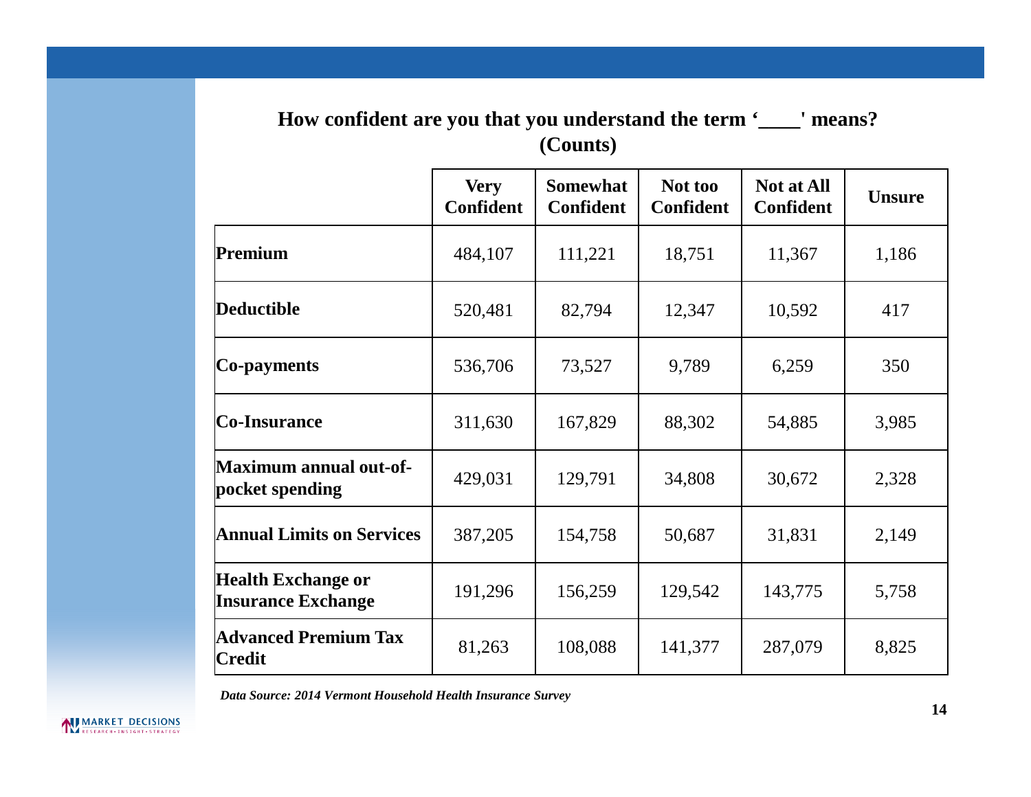**How confident are you that you understand the term '____' means? (Counts)**

| | Very Confident | Somewhat Confident | Not too Confident | Not at All Confident | Unsure |
|---|---|---|---|---|---|
| **Premium** | 484,107 | 111,221 | 18,751 | 11,367 | 1,186 |
| **Deductible** | 520,481 | 82,794 | 12,347 | 10,592 | 417 |
| **Co-payments** | 536,706 | 73,527 | 9,789 | 6,259 | 350 |
| **Co-Insurance** | 311,630 | 167,829 | 88,302 | 54,885 | 3,985 |
| **Maximum annual out-of-pocket spending** | 429,031 | 129,791 | 34,808 | 30,672 | 2,328 |
| **Annual Limits on Services** | 387,205 | 154,758 | 50,687 | 31,831 | 2,149 |
| **Health Exchange or Insurance Exchange** | 191,296 | 156,259 | 129,542 | 143,775 | 5,758 |
| **Advanced Premium Tax Credit** | 81,263 | 108,088 | 141,377 | 287,079 | 8,825 |

***Data Source: 2014 Vermont Household Health Insurance Survey***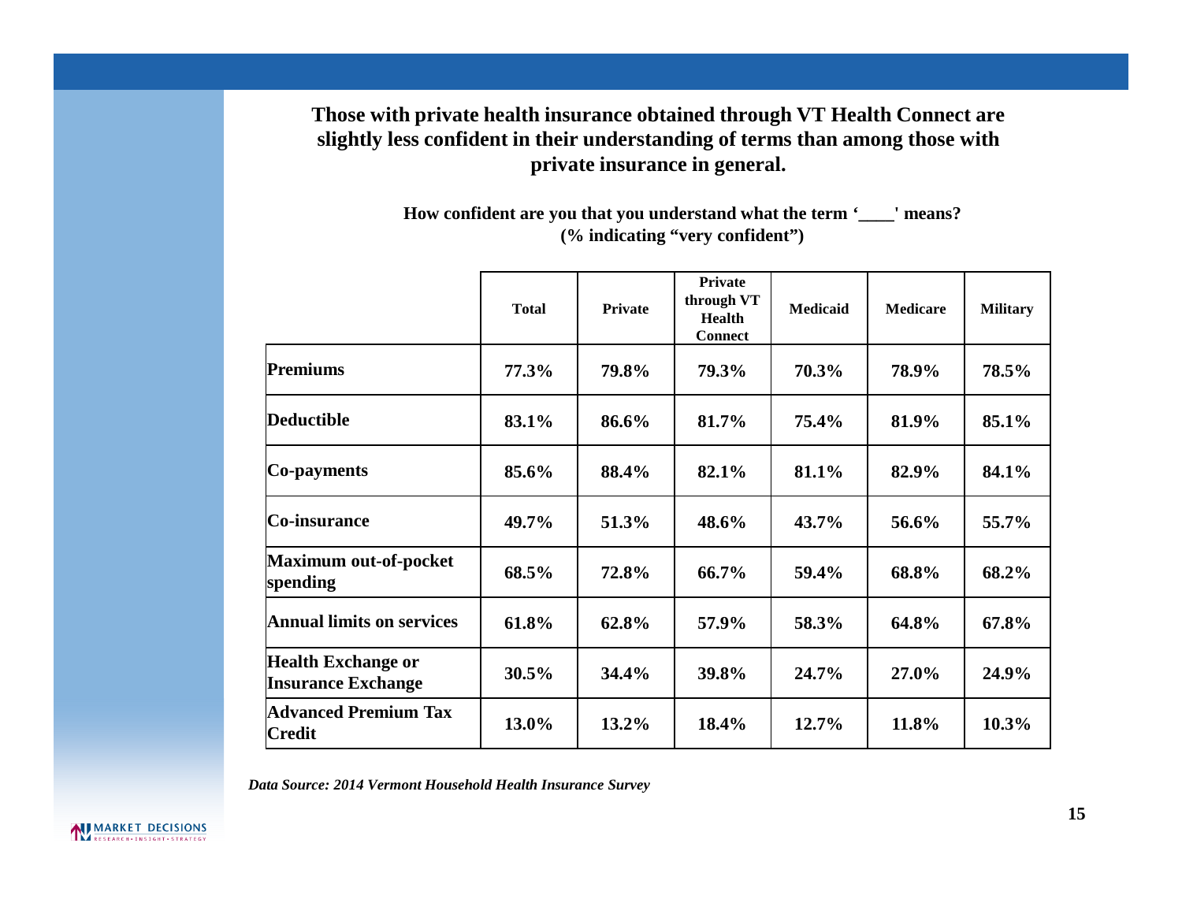## Those with private health insurance obtained through VT Health Connect are slightly less confident in their understanding of terms than among those with private insurance in general.

**How confident are you that you understand what the term '\_\_\_\_' means? (% indicating "very confident")**

| | Total | Private | Private through VT Health Connect | Medicaid | Medicare | Military |
|---|---|---|---|---|---|---|
| **Premiums** | 77.3% | 79.8% | 79.3% | 70.3% | 78.9% | 78.5% |
| **Deductible** | 83.1% | 86.6% | 81.7% | 75.4% | 81.9% | 85.1% |
| **Co-payments** | 85.6% | 88.4% | 82.1% | 81.1% | 82.9% | 84.1% |
| **Co-insurance** | 49.7% | 51.3% | 48.6% | 43.7% | 56.6% | 55.7% |
| **Maximum out-of-pocket spending** | 68.5% | 72.8% | 66.7% | 59.4% | 68.8% | 68.2% |
| **Annual limits on services** | 61.8% | 62.8% | 57.9% | 58.3% | 64.8% | 67.8% |
| **Health Exchange or Insurance Exchange** | 30.5% | 34.4% | 39.8% | 24.7% | 27.0% | 24.9% |
| **Advanced Premium Tax Credit** | 13.0% | 13.2% | 18.4% | 12.7% | 11.8% | 10.3% |

*Data Source: 2014 Vermont Household Health Insurance Survey*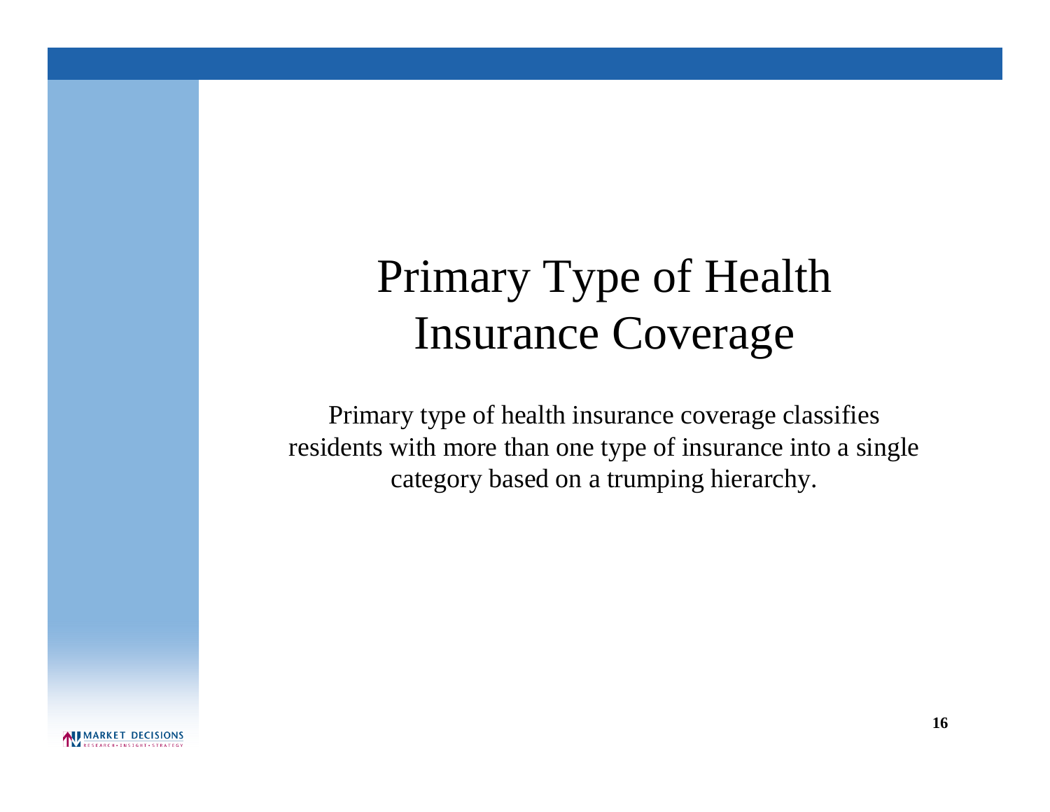# Primary Type of Health Insurance Coverage

Primary type of health insurance coverage classifies residents with more than one type of insurance into a single category based on a trumping hierarchy.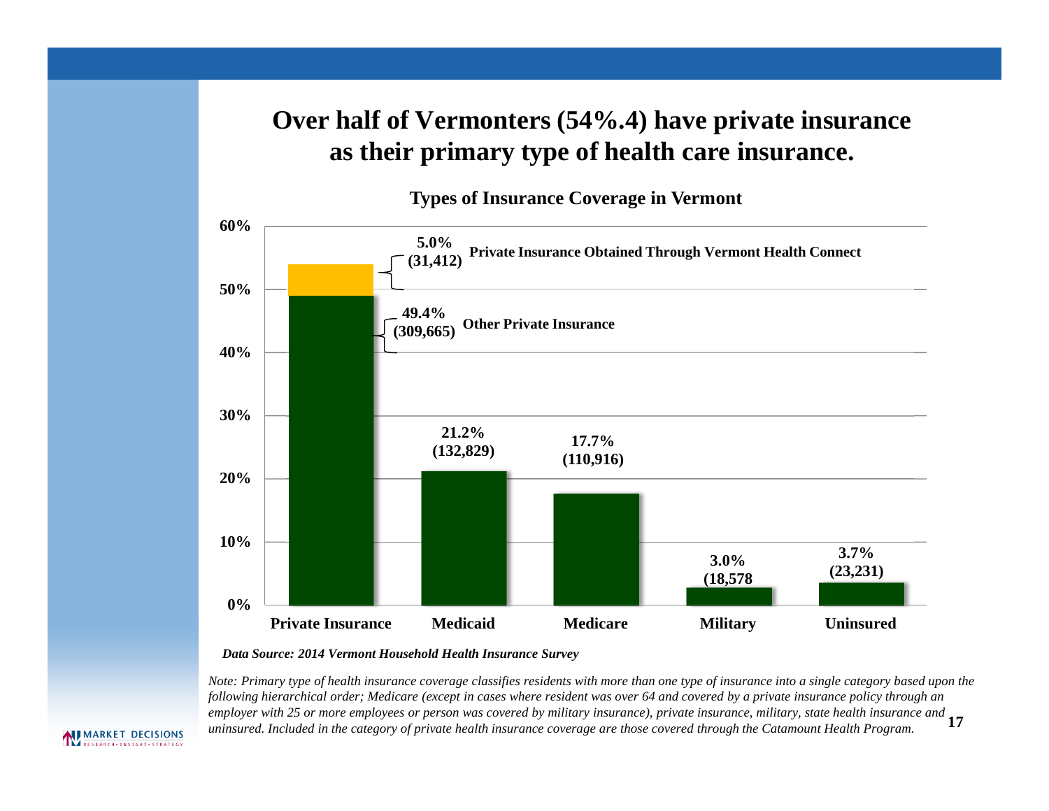# Over half of Vermonters (54%.4) have private insurance as their primary type of health care insurance.

**Types of Insurance Coverage in Vermont**

| Type | Percent | Number |
|---|---|---|
| Private Insurance – Private Insurance Obtained Through Vermont Health Connect | 5.0% | (31,412) |
| Private Insurance – Other Private Insurance | 49.4% | (309,665) |
| Medicaid | 21.2% | (132,829) |
| Medicare | 17.7% | (110,916) |
| Military | 3.0% | (18,578 |
| Uninsured | 3.7% | (23,231) |

***Data Source: 2014 Vermont Household Health Insurance Survey***

*Note: Primary type of health insurance coverage classifies residents with more than one type of insurance into a single category based upon the following hierarchical order; Medicare (except in cases where resident was over 64 and covered by a private insurance policy through an employer with 25 or more employees or person was covered by military insurance), private insurance, military, state health insurance and uninsured. Included in the category of private health insurance coverage are those covered through the Catamount Health Program.*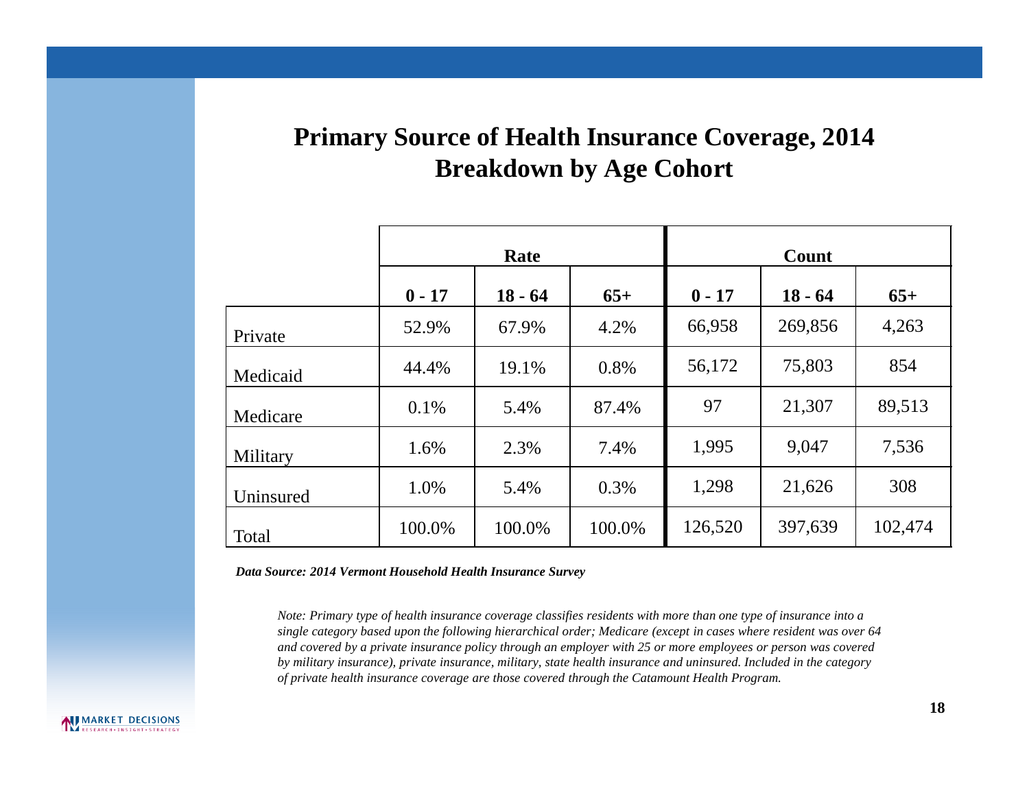## Primary Source of Health Insurance Coverage, 2014
## Breakdown by Age Cohort

| | Rate | | | Count | | |
|---|---|---|---|---|---|---|
| | **0 - 17** | **18 - 64** | **65+** | **0 - 17** | **18 - 64** | **65+** |
| Private | 52.9% | 67.9% | 4.2% | 66,958 | 269,856 | 4,263 |
| Medicaid | 44.4% | 19.1% | 0.8% | 56,172 | 75,803 | 854 |
| Medicare | 0.1% | 5.4% | 87.4% | 97 | 21,307 | 89,513 |
| Military | 1.6% | 2.3% | 7.4% | 1,995 | 9,047 | 7,536 |
| Uninsured | 1.0% | 5.4% | 0.3% | 1,298 | 21,626 | 308 |
| Total | 100.0% | 100.0% | 100.0% | 126,520 | 397,639 | 102,474 |

***Data Source: 2014 Vermont Household Health Insurance Survey***

*Note: Primary type of health insurance coverage classifies residents with more than one type of insurance into a single category based upon the following hierarchical order; Medicare (except in cases where resident was over 64 and covered by a private insurance policy through an employer with 25 or more employees or person was covered by military insurance), private insurance, military, state health insurance and uninsured. Included in the category of private health insurance coverage are those covered through the Catamount Health Program.*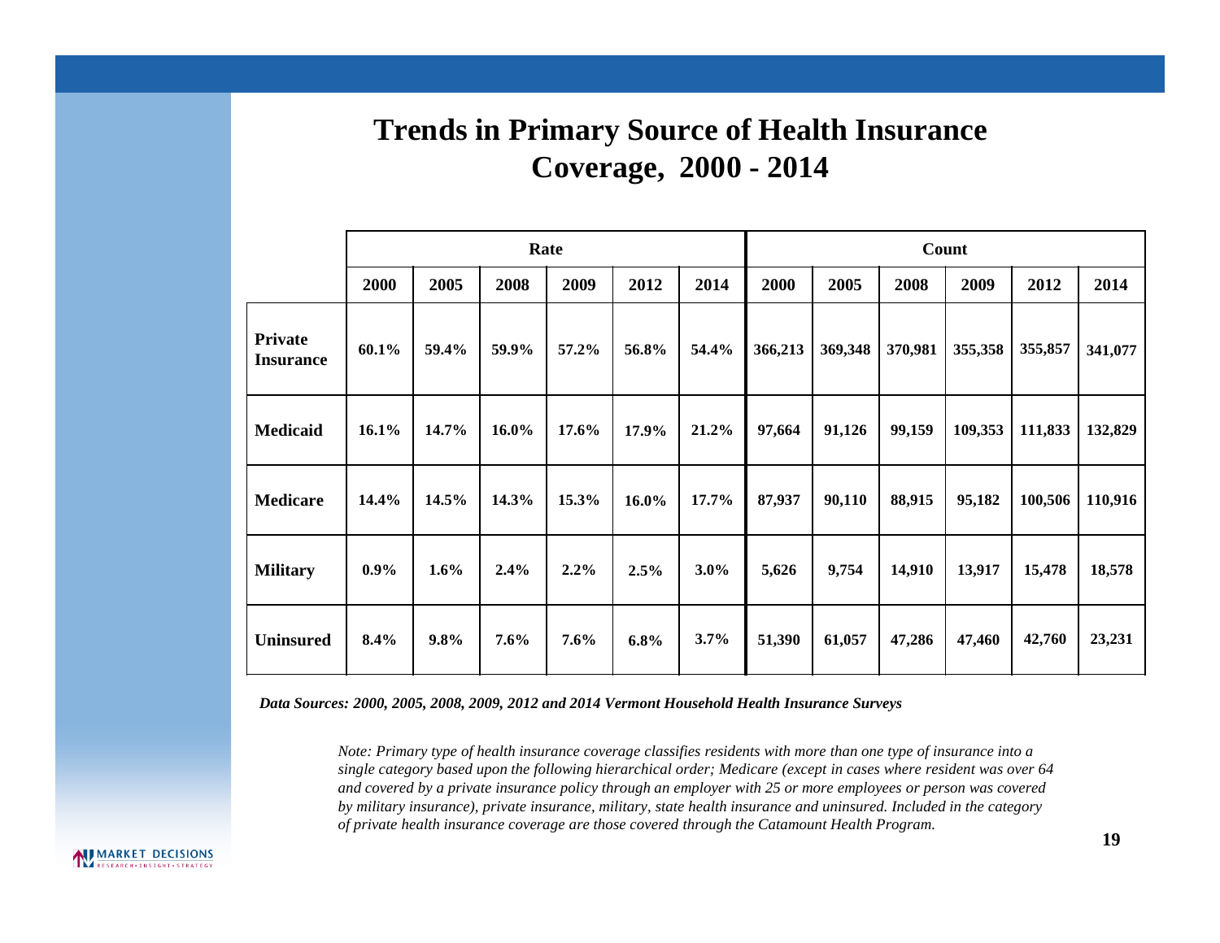# Trends in Primary Source of Health Insurance Coverage, 2000 - 2014

| | Rate | | | | | | Count | | | | | |
|---|---|---|---|---|---|---|---|---|---|---|---|---|
| | 2000 | 2005 | 2008 | 2009 | 2012 | 2014 | 2000 | 2005 | 2008 | 2009 | 2012 | 2014 |
| **Private Insurance** | 60.1% | 59.4% | 59.9% | 57.2% | 56.8% | 54.4% | 366,213 | 369,348 | 370,981 | 355,358 | 355,857 | 341,077 |
| **Medicaid** | 16.1% | 14.7% | 16.0% | 17.6% | 17.9% | 21.2% | 97,664 | 91,126 | 99,159 | 109,353 | 111,833 | 132,829 |
| **Medicare** | 14.4% | 14.5% | 14.3% | 15.3% | 16.0% | 17.7% | 87,937 | 90,110 | 88,915 | 95,182 | 100,506 | 110,916 |
| **Military** | 0.9% | 1.6% | 2.4% | 2.2% | 2.5% | 3.0% | 5,626 | 9,754 | 14,910 | 13,917 | 15,478 | 18,578 |
| **Uninsured** | 8.4% | 9.8% | 7.6% | 7.6% | 6.8% | 3.7% | 51,390 | 61,057 | 47,286 | 47,460 | 42,760 | 23,231 |

***Data Sources: 2000, 2005, 2008, 2009, 2012 and 2014 Vermont Household Health Insurance Surveys***

*Note: Primary type of health insurance coverage classifies residents with more than one type of insurance into a single category based upon the following hierarchical order; Medicare (except in cases where resident was over 64 and covered by a private insurance policy through an employer with 25 or more employees or person was covered by military insurance), private insurance, military, state health insurance and uninsured. Included in the category of private health insurance coverage are those covered through the Catamount Health Program.*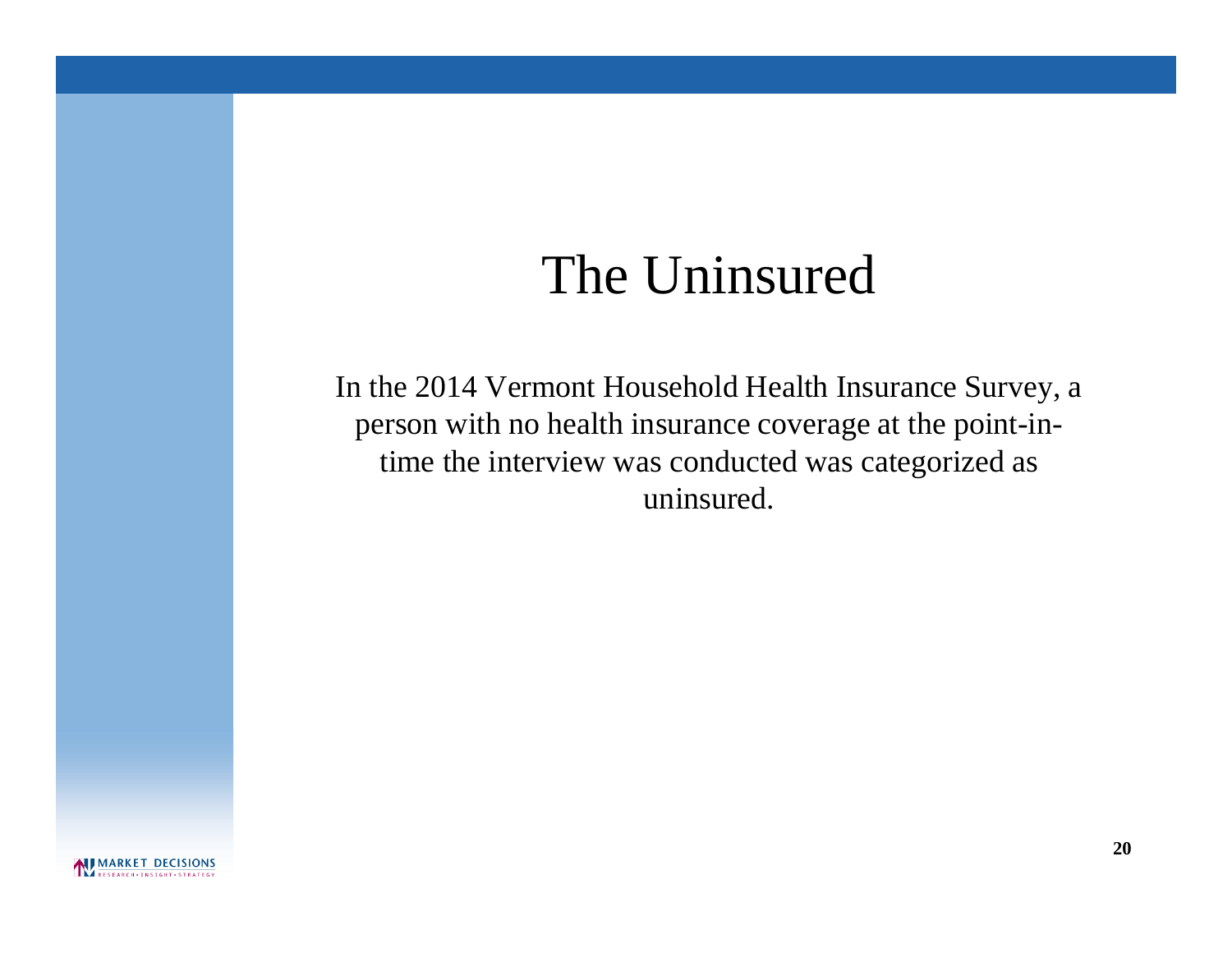# The Uninsured

In the 2014 Vermont Household Health Insurance Survey, a person with no health insurance coverage at the point-in-time the interview was conducted was categorized as uninsured.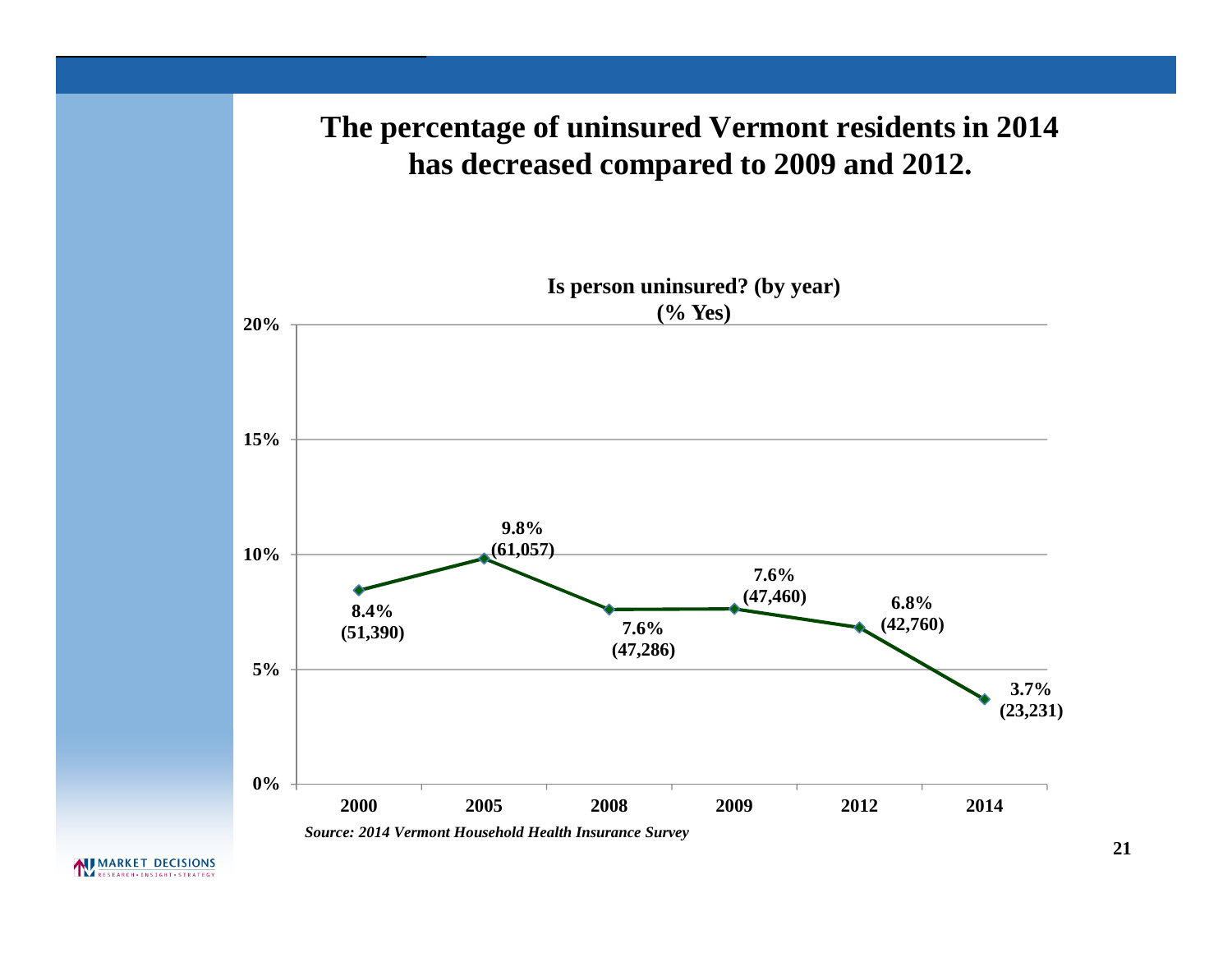# The percentage of uninsured Vermont residents in 2014 has decreased compared to 2009 and 2012.

**Is person uninsured? (by year)**
**(% Yes)**

| Year | % Yes | Number |
|---|---|---|
| 2000 | 8.4% | (51,390) |
| 2005 | 9.8% | (61,057) |
| 2008 | 7.6% | (47,286) |
| 2009 | 7.6% | (47,460) |
| 2012 | 6.8% | (42,760) |
| 2014 | 3.7% | (23,231) |

*Source: 2014 Vermont Household Health Insurance Survey*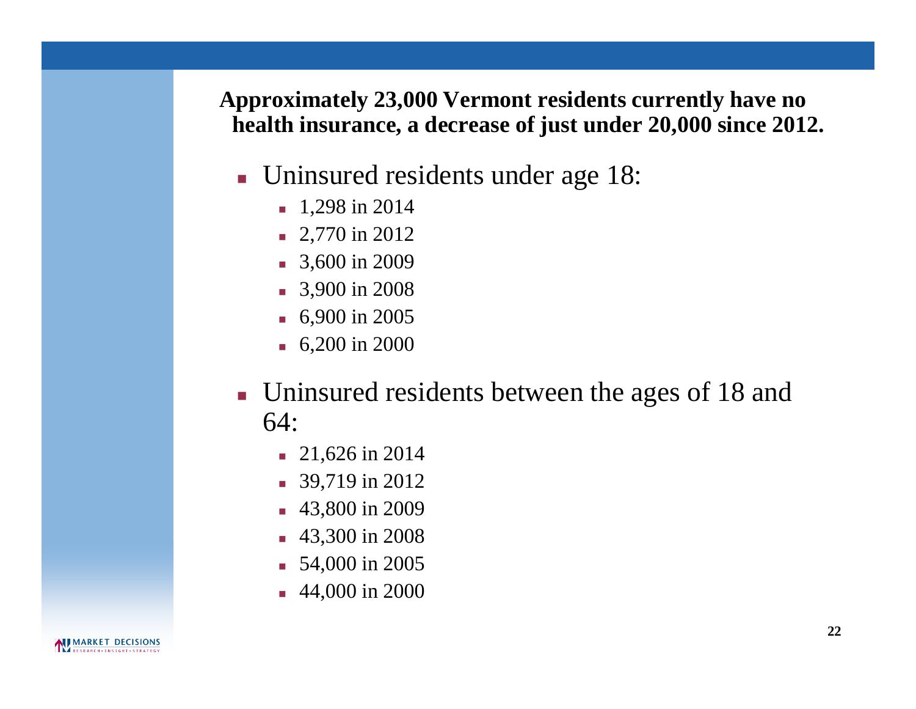**Approximately 23,000 Vermont residents currently have no health insurance, a decrease of just under 20,000 since 2012.**

- Uninsured residents under age 18:
  - 1,298 in 2014
  - 2,770 in 2012
  - 3,600 in 2009
  - 3,900 in 2008
  - 6,900 in 2005
  - 6,200 in 2000
- Uninsured residents between the ages of 18 and 64:
  - 21,626 in 2014
  - 39,719 in 2012
  - 43,800 in 2009
  - 43,300 in 2008
  - 54,000 in 2005
  - 44,000 in 2000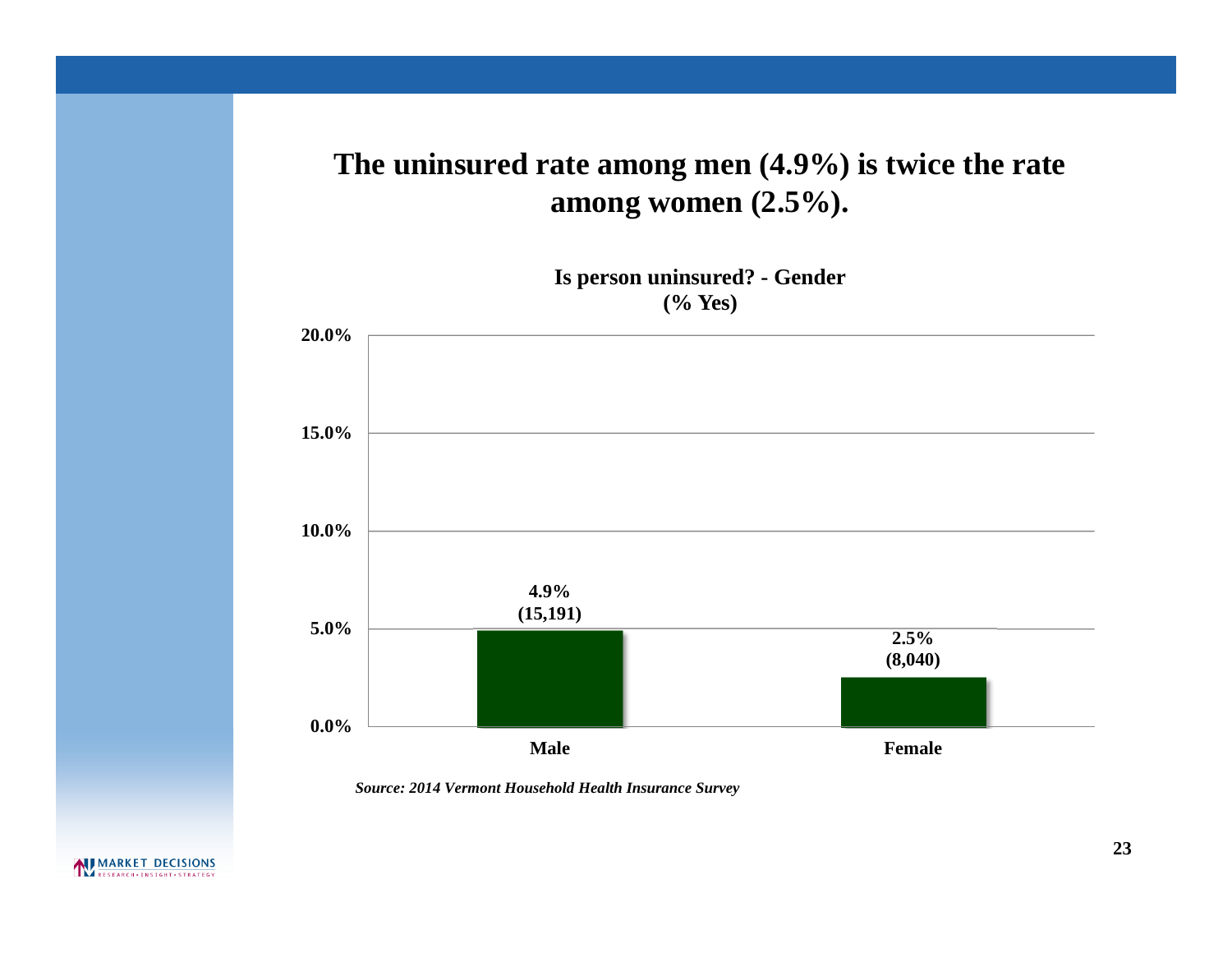# The uninsured rate among men (4.9%) is twice the rate among women (2.5%).

**Is person uninsured? - Gender (% Yes)**

| Gender | % Yes | Number |
|---|---|---|
| Male | 4.9% | (15,191) |
| Female | 2.5% | (8,040) |

*Source: 2014 Vermont Household Health Insurance Survey*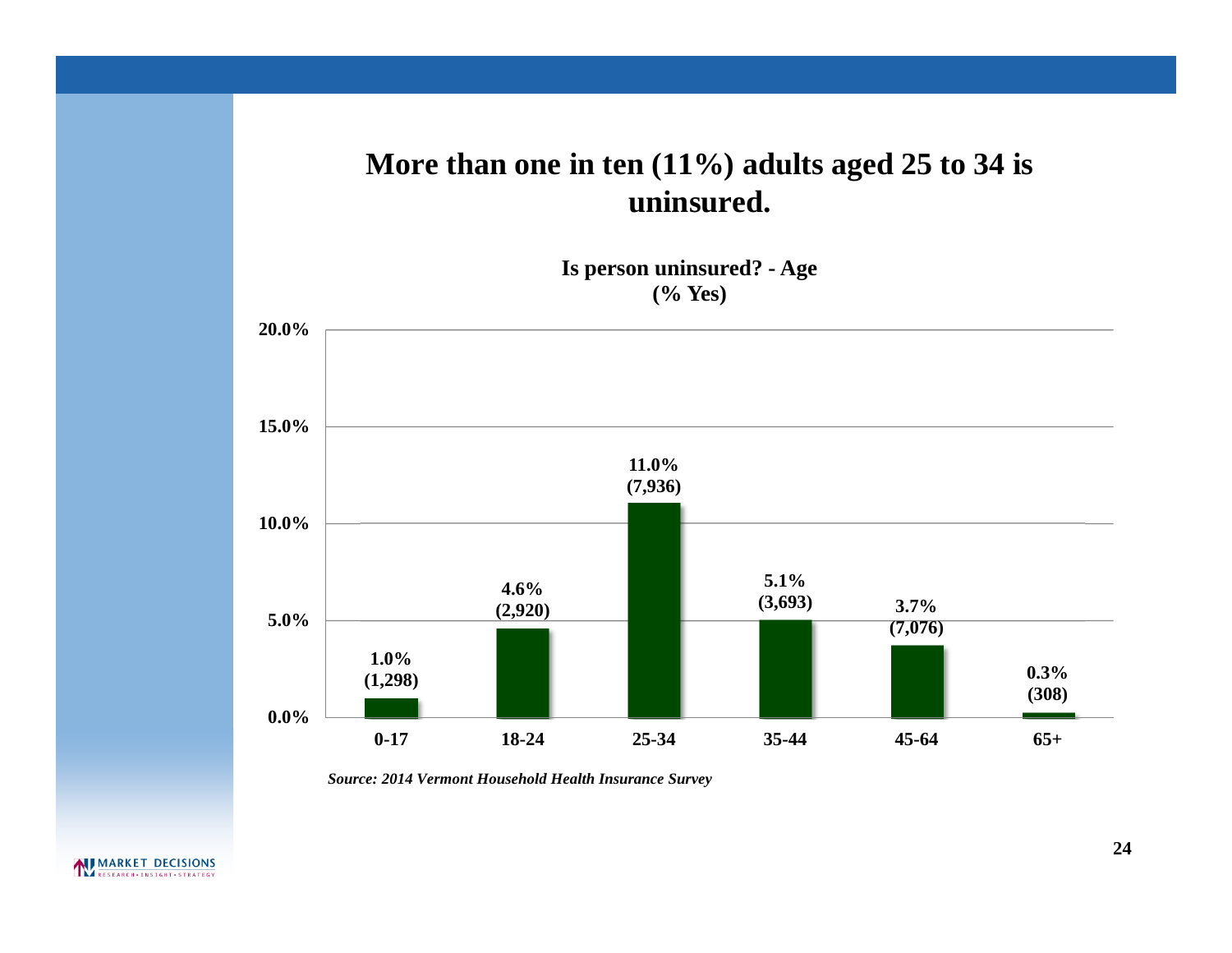# More than one in ten (11%) adults aged 25 to 34 is uninsured.

**Is person uninsured? - Age**
**(% Yes)**

| Age | % Yes | (Number) |
|---|---|---|
| 0-17 | 1.0% | (1,298) |
| 18-24 | 4.6% | (2,920) |
| 25-34 | 11.0% | (7,936) |
| 35-44 | 5.1% | (3,693) |
| 45-64 | 3.7% | (7,076) |
| 65+ | 0.3% | (308) |

*Source: 2014 Vermont Household Health Insurance Survey*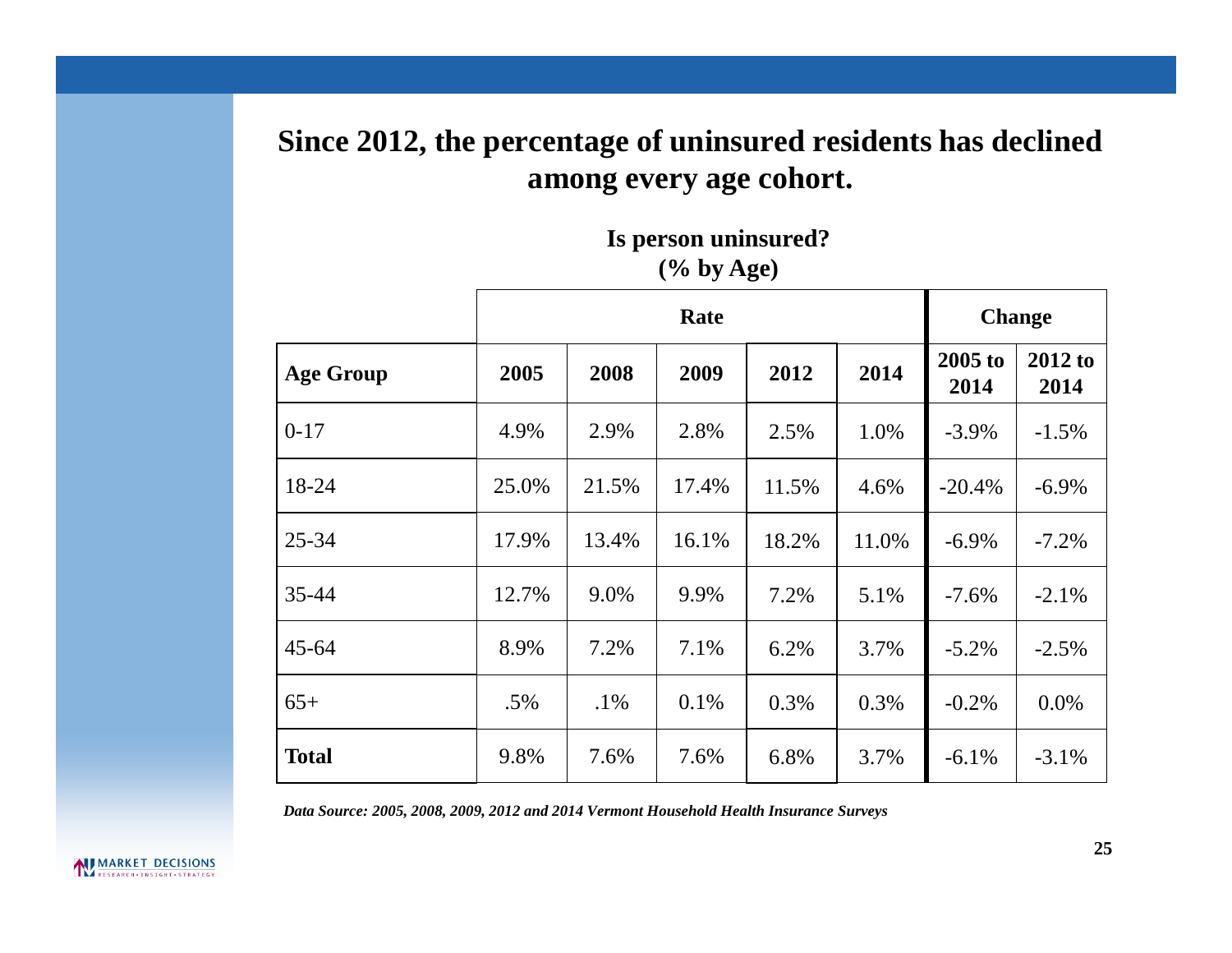## Since 2012, the percentage of uninsured residents has declined among every age cohort.

**Is person uninsured?**
**(% by Age)**

| | Rate | | | | | Change | |
|---|---|---|---|---|---|---|---|
| **Age Group** | **2005** | **2008** | **2009** | **2012** | **2014** | **2005 to 2014** | **2012 to 2014** |
| 0-17 | 4.9% | 2.9% | 2.8% | 2.5% | 1.0% | -3.9% | -1.5% |
| 18-24 | 25.0% | 21.5% | 17.4% | 11.5% | 4.6% | -20.4% | -6.9% |
| 25-34 | 17.9% | 13.4% | 16.1% | 18.2% | 11.0% | -6.9% | -7.2% |
| 35-44 | 12.7% | 9.0% | 9.9% | 7.2% | 5.1% | -7.6% | -2.1% |
| 45-64 | 8.9% | 7.2% | 7.1% | 6.2% | 3.7% | -5.2% | -2.5% |
| 65+ | .5% | .1% | 0.1% | 0.3% | 0.3% | -0.2% | 0.0% |
| **Total** | 9.8% | 7.6% | 7.6% | 6.8% | 3.7% | -6.1% | -3.1% |

***Data Source: 2005, 2008, 2009, 2012 and 2014 Vermont Household Health Insurance Surveys***

MARKET DECISIONS
RESEARCH • INSIGHT • STRATEGY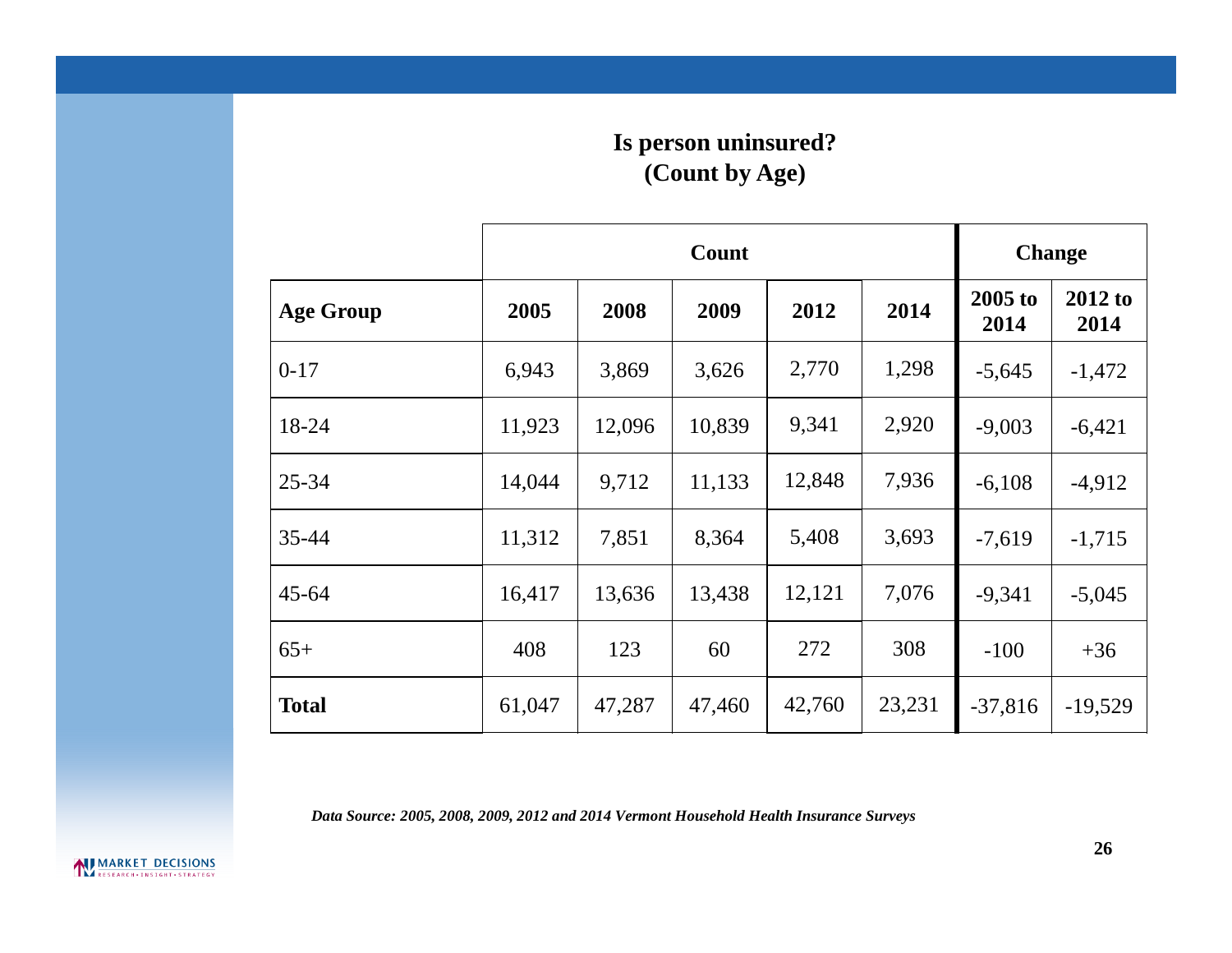## Is person uninsured?
## (Count by Age)

| | Count | | | | | Change | |
|---|---|---|---|---|---|---|---|
| **Age Group** | **2005** | **2008** | **2009** | **2012** | **2014** | **2005 to 2014** | **2012 to 2014** |
| 0-17 | 6,943 | 3,869 | 3,626 | 2,770 | 1,298 | -5,645 | -1,472 |
| 18-24 | 11,923 | 12,096 | 10,839 | 9,341 | 2,920 | -9,003 | -6,421 |
| 25-34 | 14,044 | 9,712 | 11,133 | 12,848 | 7,936 | -6,108 | -4,912 |
| 35-44 | 11,312 | 7,851 | 8,364 | 5,408 | 3,693 | -7,619 | -1,715 |
| 45-64 | 16,417 | 13,636 | 13,438 | 12,121 | 7,076 | -9,341 | -5,045 |
| 65+ | 408 | 123 | 60 | 272 | 308 | -100 | +36 |
| **Total** | 61,047 | 47,287 | 47,460 | 42,760 | 23,231 | -37,816 | -19,529 |

***Data Source: 2005, 2008, 2009, 2012 and 2014 Vermont Household Health Insurance Surveys***

MARKET DECISIONS
RESEARCH • INSIGHT • STRATEGY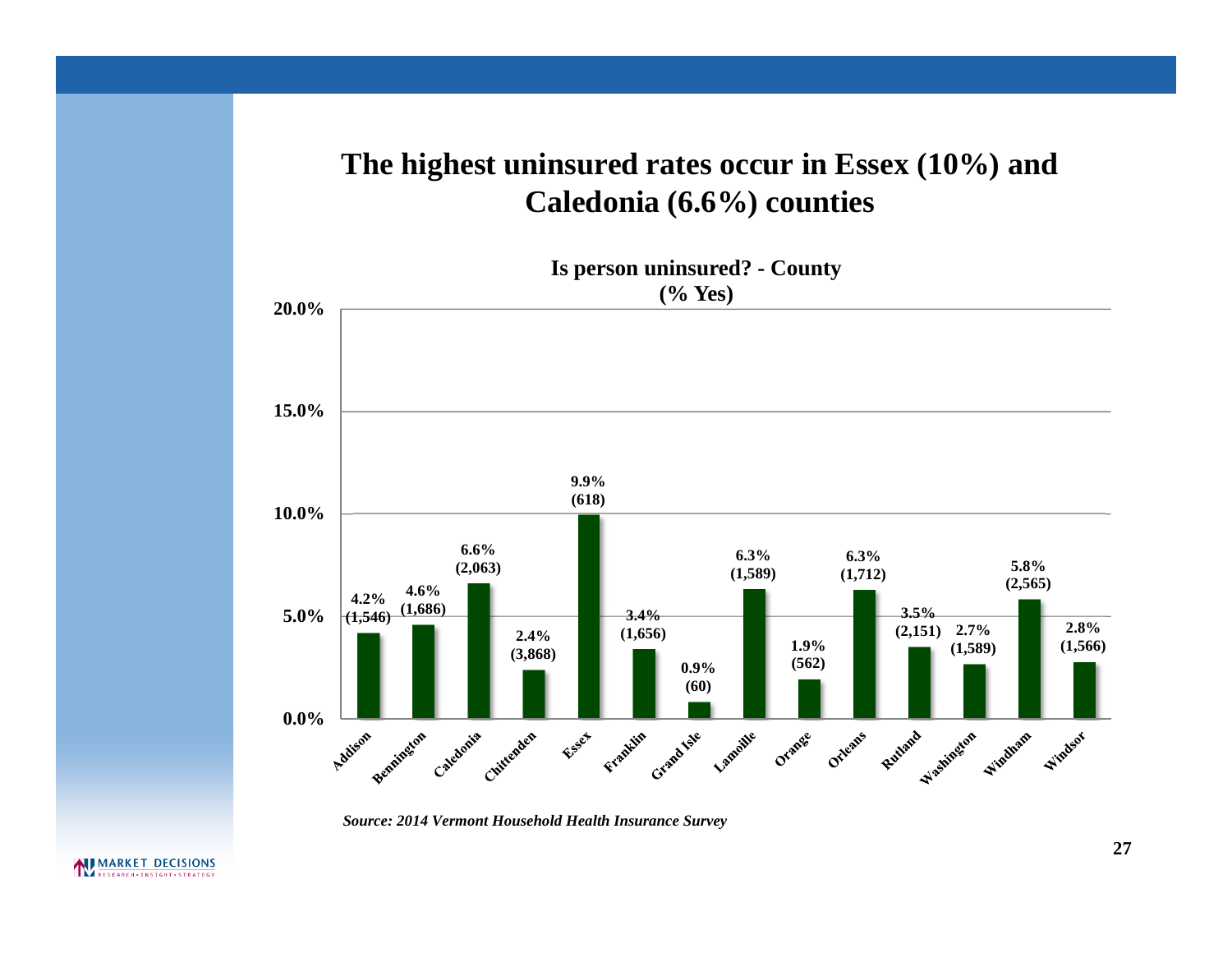# The highest uninsured rates occur in Essex (10%) and Caledonia (6.6%) counties

**Is person uninsured? - County (% Yes)**

| County | % Yes | (n) |
|---|---|---|
| Addison | 4.2% | (1,546) |
| Bennington | 4.6% | (1,686) |
| Caledonia | 6.6% | (2,063) |
| Chittenden | 2.4% | (3,868) |
| Essex | 9.9% | (618) |
| Franklin | 3.4% | (1,656) |
| Grand Isle | 0.9% | (60) |
| Lamoille | 6.3% | (1,589) |
| Orange | 1.9% | (562) |
| Orleans | 6.3% | (1,712) |
| Rutland | 3.5% | (2,151) |
| Washington | 2.7% | (1,589) |
| Windham | 5.8% | (2,565) |
| Windsor | 2.8% | (1,566) |

*Source: 2014 Vermont Household Health Insurance Survey*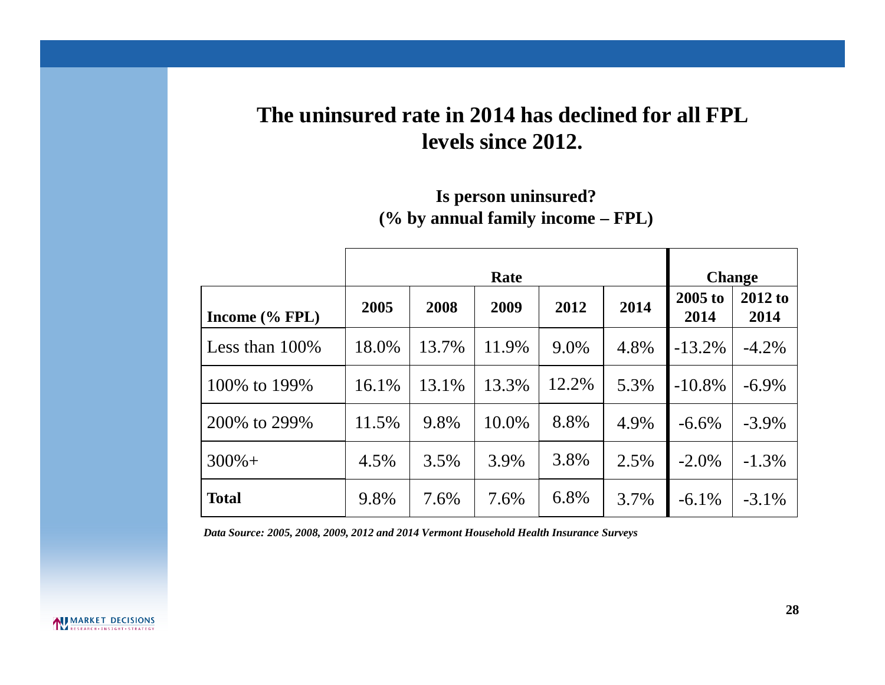## The uninsured rate in 2014 has declined for all FPL levels since 2012.

**Is person uninsured?**
**(% by annual family income – FPL)**

| | Rate | | | | | Change | |
|---|---|---|---|---|---|---|---|
| **Income (% FPL)** | **2005** | **2008** | **2009** | **2012** | **2014** | **2005 to 2014** | **2012 to 2014** |
| Less than 100% | 18.0% | 13.7% | 11.9% | 9.0% | 4.8% | -13.2% | -4.2% |
| 100% to 199% | 16.1% | 13.1% | 13.3% | 12.2% | 5.3% | -10.8% | -6.9% |
| 200% to 299% | 11.5% | 9.8% | 10.0% | 8.8% | 4.9% | -6.6% | -3.9% |
| 300%+ | 4.5% | 3.5% | 3.9% | 3.8% | 2.5% | -2.0% | -1.3% |
| **Total** | 9.8% | 7.6% | 7.6% | 6.8% | 3.7% | -6.1% | -3.1% |

***Data Source: 2005, 2008, 2009, 2012 and 2014 Vermont Household Health Insurance Surveys***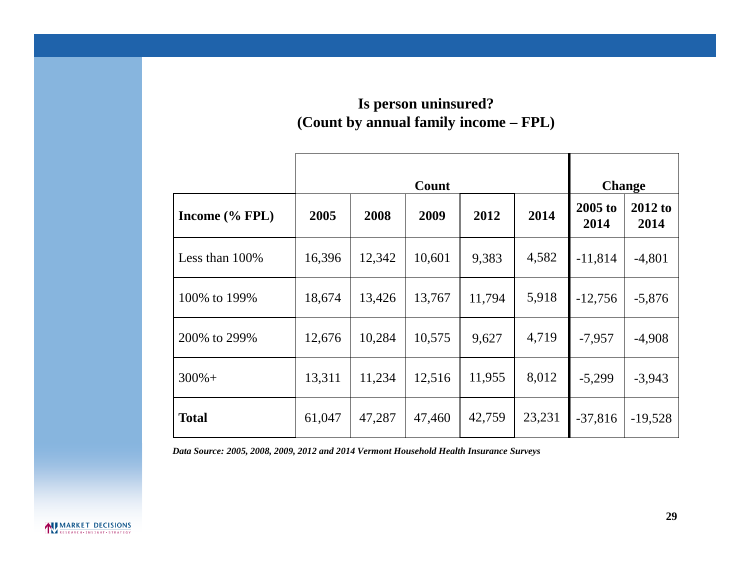**Is person uninsured?**
**(Count by annual family income – FPL)**

| | Count | | | | | Change | |
|---|---|---|---|---|---|---|---|
| **Income (% FPL)** | **2005** | **2008** | **2009** | **2012** | **2014** | **2005 to 2014** | **2012 to 2014** |
| Less than 100% | 16,396 | 12,342 | 10,601 | 9,383 | 4,582 | -11,814 | -4,801 |
| 100% to 199% | 18,674 | 13,426 | 13,767 | 11,794 | 5,918 | -12,756 | -5,876 |
| 200% to 299% | 12,676 | 10,284 | 10,575 | 9,627 | 4,719 | -7,957 | -4,908 |
| 300%+ | 13,311 | 11,234 | 12,516 | 11,955 | 8,012 | -5,299 | -3,943 |
| **Total** | 61,047 | 47,287 | 47,460 | 42,759 | 23,231 | -37,816 | -19,528 |

***Data Source: 2005, 2008, 2009, 2012 and 2014 Vermont Household Health Insurance Surveys***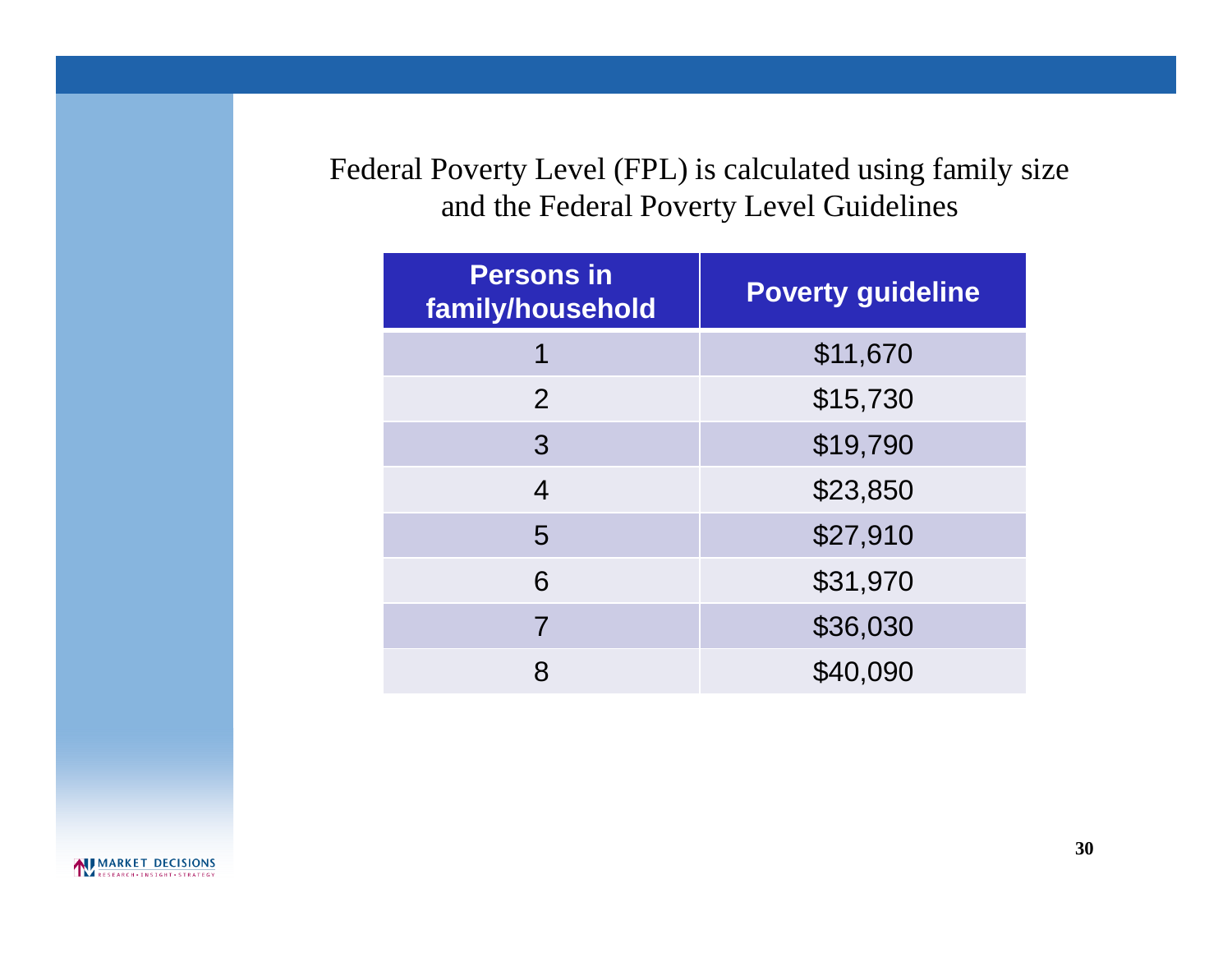Federal Poverty Level (FPL) is calculated using family size and the Federal Poverty Level Guidelines

| Persons in family/household | Poverty guideline |
|---|---|
| 1 | $11,670 |
| 2 | $15,730 |
| 3 | $19,790 |
| 4 | $23,850 |
| 5 | $27,910 |
| 6 | $31,970 |
| 7 | $36,030 |
| 8 | $40,090 |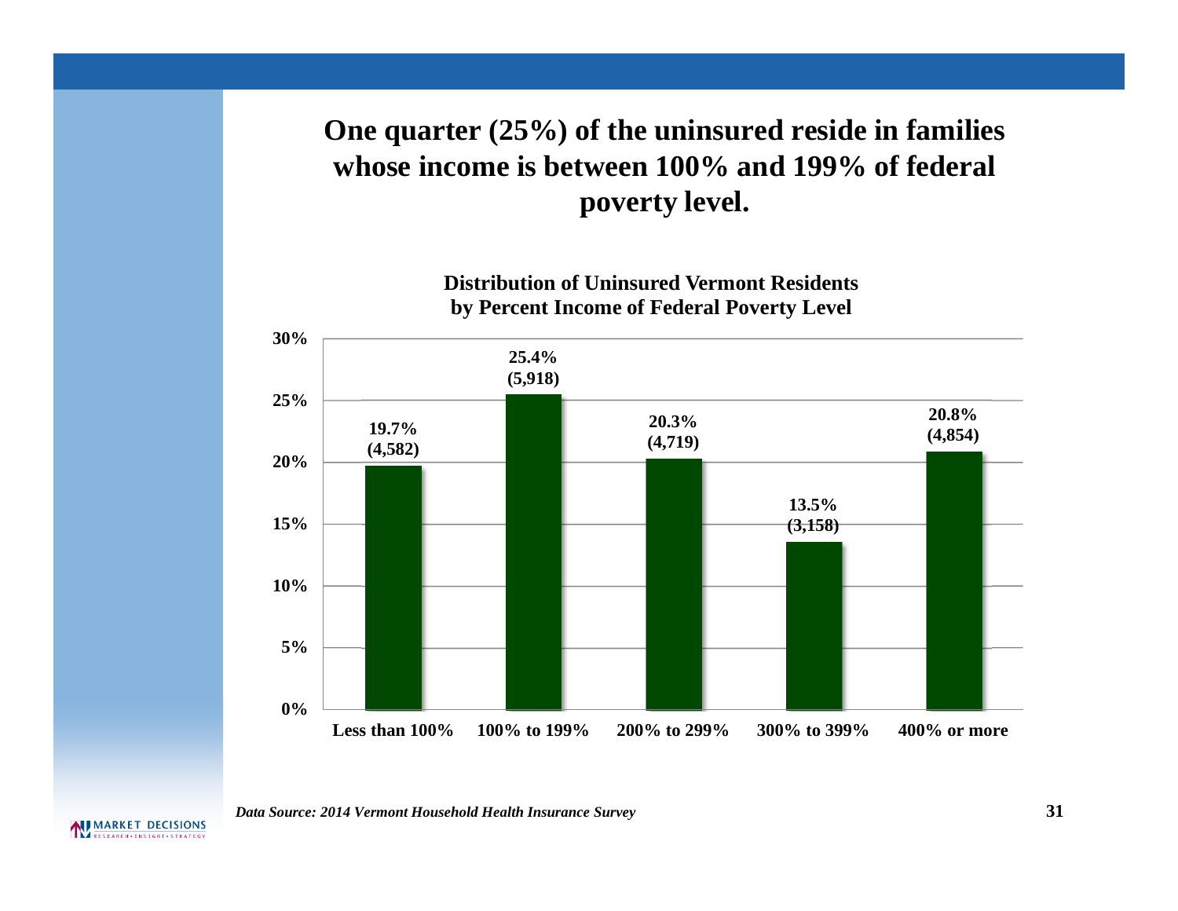# One quarter (25%) of the uninsured reside in families whose income is between 100% and 199% of federal poverty level.

**Distribution of Uninsured Vermont Residents by Percent Income of Federal Poverty Level**

| Percent Income of Federal Poverty Level | Percent | Number |
|---|---|---|
| Less than 100% | 19.7% | (4,582) |
| 100% to 199% | 25.4% | (5,918) |
| 200% to 299% | 20.3% | (4,719) |
| 300% to 399% | 13.5% | (3,158) |
| 400% or more | 20.8% | (4,854) |

*Data Source: 2014 Vermont Household Health Insurance Survey*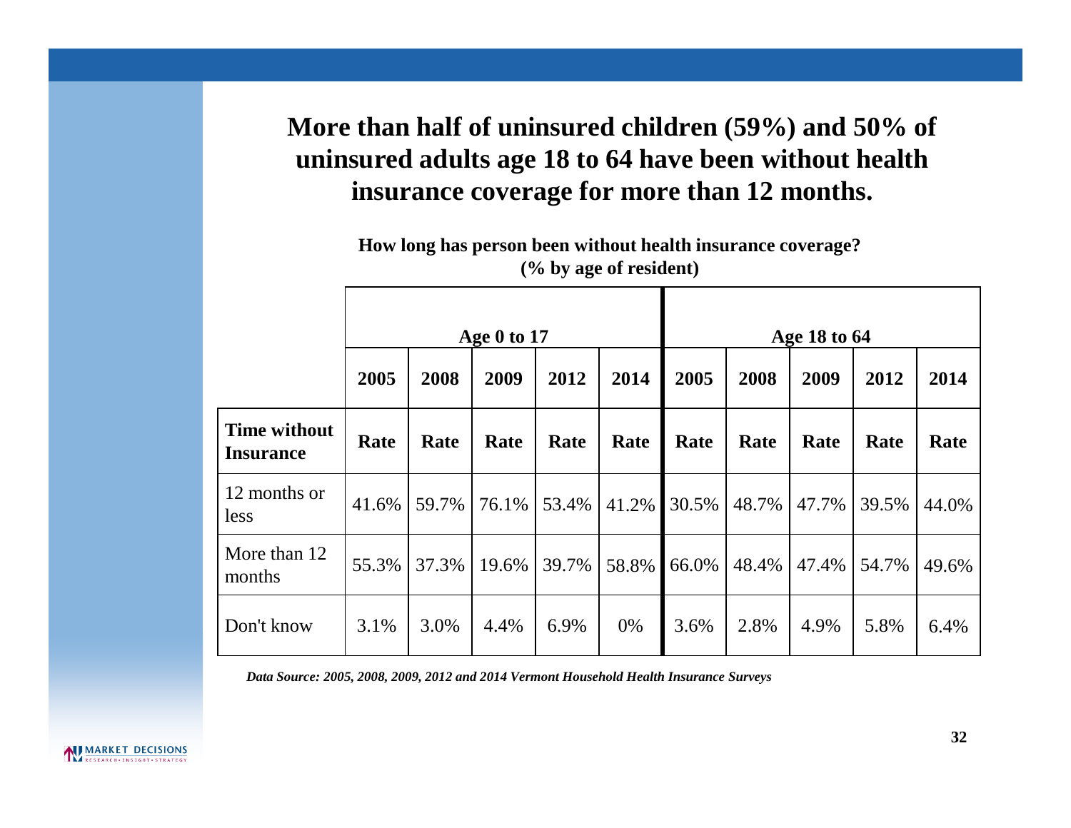## More than half of uninsured children (59%) and 50% of uninsured adults age 18 to 64 have been without health insurance coverage for more than 12 months.

**How long has person been without health insurance coverage? (% by age of resident)**

| | Age 0 to 17 | | | | | Age 18 to 64 | | | | |
|---|---|---|---|---|---|---|---|---|---|---|
| | 2005 | 2008 | 2009 | 2012 | 2014 | 2005 | 2008 | 2009 | 2012 | 2014 |
| **Time without Insurance** | **Rate** | **Rate** | **Rate** | **Rate** | **Rate** | **Rate** | **Rate** | **Rate** | **Rate** | **Rate** |
| 12 months or less | 41.6% | 59.7% | 76.1% | 53.4% | 41.2% | 30.5% | 48.7% | 47.7% | 39.5% | 44.0% |
| More than 12 months | 55.3% | 37.3% | 19.6% | 39.7% | 58.8% | 66.0% | 48.4% | 47.4% | 54.7% | 49.6% |
| Don't know | 3.1% | 3.0% | 4.4% | 6.9% | 0% | 3.6% | 2.8% | 4.9% | 5.8% | 6.4% |

*Data Source: 2005, 2008, 2009, 2012 and 2014 Vermont Household Health Insurance Surveys*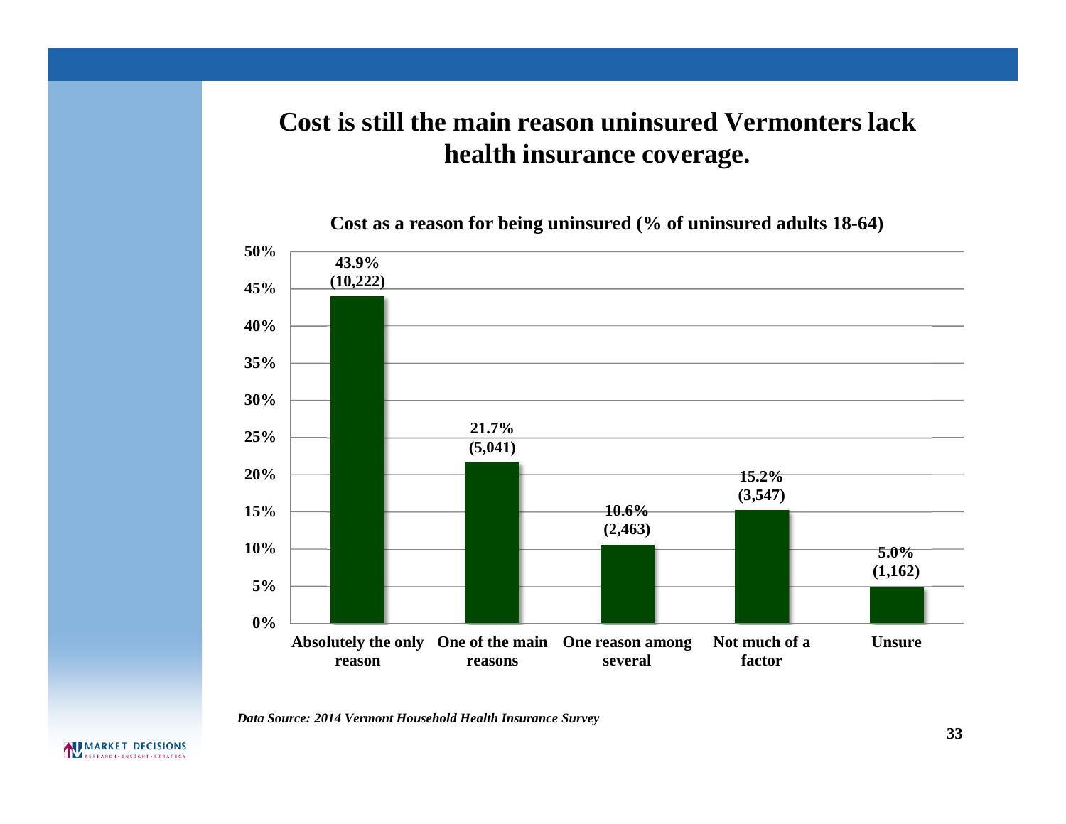# Cost is still the main reason uninsured Vermonters lack health insurance coverage.

**Cost as a reason for being uninsured (% of uninsured adults 18-64)**

| Response | Percent | Count |
|---|---|---|
| Absolutely the only reason | 43.9% | (10,222) |
| One of the main reasons | 21.7% | (5,041) |
| One reason among several | 10.6% | (2,463) |
| Not much of a factor | 15.2% | (3,547) |
| Unsure | 5.0% | (1,162) |

*Data Source: 2014 Vermont Household Health Insurance Survey*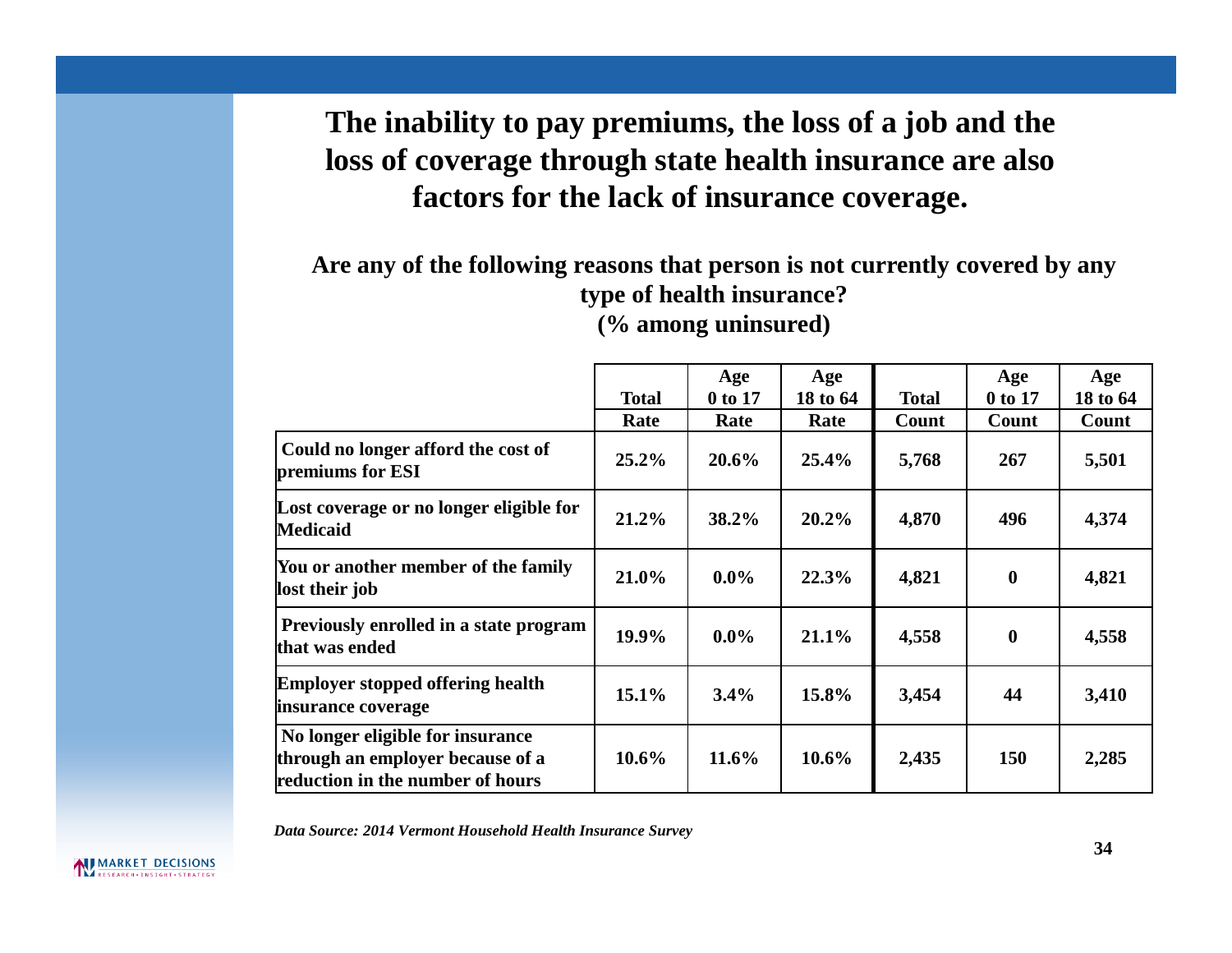# The inability to pay premiums, the loss of a job and the loss of coverage through state health insurance are also factors for the lack of insurance coverage.

**Are any of the following reasons that person is not currently covered by any type of health insurance?**
**(% among uninsured)**

| | Total Rate | Age 0 to 17 Rate | Age 18 to 64 Rate | Total Count | Age 0 to 17 Count | Age 18 to 64 Count |
|---|---|---|---|---|---|---|
| Could no longer afford the cost of premiums for ESI | 25.2% | 20.6% | 25.4% | 5,768 | 267 | 5,501 |
| Lost coverage or no longer eligible for Medicaid | 21.2% | 38.2% | 20.2% | 4,870 | 496 | 4,374 |
| You or another member of the family lost their job | 21.0% | 0.0% | 22.3% | 4,821 | 0 | 4,821 |
| Previously enrolled in a state program that was ended | 19.9% | 0.0% | 21.1% | 4,558 | 0 | 4,558 |
| Employer stopped offering health insurance coverage | 15.1% | 3.4% | 15.8% | 3,454 | 44 | 3,410 |
| No longer eligible for insurance through an employer because of a reduction in the number of hours | 10.6% | 11.6% | 10.6% | 2,435 | 150 | 2,285 |

*Data Source: 2014 Vermont Household Health Insurance Survey*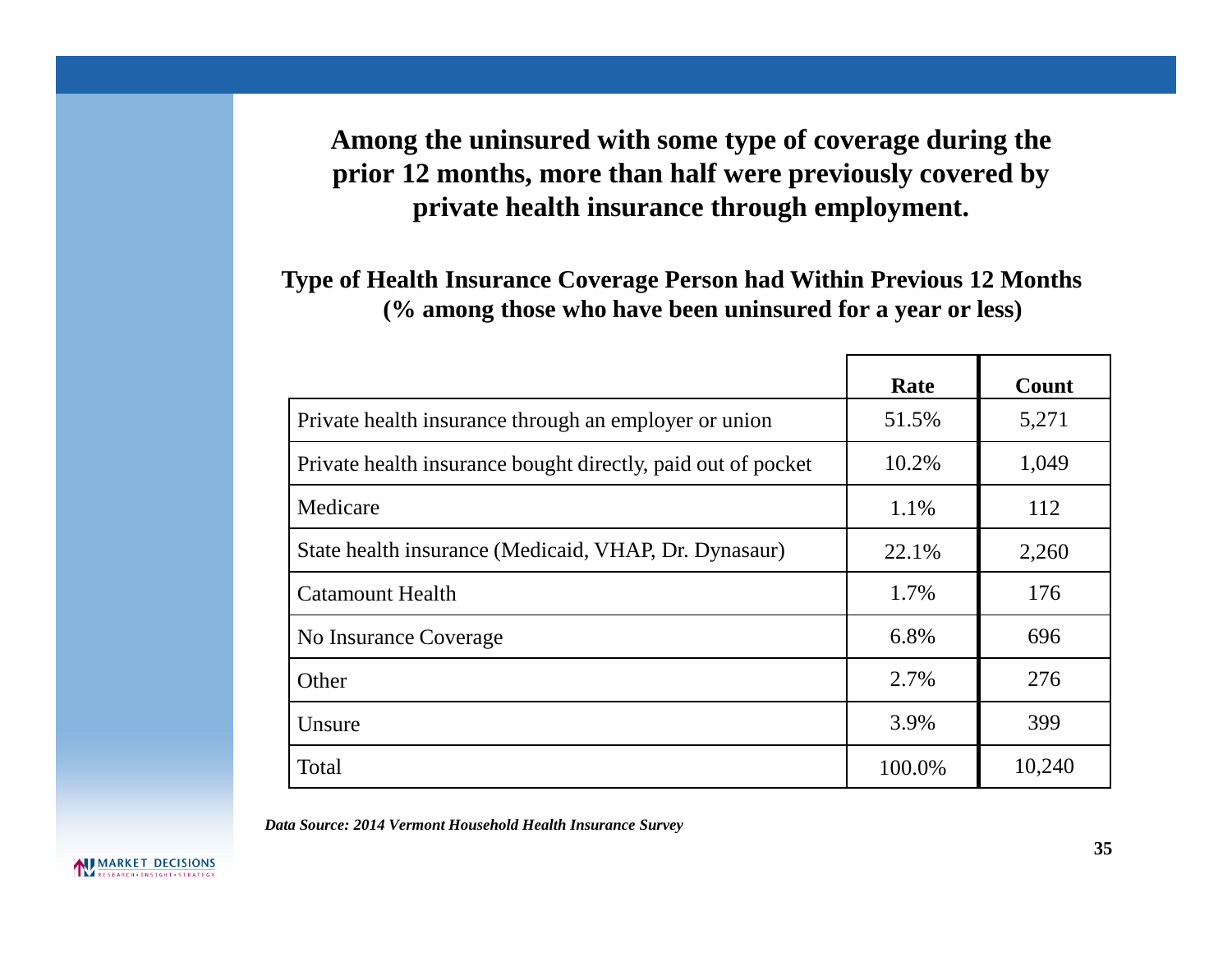## Among the uninsured with some type of coverage during the prior 12 months, more than half were previously covered by private health insurance through employment.

**Type of Health Insurance Coverage Person had Within Previous 12 Months (% among those who have been uninsured for a year or less)**

| | Rate | Count |
|---|---|---|
| Private health insurance through an employer or union | 51.5% | 5,271 |
| Private health insurance bought directly, paid out of pocket | 10.2% | 1,049 |
| Medicare | 1.1% | 112 |
| State health insurance (Medicaid, VHAP, Dr. Dynasaur) | 22.1% | 2,260 |
| Catamount Health | 1.7% | 176 |
| No Insurance Coverage | 6.8% | 696 |
| Other | 2.7% | 276 |
| Unsure | 3.9% | 399 |
| Total | 100.0% | 10,240 |

***Data Source: 2014 Vermont Household Health Insurance Survey***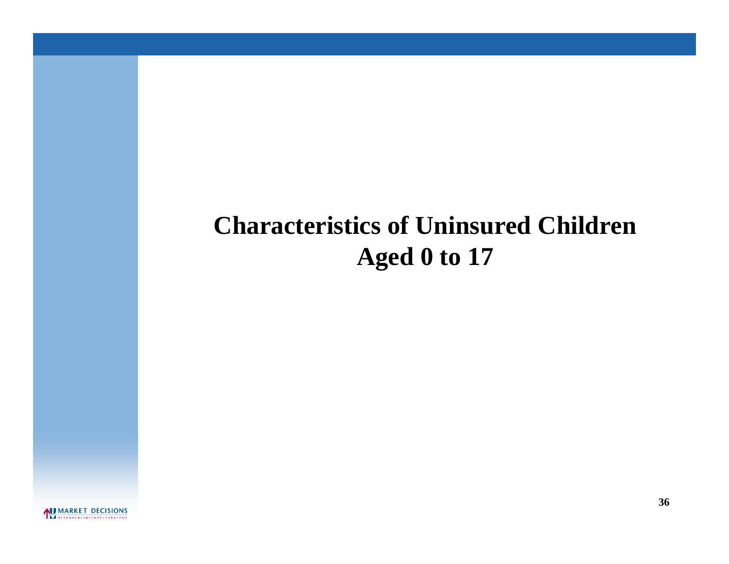# Characteristics of Uninsured Children Aged 0 to 17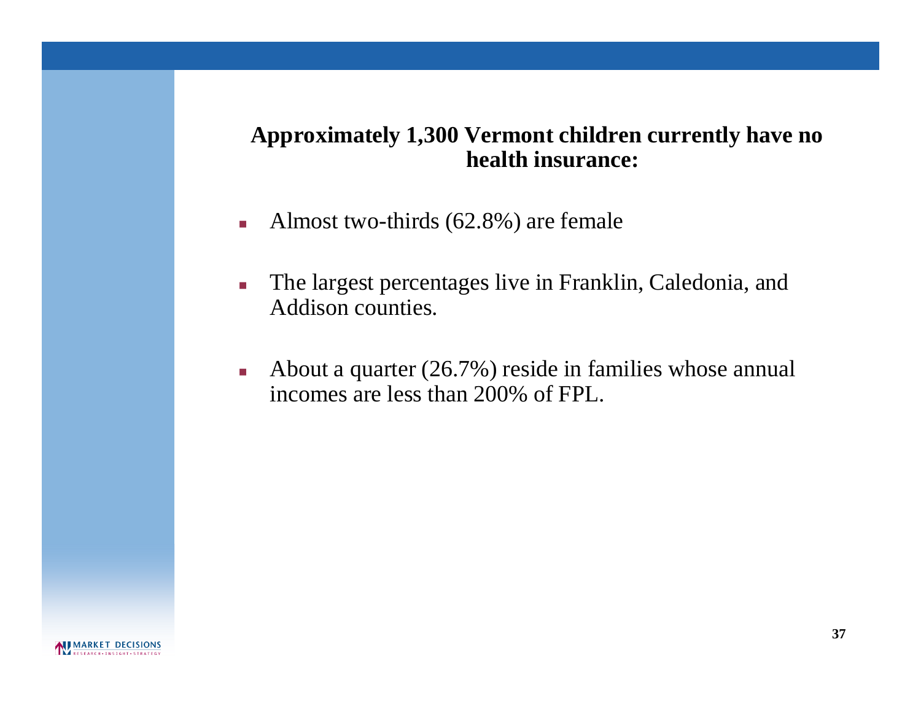## Approximately 1,300 Vermont children currently have no health insurance:

- Almost two-thirds (62.8%) are female
- The largest percentages live in Franklin, Caledonia, and Addison counties.
- About a quarter (26.7%) reside in families whose annual incomes are less than 200% of FPL.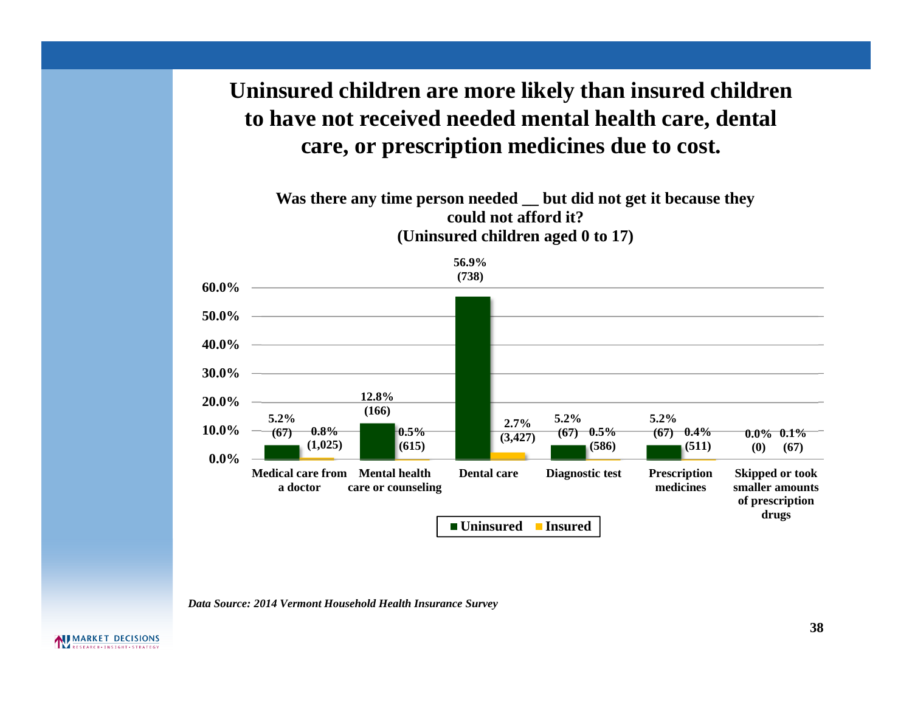# Uninsured children are more likely than insured children to have not received needed mental health care, dental care, or prescription medicines due to cost.

**Was there any time person needed __ but did not get it because they could not afford it? (Uninsured children aged 0 to 17)**

| | Uninsured | Insured |
|---|---|---|
| Medical care from a doctor | 5.2% (67) | 0.8% (1,025) |
| Mental health care or counseling | 12.8% (166) | 0.5% (615) |
| Dental care | 56.9% (738) | 2.7% (3,427) |
| Diagnostic test | 5.2% (67) | 0.5% (586) |
| Prescription medicines | 5.2% (67) | 0.4% (511) |
| Skipped or took smaller amounts of prescription drugs | 0.0% (0) | 0.1% (67) |

*Data Source: 2014 Vermont Household Health Insurance Survey*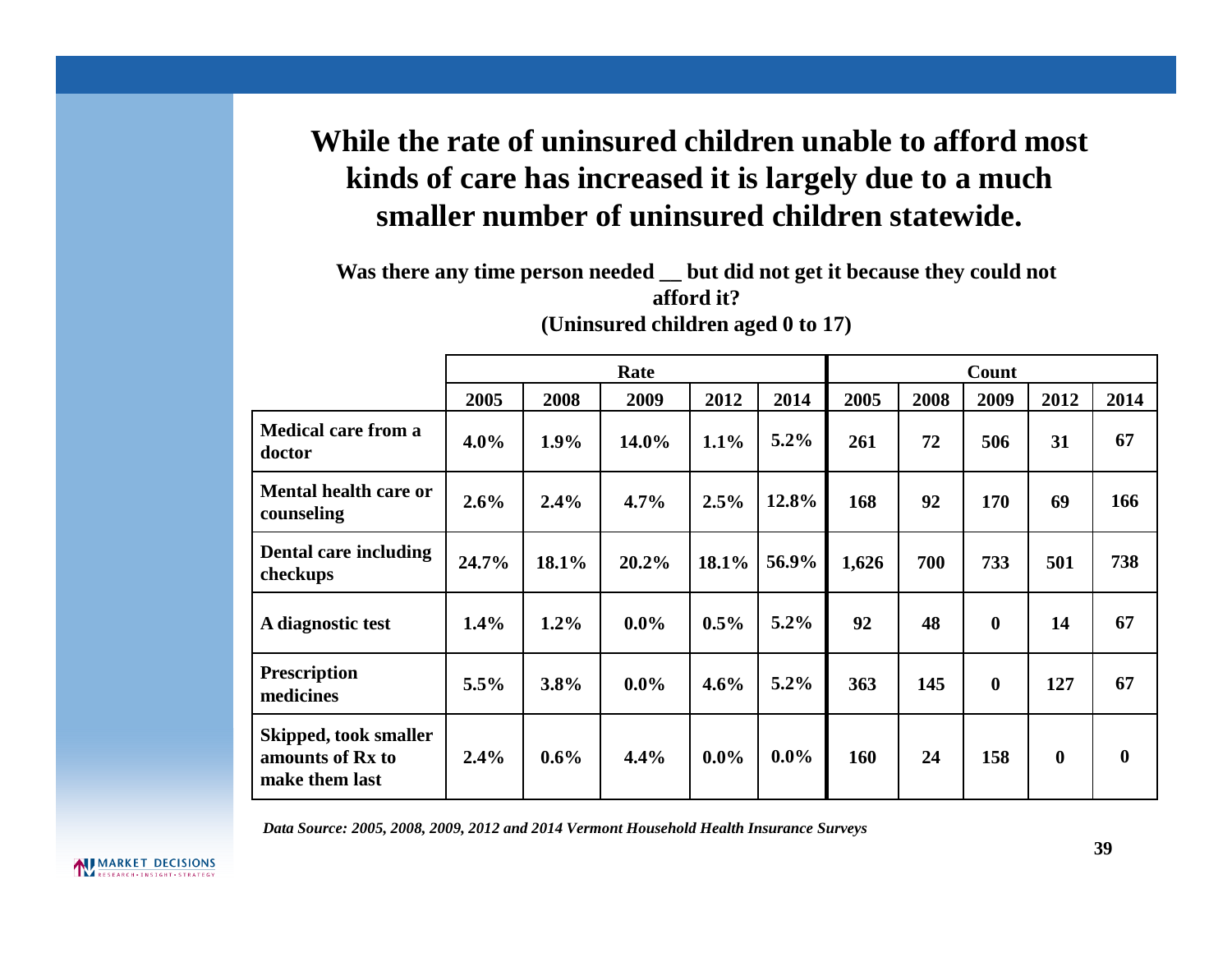# While the rate of uninsured children unable to afford most kinds of care has increased it is largely due to a much smaller number of uninsured children statewide.

**Was there any time person needed __ but did not get it because they could not afford it?**
**(Uninsured children aged 0 to 17)**

| | Rate | | | | | Count | | | | |
|---|---|---|---|---|---|---|---|---|---|---|
| | 2005 | 2008 | 2009 | 2012 | 2014 | 2005 | 2008 | 2009 | 2012 | 2014 |
| Medical care from a doctor | 4.0% | 1.9% | 14.0% | 1.1% | 5.2% | 261 | 72 | 506 | 31 | 67 |
| Mental health care or counseling | 2.6% | 2.4% | 4.7% | 2.5% | 12.8% | 168 | 92 | 170 | 69 | 166 |
| Dental care including checkups | 24.7% | 18.1% | 20.2% | 18.1% | 56.9% | 1,626 | 700 | 733 | 501 | 738 |
| A diagnostic test | 1.4% | 1.2% | 0.0% | 0.5% | 5.2% | 92 | 48 | 0 | 14 | 67 |
| Prescription medicines | 5.5% | 3.8% | 0.0% | 4.6% | 5.2% | 363 | 145 | 0 | 127 | 67 |
| Skipped, took smaller amounts of Rx to make them last | 2.4% | 0.6% | 4.4% | 0.0% | 0.0% | 160 | 24 | 158 | 0 | 0 |

*Data Source: 2005, 2008, 2009, 2012 and 2014 Vermont Household Health Insurance Surveys*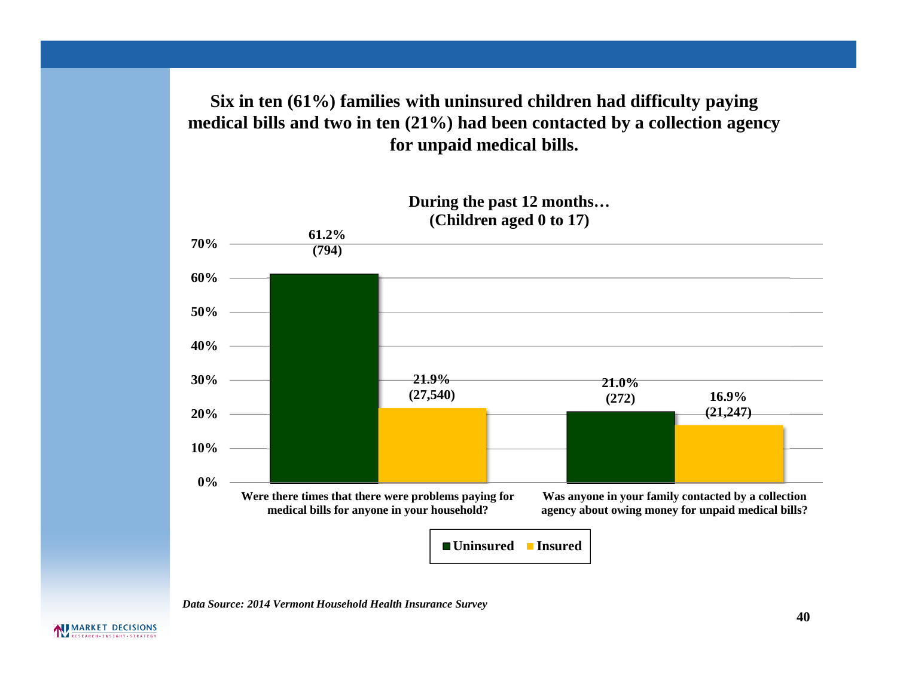## Six in ten (61%) families with uninsured children had difficulty paying medical bills and two in ten (21%) had been contacted by a collection agency for unpaid medical bills.

**During the past 12 months… (Children aged 0 to 17)**

| | Uninsured | Insured |
|---|---|---|
| Were there times that there were problems paying for medical bills for anyone in your household? | 61.2% (794) | 21.9% (27,540) |
| Was anyone in your family contacted by a collection agency about owing money for unpaid medical bills? | 21.0% (272) | 16.9% (21,247) |

*Data Source: 2014 Vermont Household Health Insurance Survey*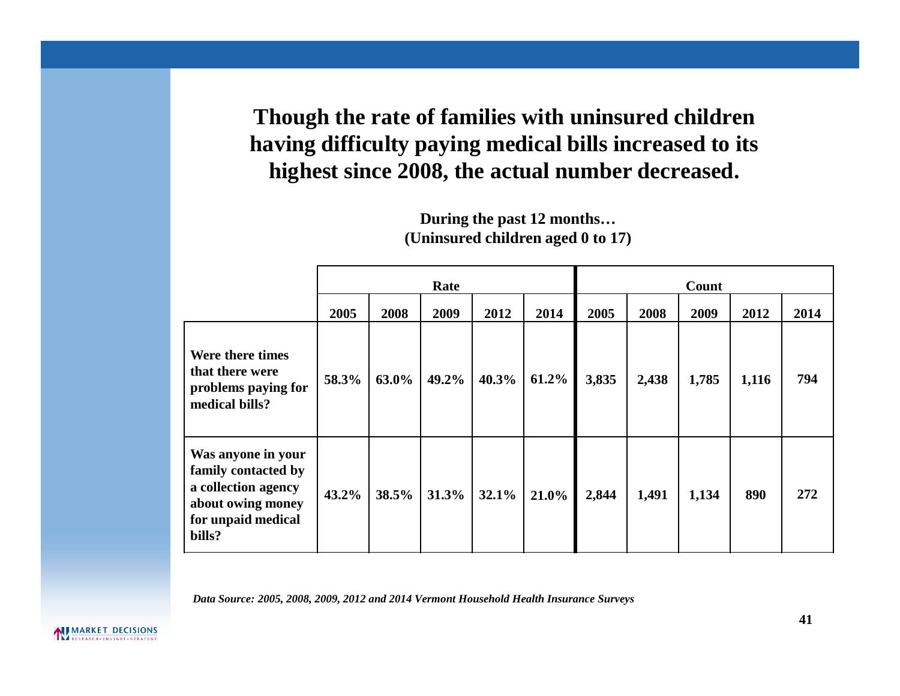# Though the rate of families with uninsured children having difficulty paying medical bills increased to its highest since 2008, the actual number decreased.

**During the past 12 months…**
**(Uninsured children aged 0 to 17)**

| | Rate | | | | | Count | | | | |
|---|---|---|---|---|---|---|---|---|---|---|
| | 2005 | 2008 | 2009 | 2012 | 2014 | 2005 | 2008 | 2009 | 2012 | 2014 |
| Were there times that there were problems paying for medical bills? | 58.3% | 63.0% | 49.2% | 40.3% | 61.2% | 3,835 | 2,438 | 1,785 | 1,116 | 794 |
| Was anyone in your family contacted by a collection agency about owing money for unpaid medical bills? | 43.2% | 38.5% | 31.3% | 32.1% | 21.0% | 2,844 | 1,491 | 1,134 | 890 | 272 |

*Data Source: 2005, 2008, 2009, 2012 and 2014 Vermont Household Health Insurance Surveys*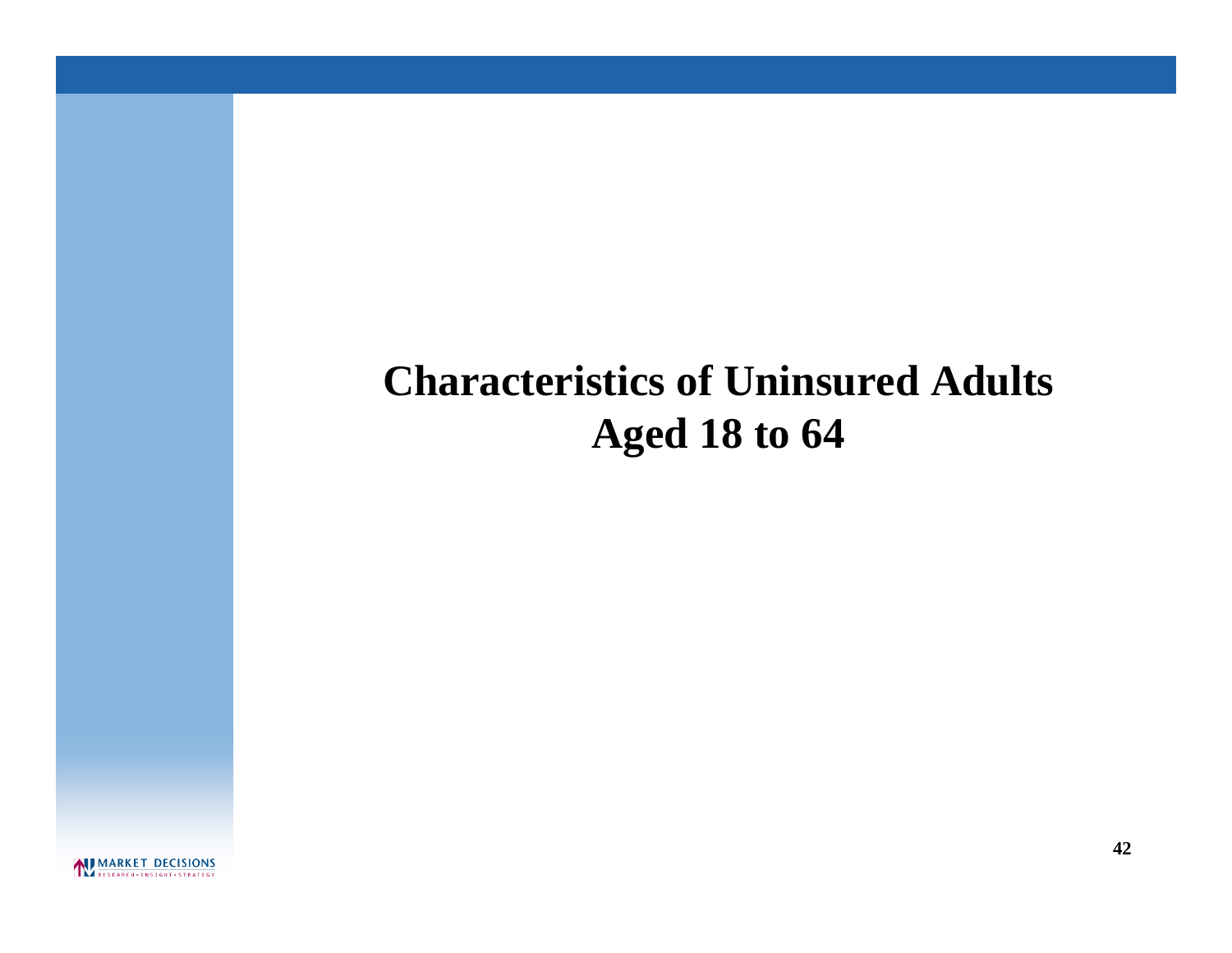# Characteristics of Uninsured Adults Aged 18 to 64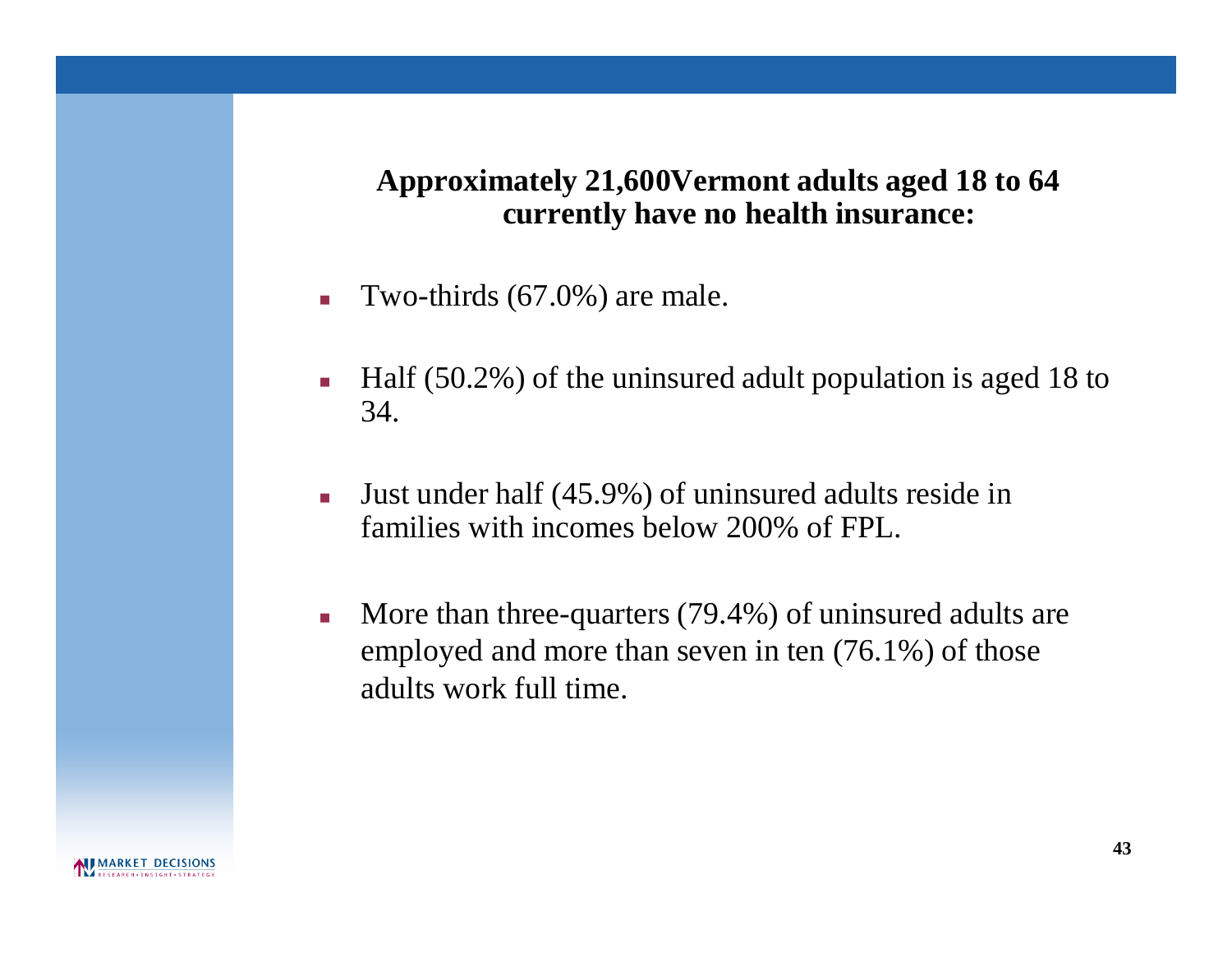## Approximately 21,600Vermont adults aged 18 to 64 currently have no health insurance:

- Two-thirds (67.0%) are male.
- Half (50.2%) of the uninsured adult population is aged 18 to 34.
- Just under half (45.9%) of uninsured adults reside in families with incomes below 200% of FPL.
- More than three-quarters (79.4%) of uninsured adults are employed and more than seven in ten (76.1%) of those adults work full time.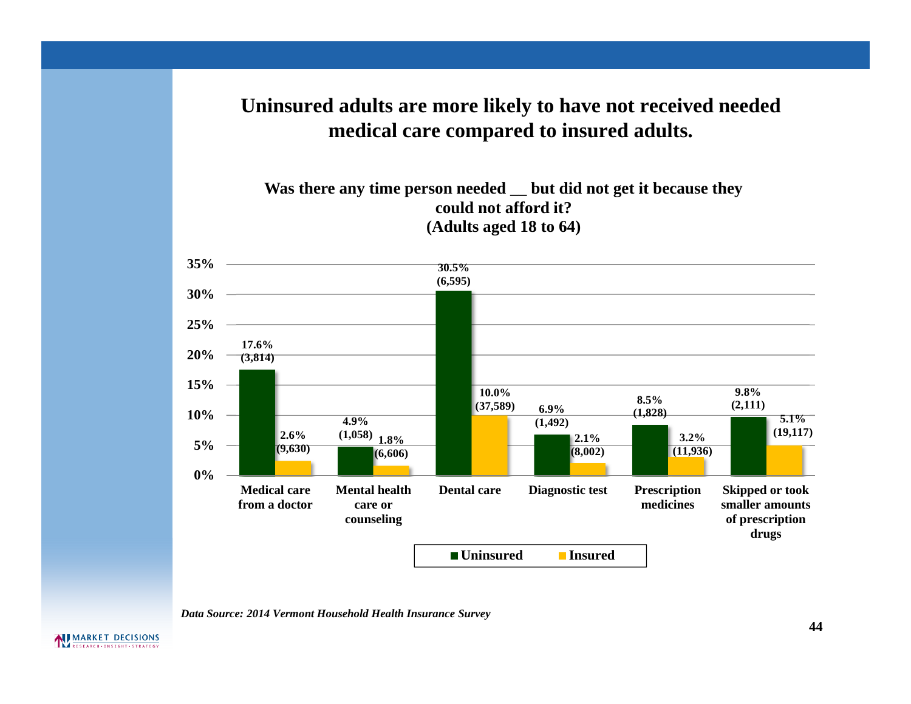# Uninsured adults are more likely to have not received needed medical care compared to insured adults.

**Was there any time person needed __ but did not get it because they could not afford it?**
**(Adults aged 18 to 64)**

| | Uninsured | Insured |
|---|---|---|
| Medical care from a doctor | 17.6% (3,814) | 2.6% (9,630) |
| Mental health care or counseling | 4.9% (1,058) | 1.8% (6,606) |
| Dental care | 30.5% (6,595) | 10.0% (37,589) |
| Diagnostic test | 6.9% (1,492) | 2.1% (8,002) |
| Prescription medicines | 8.5% (1,828) | 3.2% (11,936) |
| Skipped or took smaller amounts of prescription drugs | 9.8% (2,111) | 5.1% (19,117) |

*Data Source: 2014 Vermont Household Health Insurance Survey*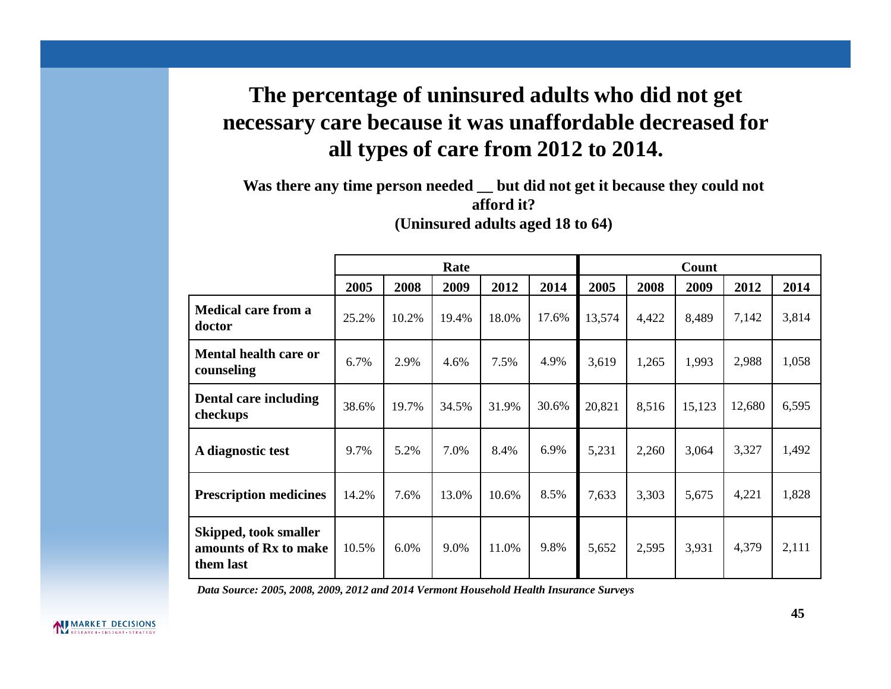# The percentage of uninsured adults who did not get necessary care because it was unaffordable decreased for all types of care from 2012 to 2014.

**Was there any time person needed __ but did not get it because they could not afford it?**
**(Uninsured adults aged 18 to 64)**

| | Rate | | | | | Count | | | | |
|---|---|---|---|---|---|---|---|---|---|---|
| | 2005 | 2008 | 2009 | 2012 | 2014 | 2005 | 2008 | 2009 | 2012 | 2014 |
| **Medical care from a doctor** | 25.2% | 10.2% | 19.4% | 18.0% | 17.6% | 13,574 | 4,422 | 8,489 | 7,142 | 3,814 |
| **Mental health care or counseling** | 6.7% | 2.9% | 4.6% | 7.5% | 4.9% | 3,619 | 1,265 | 1,993 | 2,988 | 1,058 |
| **Dental care including checkups** | 38.6% | 19.7% | 34.5% | 31.9% | 30.6% | 20,821 | 8,516 | 15,123 | 12,680 | 6,595 |
| **A diagnostic test** | 9.7% | 5.2% | 7.0% | 8.4% | 6.9% | 5,231 | 2,260 | 3,064 | 3,327 | 1,492 |
| **Prescription medicines** | 14.2% | 7.6% | 13.0% | 10.6% | 8.5% | 7,633 | 3,303 | 5,675 | 4,221 | 1,828 |
| **Skipped, took smaller amounts of Rx to make them last** | 10.5% | 6.0% | 9.0% | 11.0% | 9.8% | 5,652 | 2,595 | 3,931 | 4,379 | 2,111 |

***Data Source: 2005, 2008, 2009, 2012 and 2014 Vermont Household Health Insurance Surveys***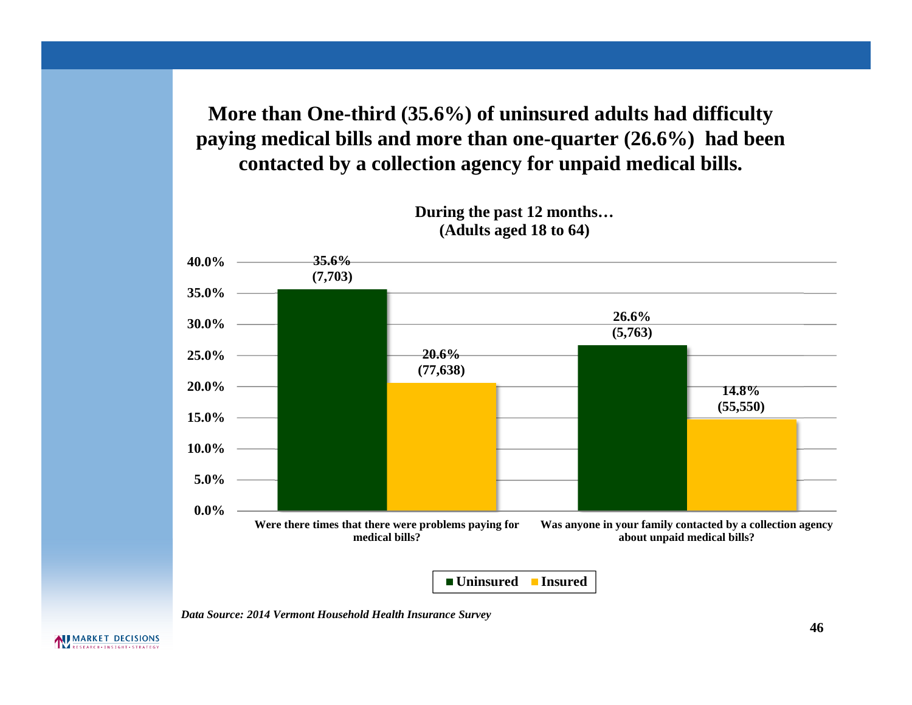## More than One-third (35.6%) of uninsured adults had difficulty paying medical bills and more than one-quarter (26.6%) had been contacted by a collection agency for unpaid medical bills.

**During the past 12 months…**
**(Adults aged 18 to 64)**

| | Uninsured | Insured |
|---|---|---|
| Were there times that there were problems paying for medical bills? | 35.6% (7,703) | 20.6% (77,638) |
| Was anyone in your family contacted by a collection agency about unpaid medical bills? | 26.6% (5,763) | 14.8% (55,550) |

*Data Source: 2014 Vermont Household Health Insurance Survey*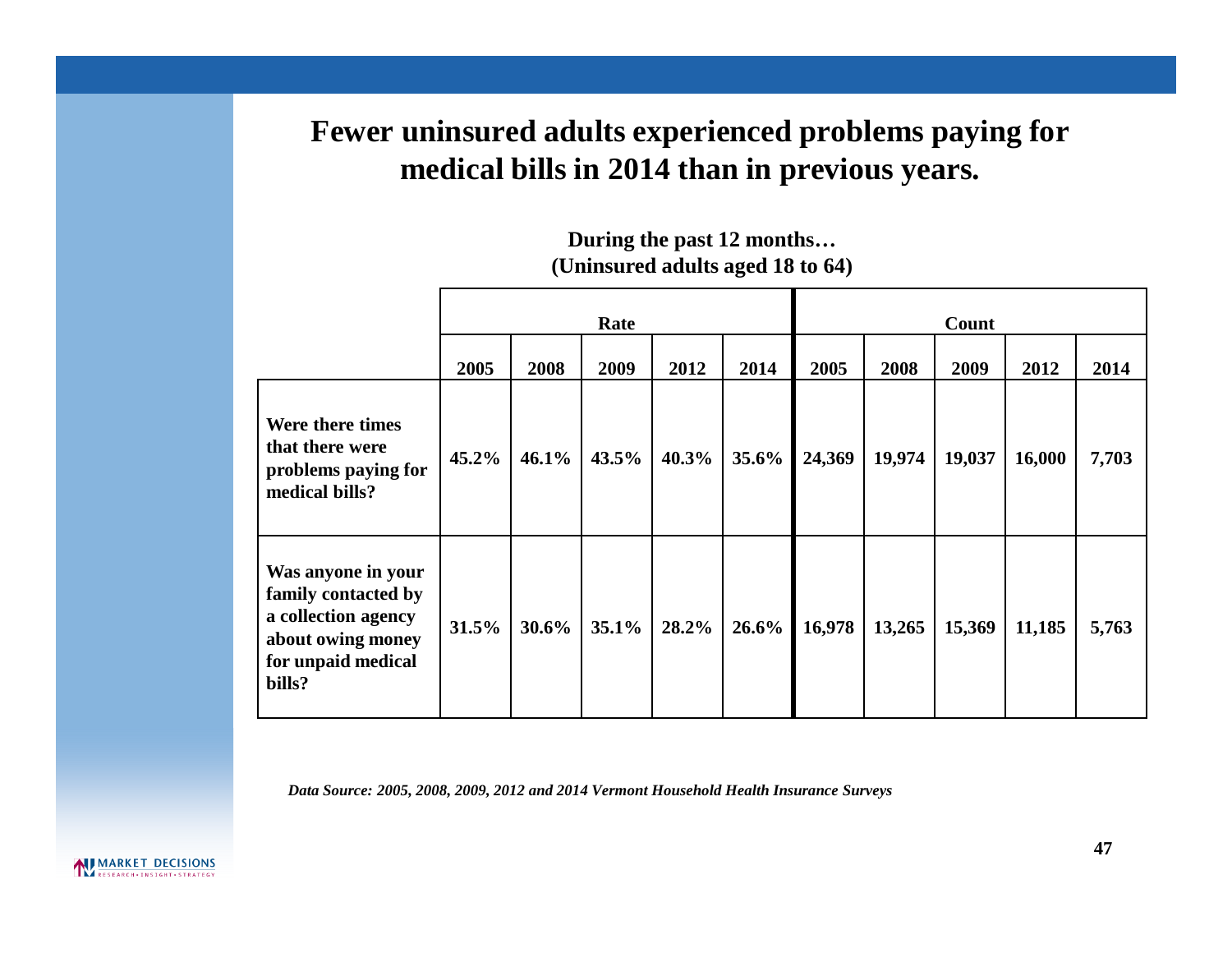# Fewer uninsured adults experienced problems paying for medical bills in 2014 than in previous years.

**During the past 12 months…**
**(Uninsured adults aged 18 to 64)**

| | Rate | | | | | Count | | | | |
|---|---|---|---|---|---|---|---|---|---|---|
| | 2005 | 2008 | 2009 | 2012 | 2014 | 2005 | 2008 | 2009 | 2012 | 2014 |
| **Were there times that there were problems paying for medical bills?** | 45.2% | 46.1% | 43.5% | 40.3% | 35.6% | 24,369 | 19,974 | 19,037 | 16,000 | 7,703 |
| **Was anyone in your family contacted by a collection agency about owing money for unpaid medical bills?** | 31.5% | 30.6% | 35.1% | 28.2% | 26.6% | 16,978 | 13,265 | 15,369 | 11,185 | 5,763 |

*Data Source: 2005, 2008, 2009, 2012 and 2014 Vermont Household Health Insurance Surveys*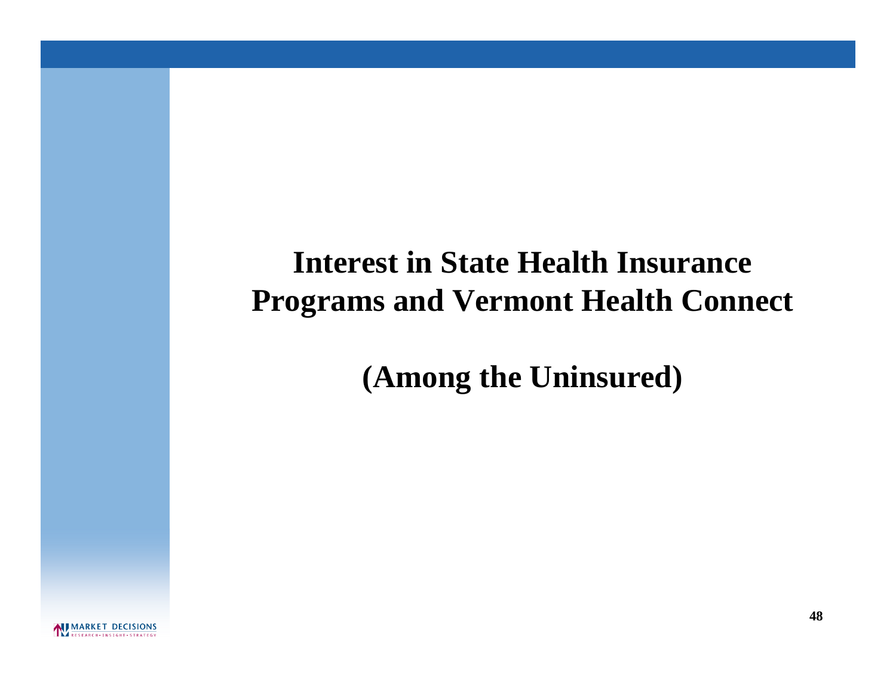# Interest in State Health Insurance Programs and Vermont Health Connect

## (Among the Uninsured)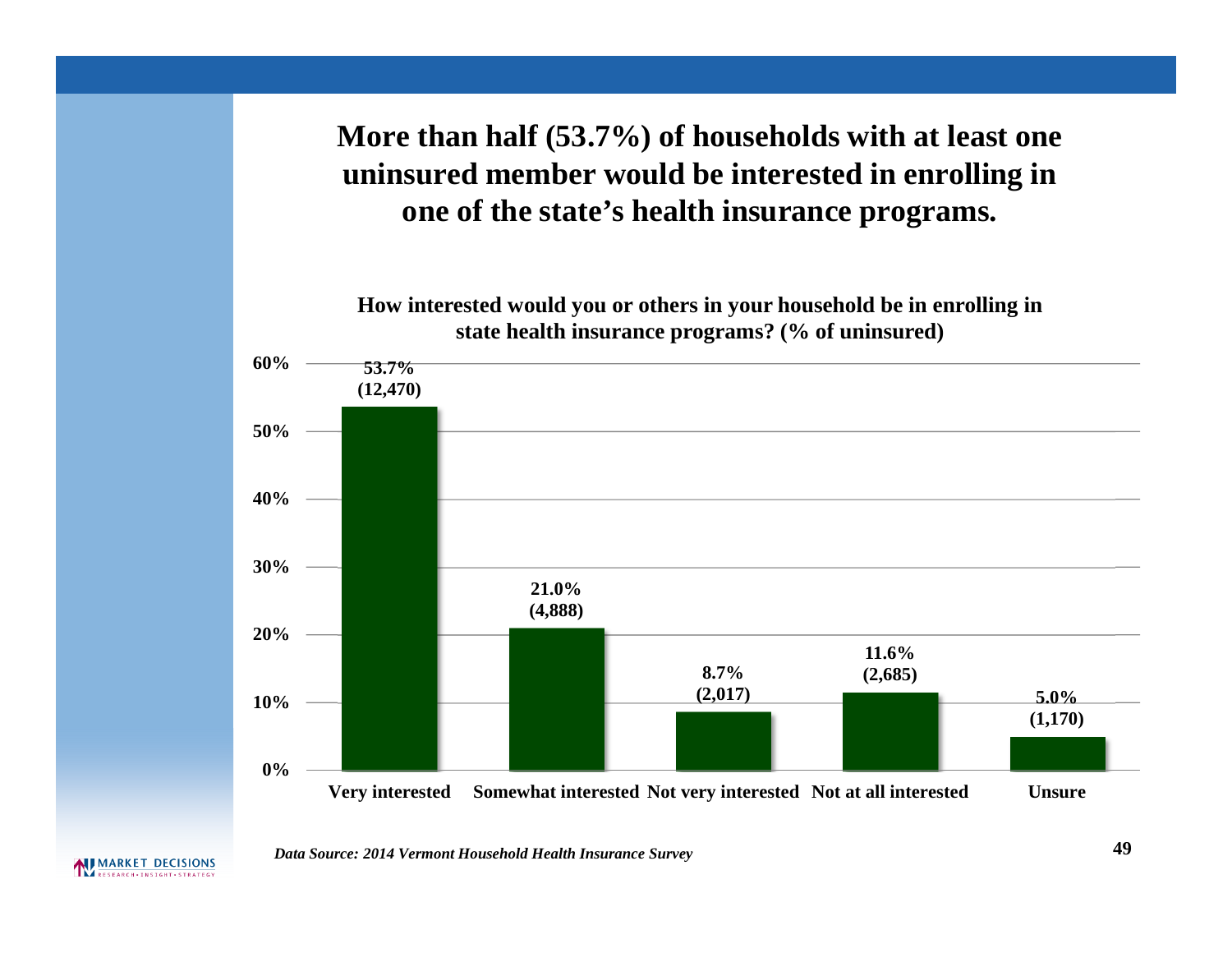# More than half (53.7%) of households with at least one uninsured member would be interested in enrolling in one of the state's health insurance programs.

**How interested would you or others in your household be in enrolling in state health insurance programs? (% of uninsured)**

| Response | Percent | Count |
|---|---|---|
| Very interested | 53.7% | (12,470) |
| Somewhat interested | 21.0% | (4,888) |
| Not very interested | 8.7% | (2,017) |
| Not at all interested | 11.6% | (2,685) |
| Unsure | 5.0% | (1,170) |

*Data Source: 2014 Vermont Household Health Insurance Survey*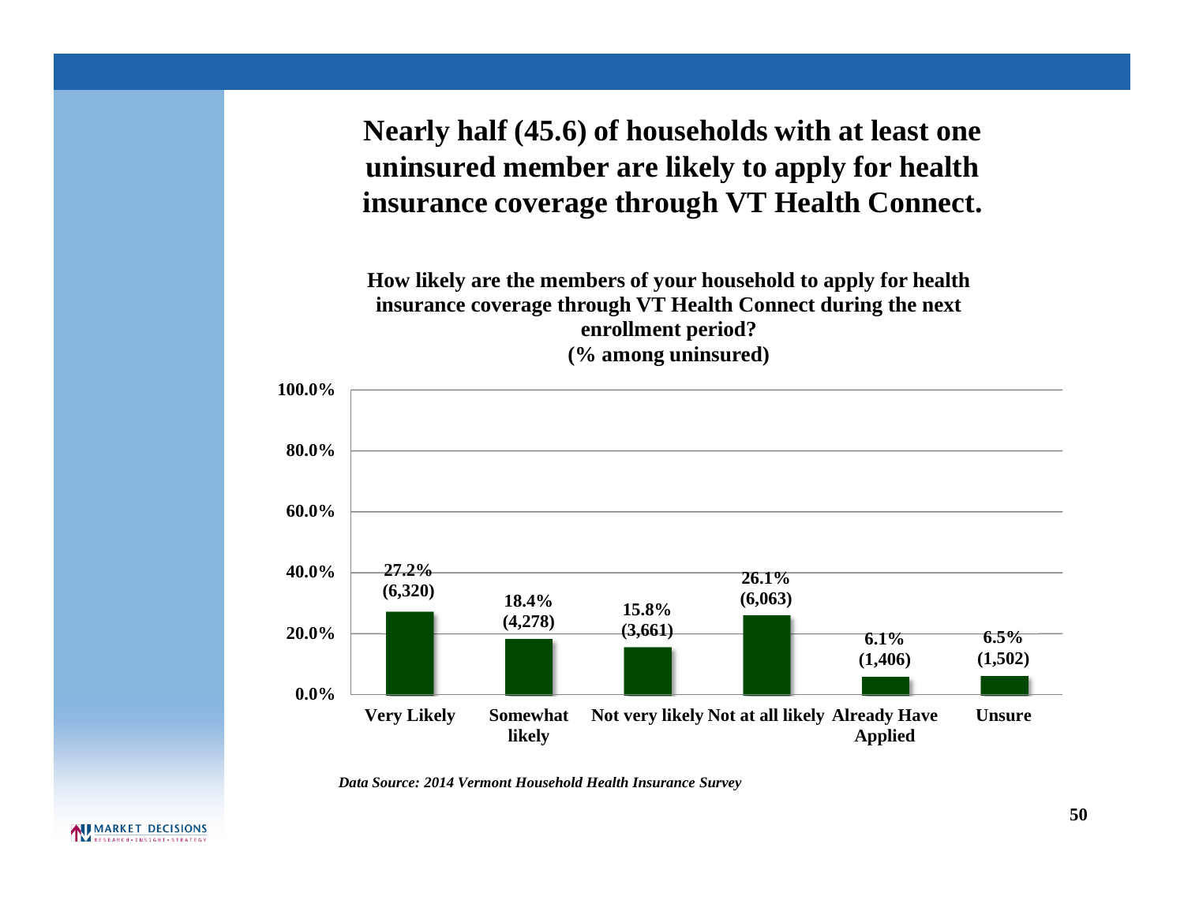# Nearly half (45.6) of households with at least one uninsured member are likely to apply for health insurance coverage through VT Health Connect.

**How likely are the members of your household to apply for health insurance coverage through VT Health Connect during the next enrollment period? (% among uninsured)**

| Response | Percent | Count |
|---|---|---|
| Very Likely | 27.2% | (6,320) |
| Somewhat likely | 18.4% | (4,278) |
| Not very likely | 15.8% | (3,661) |
| Not at all likely | 26.1% | (6,063) |
| Already Have Applied | 6.1% | (1,406) |
| Unsure | 6.5% | (1,502) |

*Data Source: 2014 Vermont Household Health Insurance Survey*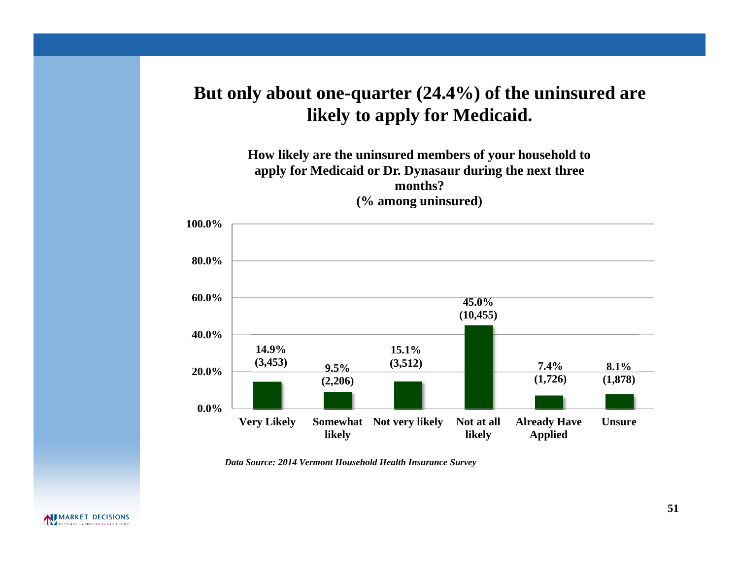# But only about one-quarter (24.4%) of the uninsured are likely to apply for Medicaid.

**How likely are the uninsured members of your household to apply for Medicaid or Dr. Dynasaur during the next three months?**
**(% among uninsured)**

| Response | Percent | Count |
|---|---|---|
| Very Likely | 14.9% | (3,453) |
| Somewhat likely | 9.5% | (2,206) |
| Not very likely | 15.1% | (3,512) |
| Not at all likely | 45.0% | (10,455) |
| Already Have Applied | 7.4% | (1,726) |
| Unsure | 8.1% | (1,878) |

*Data Source: 2014 Vermont Household Health Insurance Survey*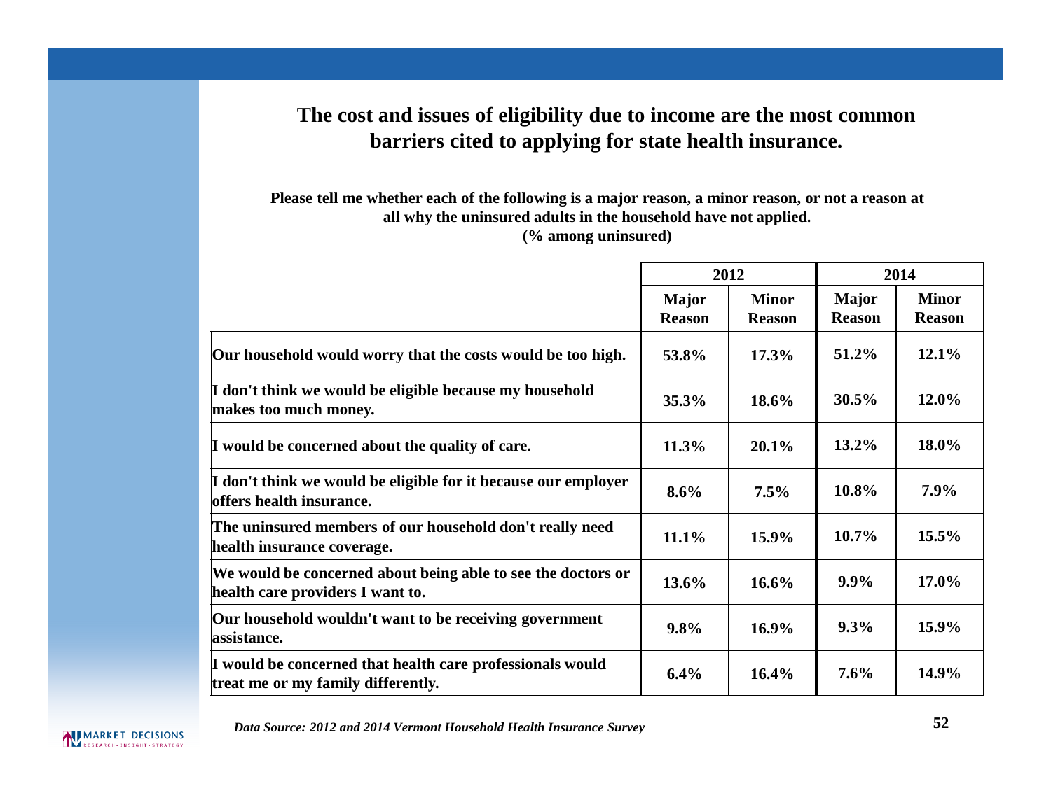## The cost and issues of eligibility due to income are the most common barriers cited to applying for state health insurance.

**Please tell me whether each of the following is a major reason, a minor reason, or not a reason at all why the uninsured adults in the household have not applied. (% among uninsured)**

| | 2012 | | 2014 | |
|---|---|---|---|---|
| | Major Reason | Minor Reason | Major Reason | Minor Reason |
| Our household would worry that the costs would be too high. | 53.8% | 17.3% | 51.2% | 12.1% |
| I don't think we would be eligible because my household makes too much money. | 35.3% | 18.6% | 30.5% | 12.0% |
| I would be concerned about the quality of care. | 11.3% | 20.1% | 13.2% | 18.0% |
| I don't think we would be eligible for it because our employer offers health insurance. | 8.6% | 7.5% | 10.8% | 7.9% |
| The uninsured members of our household don't really need health insurance coverage. | 11.1% | 15.9% | 10.7% | 15.5% |
| We would be concerned about being able to see the doctors or health care providers I want to. | 13.6% | 16.6% | 9.9% | 17.0% |
| Our household wouldn't want to be receiving government assistance. | 9.8% | 16.9% | 9.3% | 15.9% |
| I would be concerned that health care professionals would treat me or my family differently. | 6.4% | 16.4% | 7.6% | 14.9% |

*Data Source: 2012 and 2014 Vermont Household Health Insurance Survey*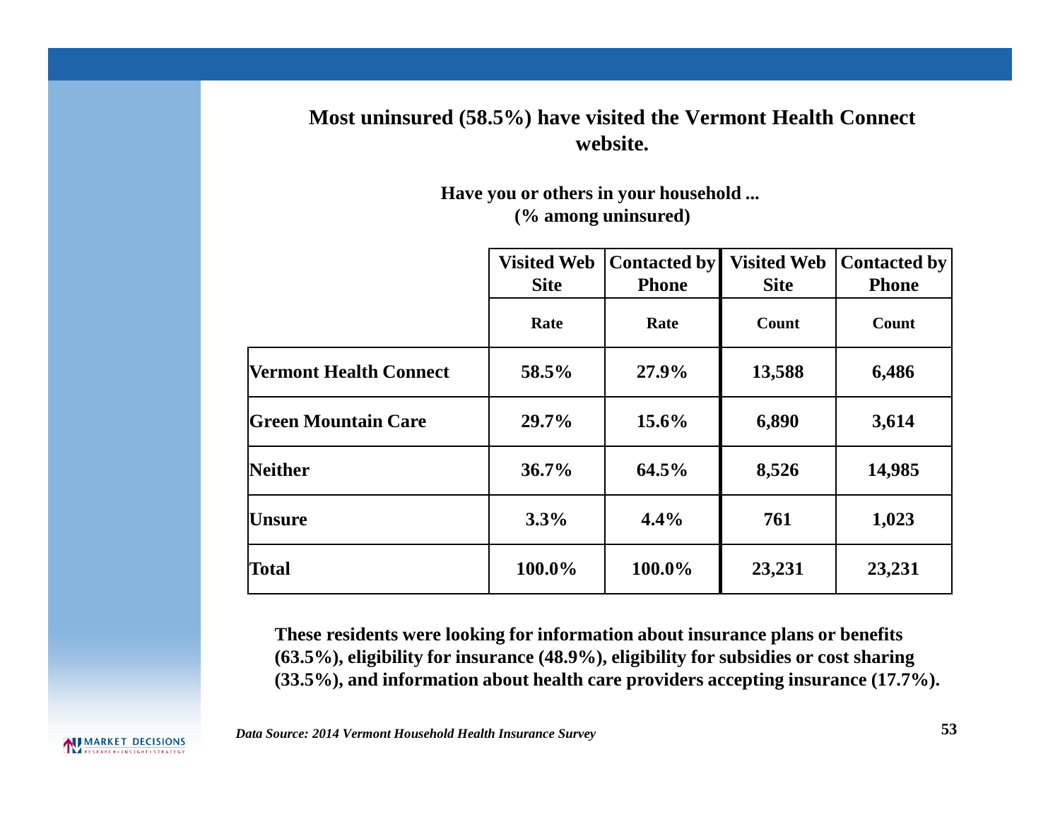## Most uninsured (58.5%) have visited the Vermont Health Connect website.

**Have you or others in your household ...**
**(% among uninsured)**

| | Visited Web Site | Contacted by Phone | Visited Web Site | Contacted by Phone |
|---|---|---|---|---|
| | Rate | Rate | Count | Count |
| **Vermont Health Connect** | 58.5% | 27.9% | 13,588 | 6,486 |
| **Green Mountain Care** | 29.7% | 15.6% | 6,890 | 3,614 |
| **Neither** | 36.7% | 64.5% | 8,526 | 14,985 |
| **Unsure** | 3.3% | 4.4% | 761 | 1,023 |
| **Total** | 100.0% | 100.0% | 23,231 | 23,231 |

**These residents were looking for information about insurance plans or benefits (63.5%), eligibility for insurance (48.9%), eligibility for subsidies or cost sharing (33.5%), and information about health care providers accepting insurance (17.7%).**

*Data Source: 2014 Vermont Household Health Insurance Survey*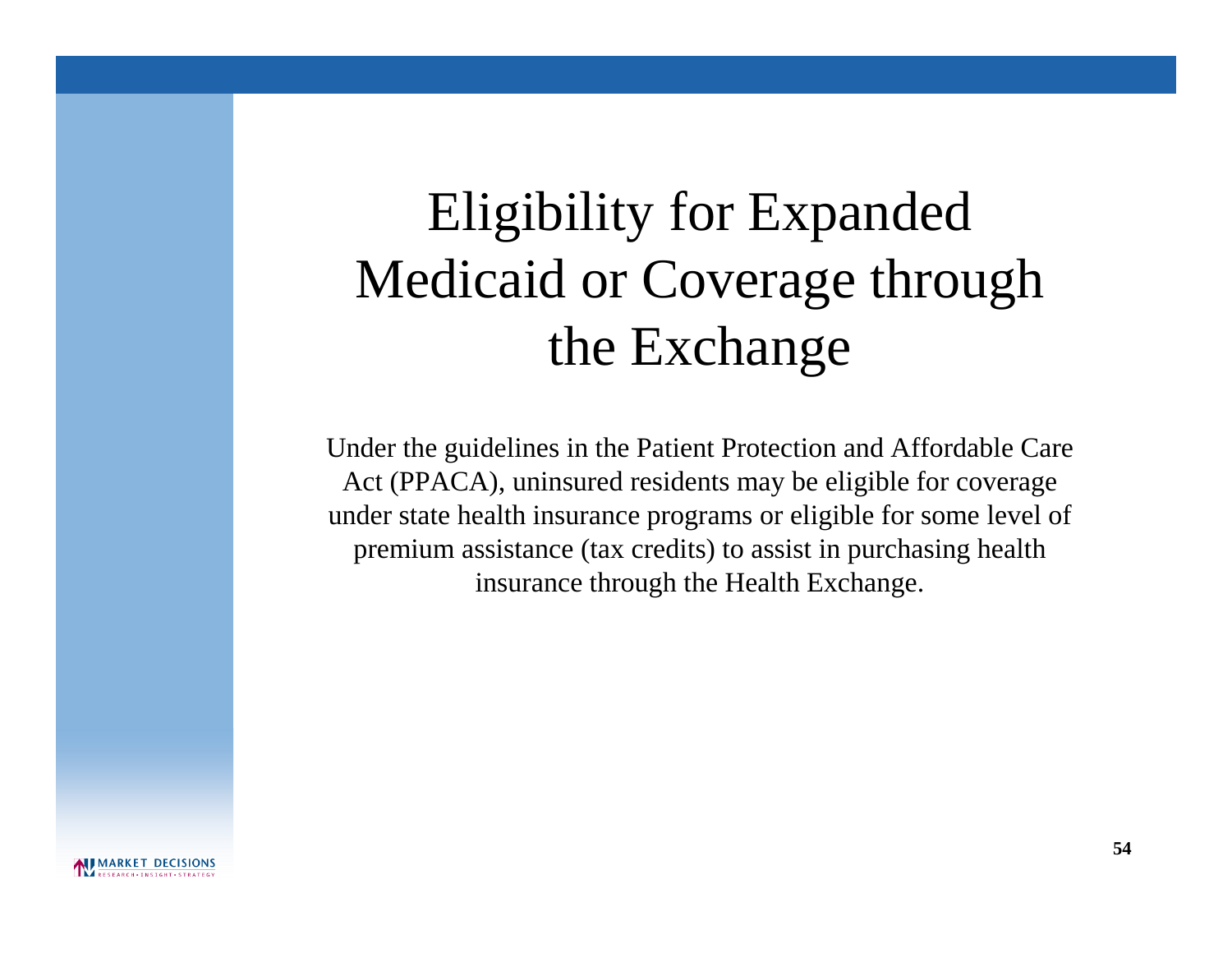# Eligibility for Expanded Medicaid or Coverage through the Exchange

Under the guidelines in the Patient Protection and Affordable Care Act (PPACA), uninsured residents may be eligible for coverage under state health insurance programs or eligible for some level of premium assistance (tax credits) to assist in purchasing health insurance through the Health Exchange.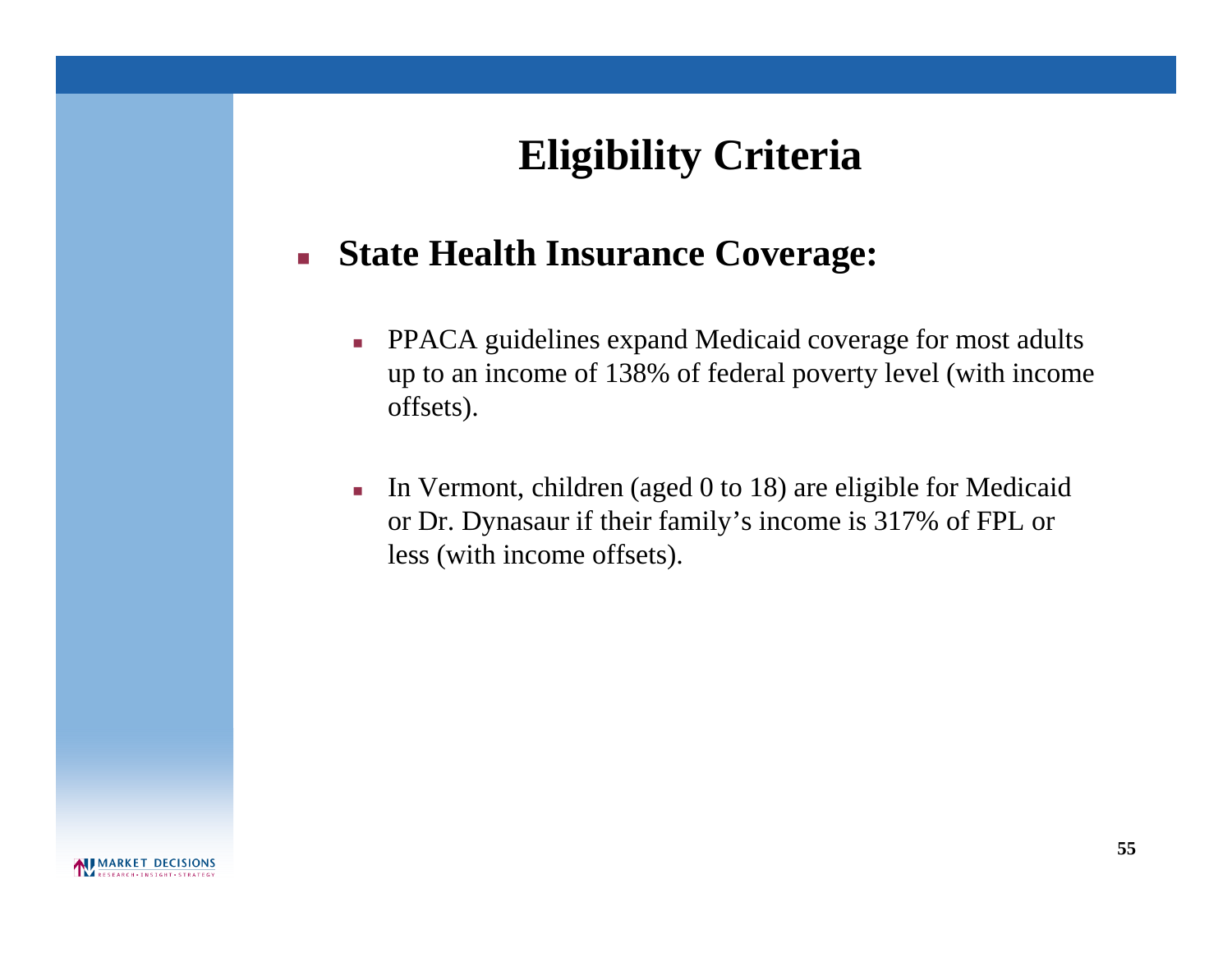# Eligibility Criteria

- **State Health Insurance Coverage:**

  - PPACA guidelines expand Medicaid coverage for most adults up to an income of 138% of federal poverty level (with income offsets).

  - In Vermont, children (aged 0 to 18) are eligible for Medicaid or Dr. Dynasaur if their family's income is 317% of FPL or less (with income offsets).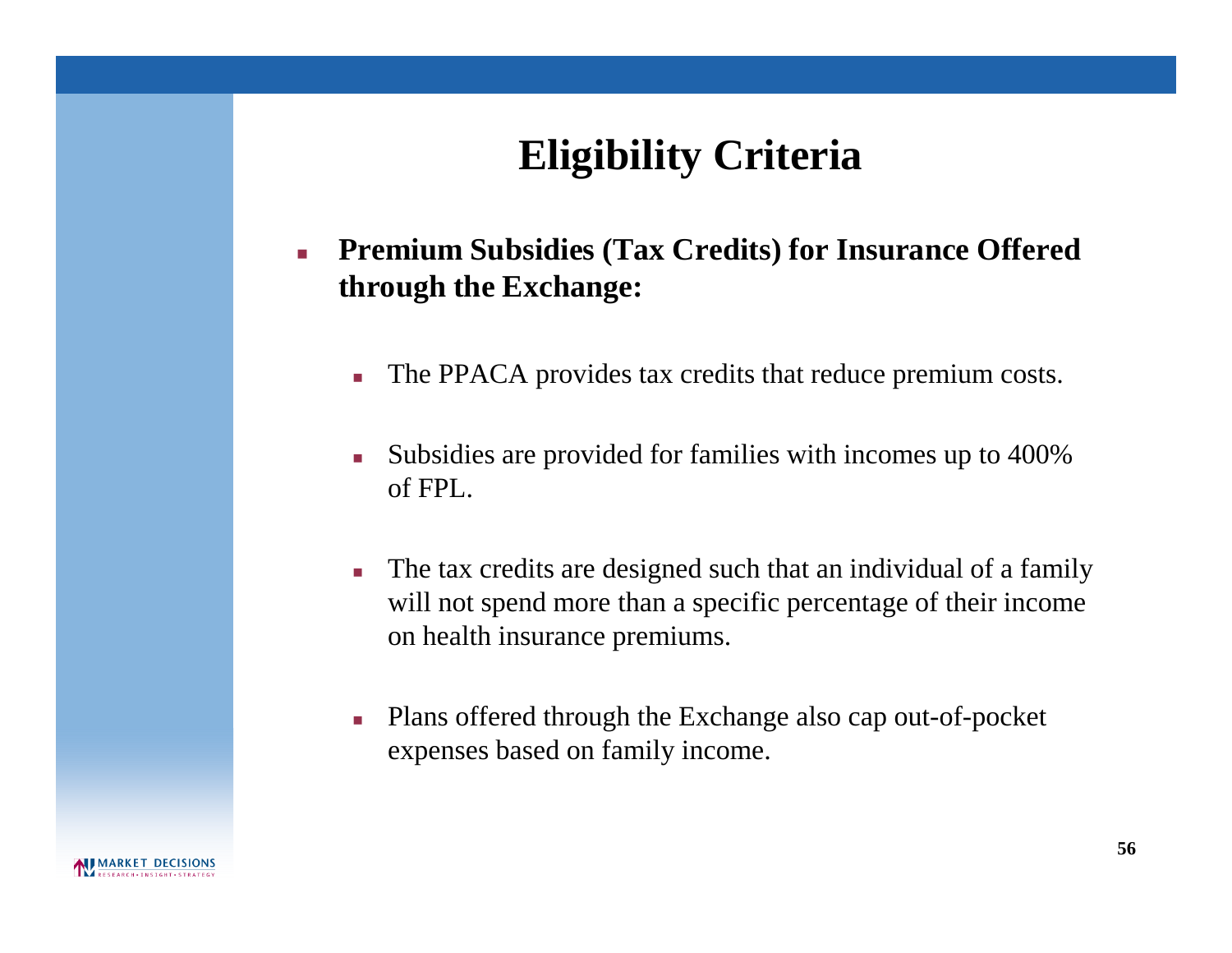# Eligibility Criteria

- **Premium Subsidies (Tax Credits) for Insurance Offered through the Exchange:**
  - The PPACA provides tax credits that reduce premium costs.
  - Subsidies are provided for families with incomes up to 400% of FPL.
  - The tax credits are designed such that an individual of a family will not spend more than a specific percentage of their income on health insurance premiums.
  - Plans offered through the Exchange also cap out-of-pocket expenses based on family income.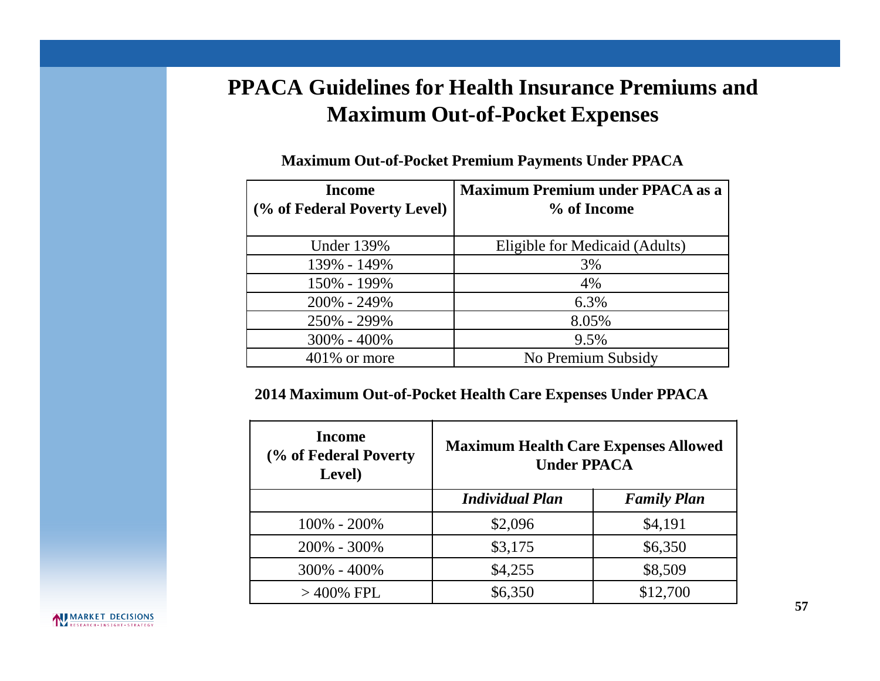# PPACA Guidelines for Health Insurance Premiums and Maximum Out-of-Pocket Expenses

**Maximum Out-of-Pocket Premium Payments Under PPACA**

| Income (% of Federal Poverty Level) | Maximum Premium under PPACA as a % of Income |
|---|---|
| Under 139% | Eligible for Medicaid (Adults) |
| 139% - 149% | 3% |
| 150% - 199% | 4% |
| 200% - 249% | 6.3% |
| 250% - 299% | 8.05% |
| 300% - 400% | 9.5% |
| 401% or more | No Premium Subsidy |

**2014 Maximum Out-of-Pocket Health Care Expenses Under PPACA**

| Income (% of Federal Poverty Level) | Maximum Health Care Expenses Allowed Under PPACA | |
|---|---|---|
| | *Individual Plan* | *Family Plan* |
| 100% - 200% | \$2,096 | \$4,191 |
| 200% - 300% | \$3,175 | \$6,350 |
| 300% - 400% | \$4,255 | \$8,509 |
| > 400% FPL | \$6,350 | \$12,700 |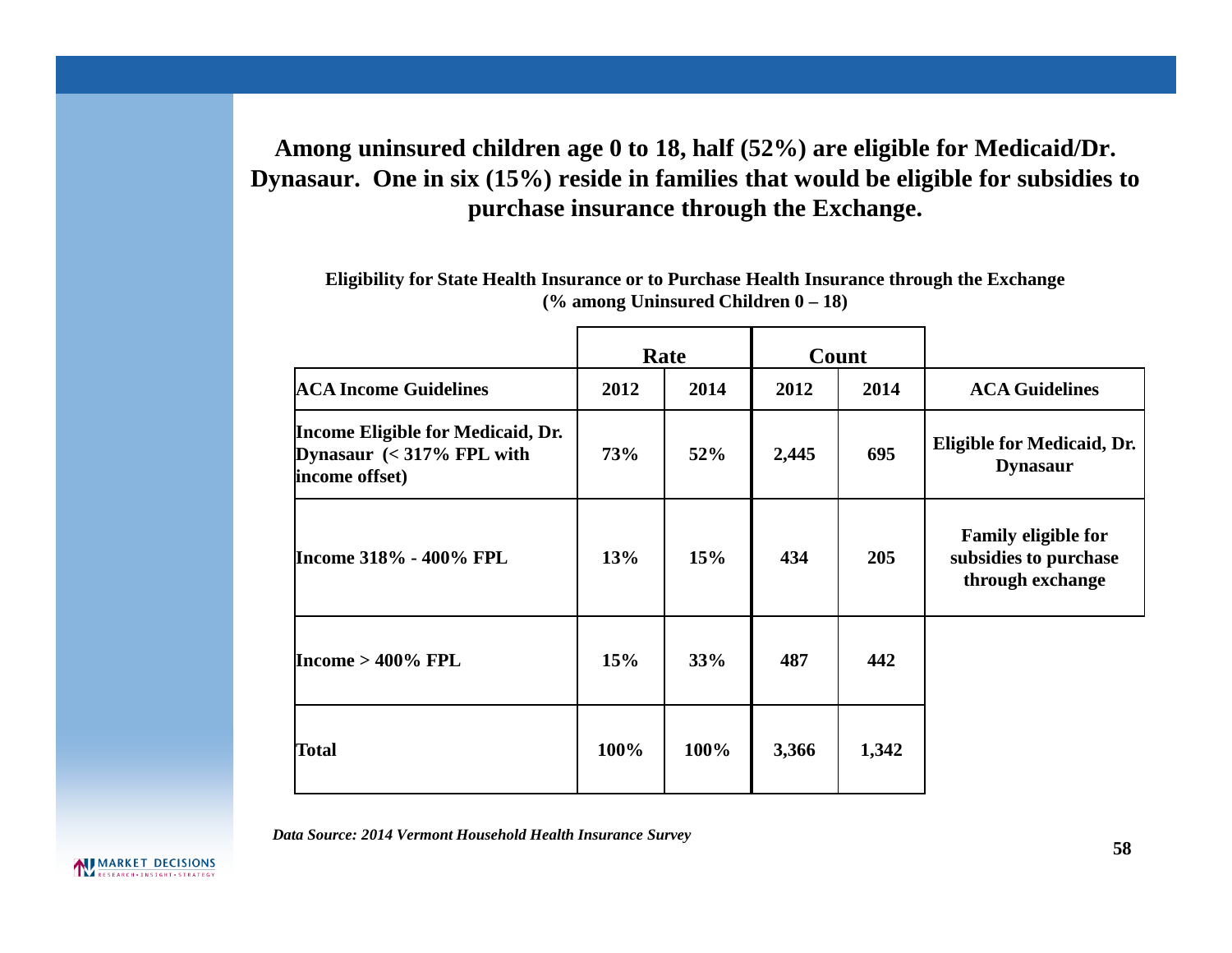**Among uninsured children age 0 to 18, half (52%) are eligible for Medicaid/Dr. Dynasaur. One in six (15%) reside in families that would be eligible for subsidies to purchase insurance through the Exchange.**

**Eligibility for State Health Insurance or to Purchase Health Insurance through the Exchange (% among Uninsured Children 0 – 18)**

| | Rate | | Count | | |
|---|---|---|---|---|---|
| **ACA Income Guidelines** | **2012** | **2014** | **2012** | **2014** | **ACA Guidelines** |
| **Income Eligible for Medicaid, Dr. Dynasaur (< 317% FPL with income offset)** | **73%** | **52%** | **2,445** | **695** | **Eligible for Medicaid, Dr. Dynasaur** |
| **Income 318% - 400% FPL** | **13%** | **15%** | **434** | **205** | **Family eligible for subsidies to purchase through exchange** |
| **Income > 400% FPL** | **15%** | **33%** | **487** | **442** | |
| **Total** | **100%** | **100%** | **3,366** | **1,342** | |

***Data Source: 2014 Vermont Household Health Insurance Survey***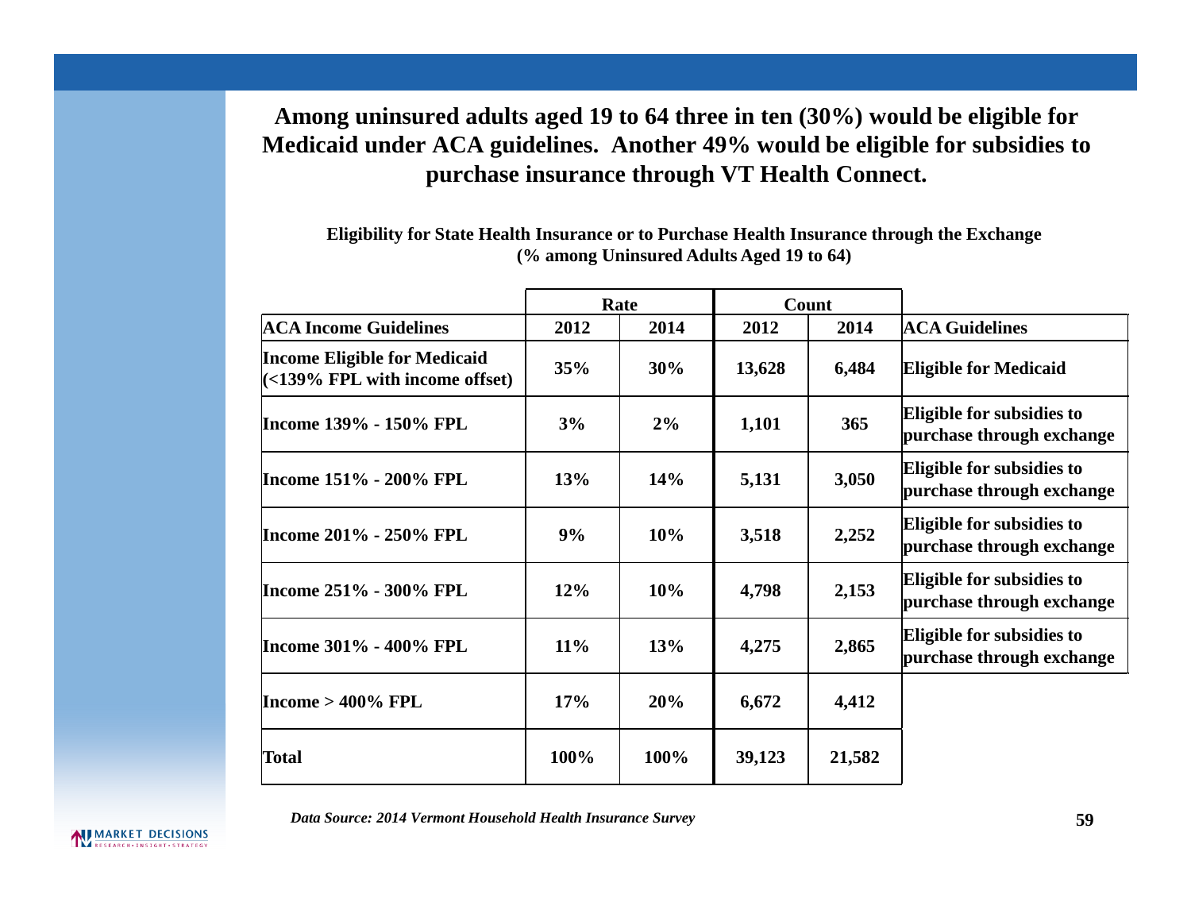## Among uninsured adults aged 19 to 64 three in ten (30%) would be eligible for Medicaid under ACA guidelines. Another 49% would be eligible for subsidies to purchase insurance through VT Health Connect.

**Eligibility for State Health Insurance or to Purchase Health Insurance through the Exchange (% among Uninsured Adults Aged 19 to 64)**

| | Rate | | Count | | |
|---|---|---|---|---|---|
| **ACA Income Guidelines** | **2012** | **2014** | **2012** | **2014** | **ACA Guidelines** |
| **Income Eligible for Medicaid (<139% FPL with income offset)** | 35% | 30% | 13,628 | 6,484 | **Eligible for Medicaid** |
| **Income 139% - 150% FPL** | 3% | 2% | 1,101 | 365 | **Eligible for subsidies to purchase through exchange** |
| **Income 151% - 200% FPL** | 13% | 14% | 5,131 | 3,050 | **Eligible for subsidies to purchase through exchange** |
| **Income 201% - 250% FPL** | 9% | 10% | 3,518 | 2,252 | **Eligible for subsidies to purchase through exchange** |
| **Income 251% - 300% FPL** | 12% | 10% | 4,798 | 2,153 | **Eligible for subsidies to purchase through exchange** |
| **Income 301% - 400% FPL** | 11% | 13% | 4,275 | 2,865 | **Eligible for subsidies to purchase through exchange** |
| **Income > 400% FPL** | 17% | 20% | 6,672 | 4,412 | |
| **Total** | 100% | 100% | 39,123 | 21,582 | |

*Data Source: 2014 Vermont Household Health Insurance Survey*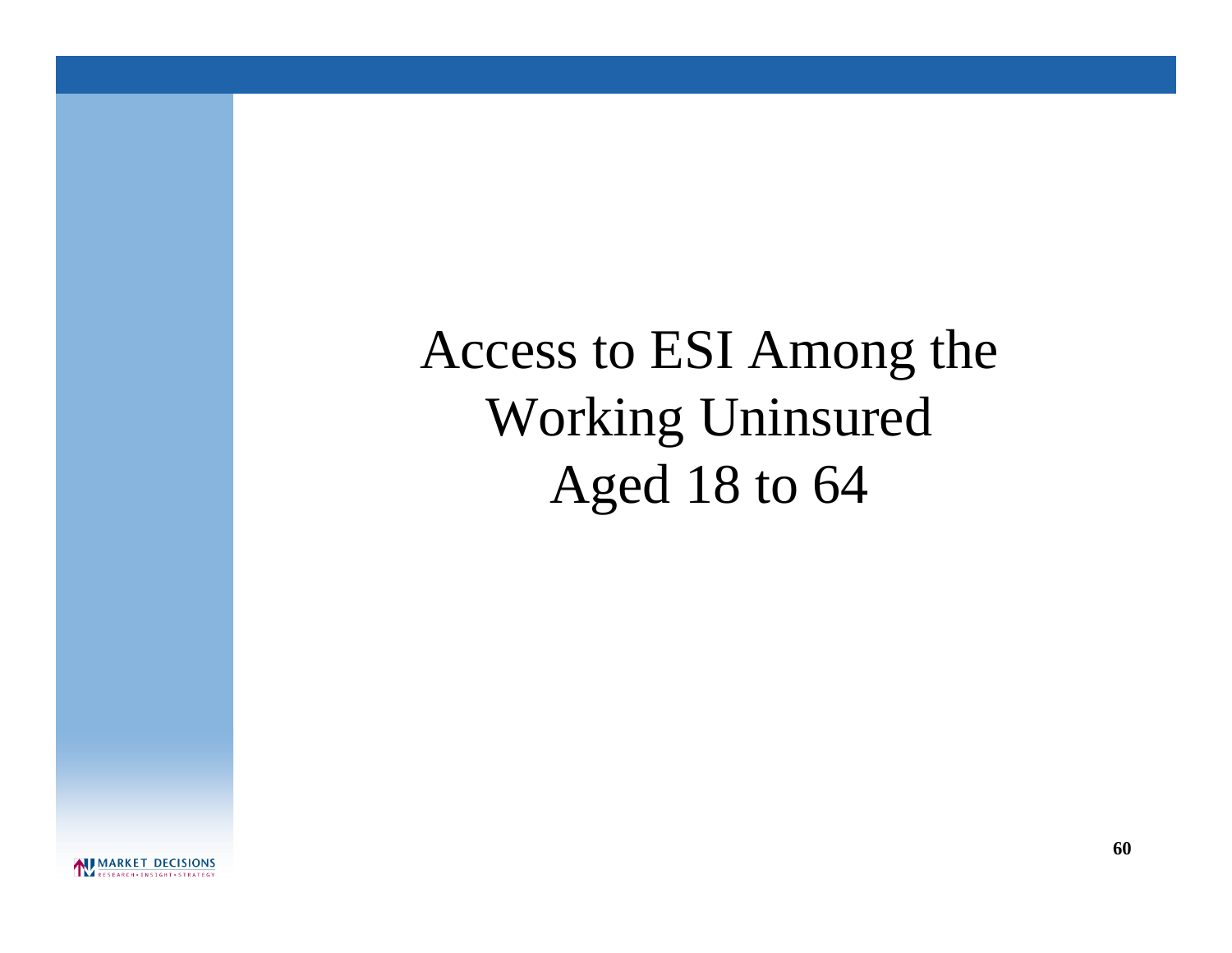# Access to ESI Among the Working Uninsured Aged 18 to 64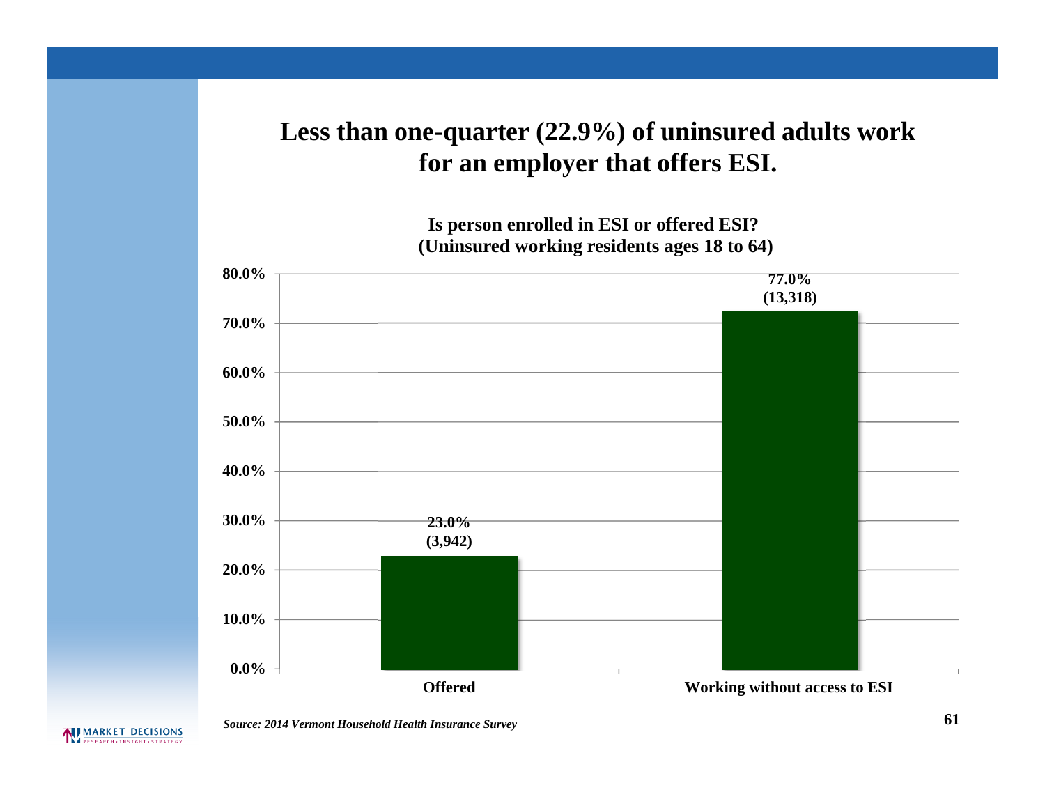# Less than one-quarter (22.9%) of uninsured adults work for an employer that offers ESI.

**Is person enrolled in ESI or offered ESI?**
**(Uninsured working residents ages 18 to 64)**

| | Percent | Count |
|---|---|---|
| Offered | 23.0% | (3,942) |
| Working without access to ESI | 77.0% | (13,318) |

*Source: 2014 Vermont Household Health Insurance Survey*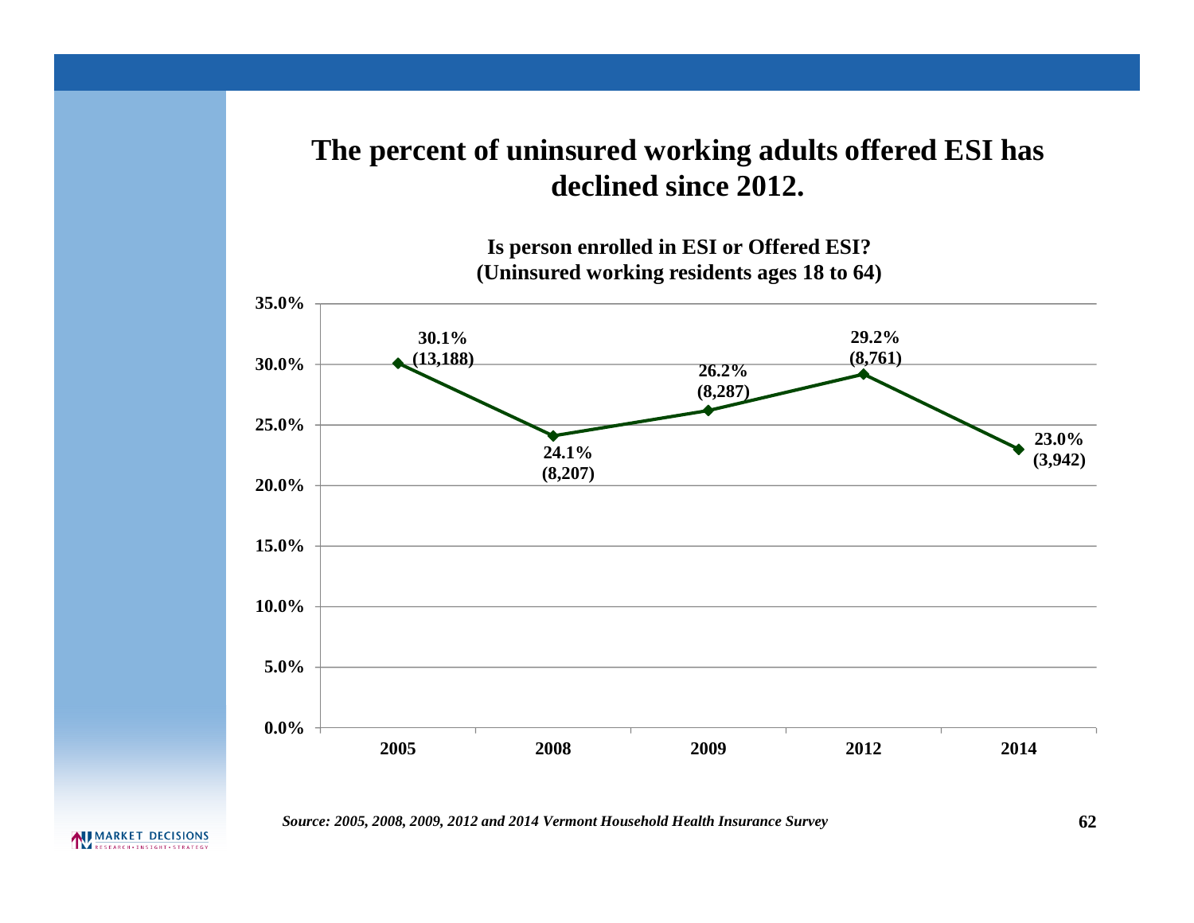# The percent of uninsured working adults offered ESI has declined since 2012.

**Is person enrolled in ESI or Offered ESI?**
**(Uninsured working residents ages 18 to 64)**

| Year | Percent | Number |
|---|---|---|
| 2005 | 30.1% | (13,188) |
| 2008 | 24.1% | (8,207) |
| 2009 | 26.2% | (8,287) |
| 2012 | 29.2% | (8,761) |
| 2014 | 23.0% | (3,942) |

*Source: 2005, 2008, 2009, 2012 and 2014 Vermont Household Health Insurance Survey*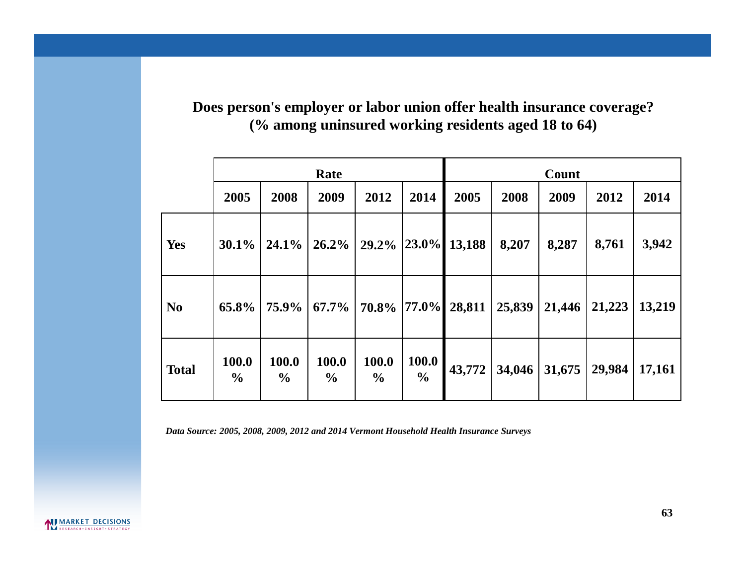**Does person's employer or labor union offer health insurance coverage?**
**(% among uninsured working residents aged 18 to 64)**

| | Rate | | | | | Count | | | | |
|---|---|---|---|---|---|---|---|---|---|---|
| | 2005 | 2008 | 2009 | 2012 | 2014 | 2005 | 2008 | 2009 | 2012 | 2014 |
| **Yes** | 30.1% | 24.1% | 26.2% | 29.2% | 23.0% | 13,188 | 8,207 | 8,287 | 8,761 | 3,942 |
| **No** | 65.8% | 75.9% | 67.7% | 70.8% | 77.0% | 28,811 | 25,839 | 21,446 | 21,223 | 13,219 |
| **Total** | 100.0% | 100.0% | 100.0% | 100.0% | 100.0% | 43,772 | 34,046 | 31,675 | 29,984 | 17,161 |

*Data Source: 2005, 2008, 2009, 2012 and 2014 Vermont Household Health Insurance Surveys*

MARKET DECISIONS
RESEARCH • INSIGHT • STRATEGY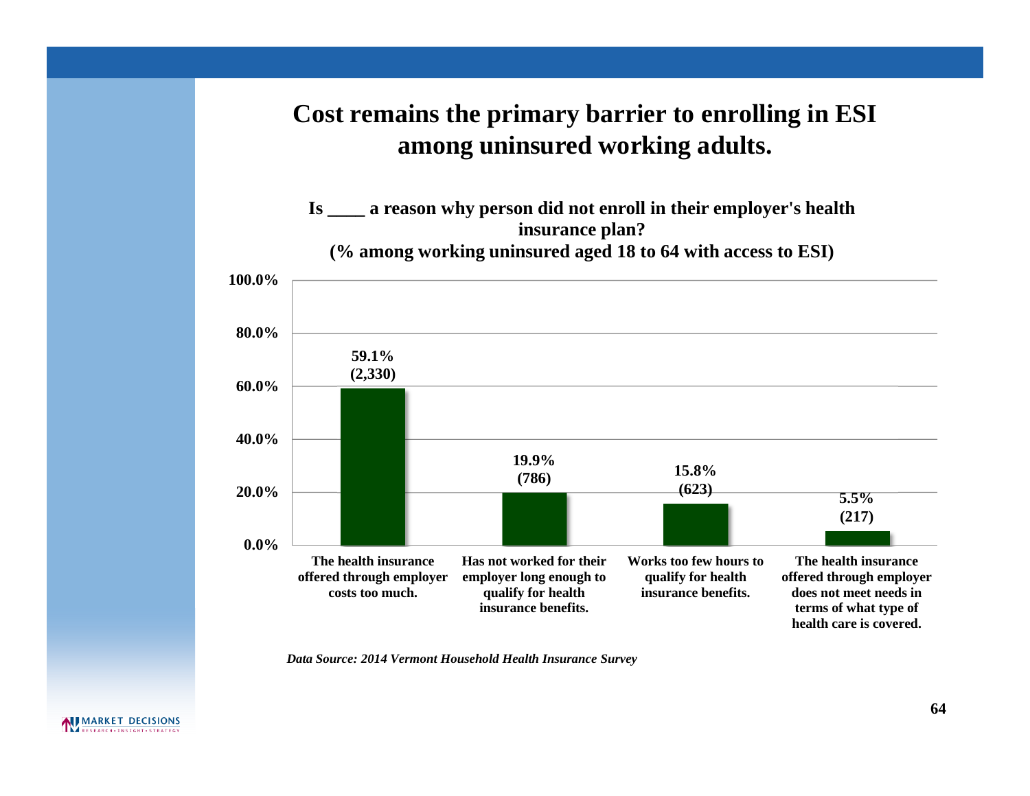# Cost remains the primary barrier to enrolling in ESI among uninsured working adults.

**Is \_\_\_\_ a reason why person did not enroll in their employer's health insurance plan?**
**(% among working uninsured aged 18 to 64 with access to ESI)**

| Reason | Percent | (n) |
|---|---|---|
| The health insurance offered through employer costs too much. | 59.1% | (2,330) |
| Has not worked for their employer long enough to qualify for health insurance benefits. | 19.9% | (786) |
| Works too few hours to qualify for health insurance benefits. | 15.8% | (623) |
| The health insurance offered through employer does not meet needs in terms of what type of health care is covered. | 5.5% | (217) |

*Data Source: 2014 Vermont Household Health Insurance Survey*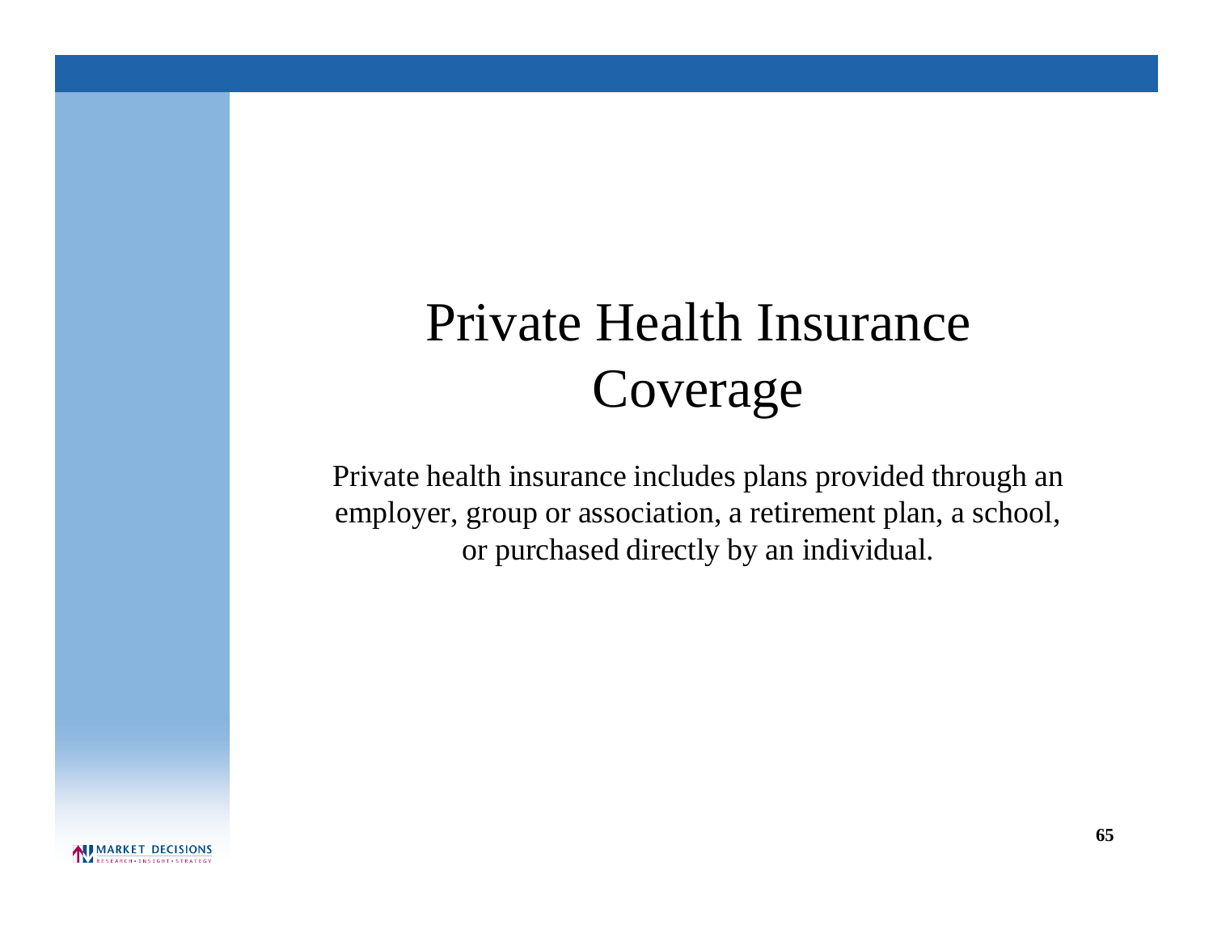# Private Health Insurance Coverage

Private health insurance includes plans provided through an employer, group or association, a retirement plan, a school, or purchased directly by an individual.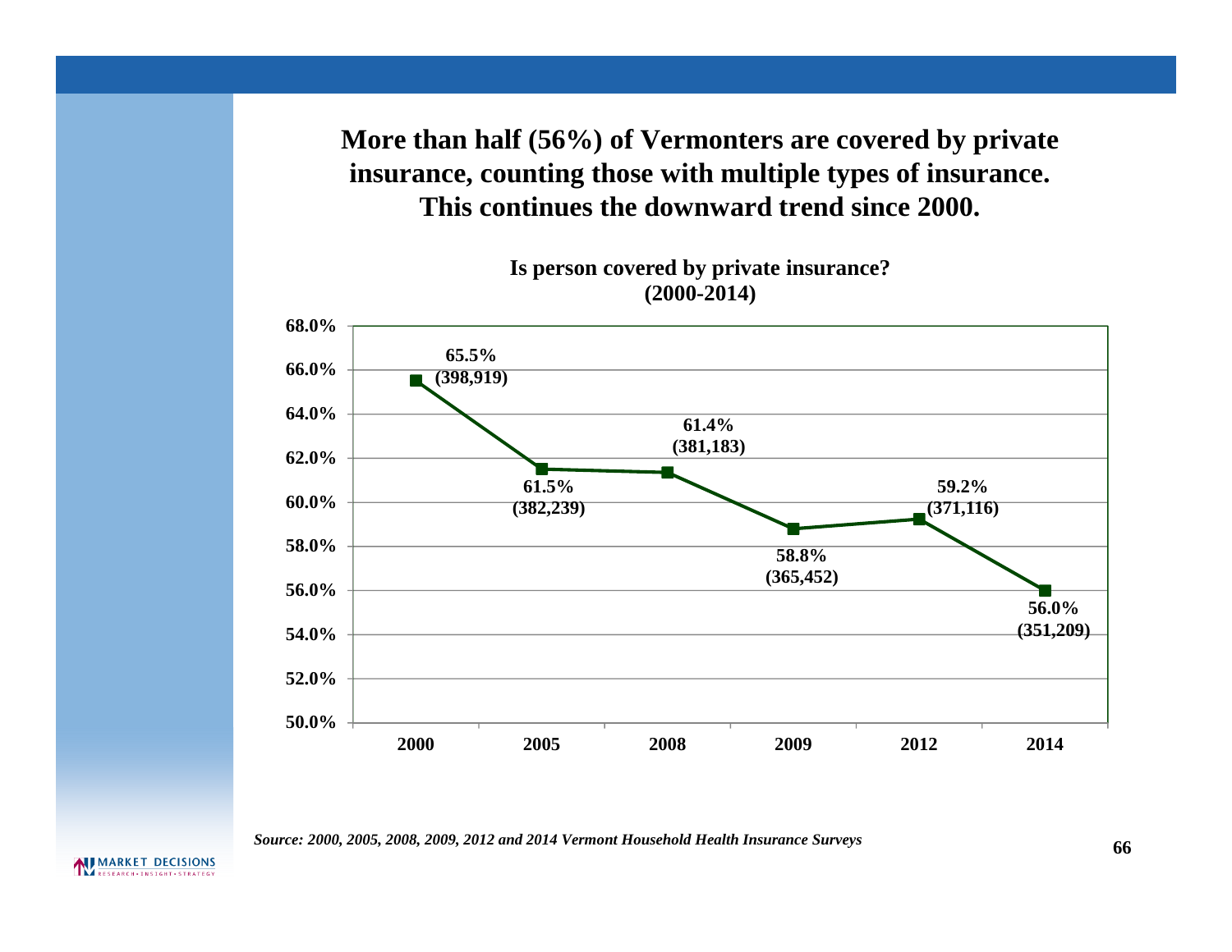## More than half (56%) of Vermonters are covered by private insurance, counting those with multiple types of insurance. This continues the downward trend since 2000.

**Is person covered by private insurance? (2000-2014)**

| Year | Percent | Number |
| --- | --- | --- |
| 2000 | 65.5% | (398,919) |
| 2005 | 61.5% | (382,239) |
| 2008 | 61.4% | (381,183) |
| 2009 | 58.8% | (365,452) |
| 2012 | 59.2% | (371,116) |
| 2014 | 56.0% | (351,209) |

*Source: 2000, 2005, 2008, 2009, 2012 and 2014 Vermont Household Health Insurance Surveys*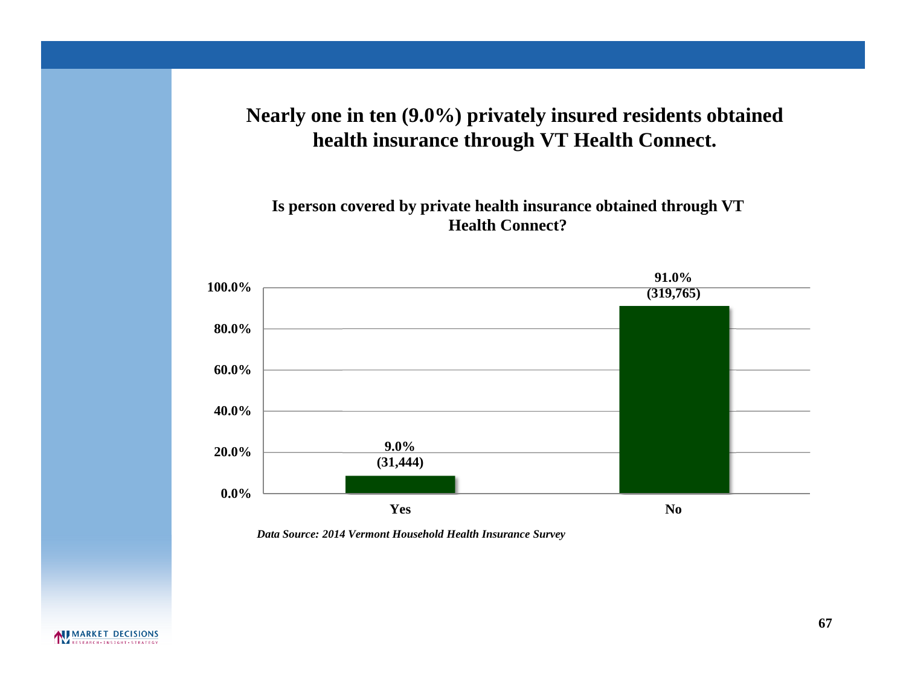# Nearly one in ten (9.0%) privately insured residents obtained health insurance through VT Health Connect.

**Is person covered by private health insurance obtained through VT Health Connect?**

| Response | Percent | Number |
|---|---|---|
| Yes | 9.0% | (31,444) |
| No | 91.0% | (319,765) |

*Data Source: 2014 Vermont Household Health Insurance Survey*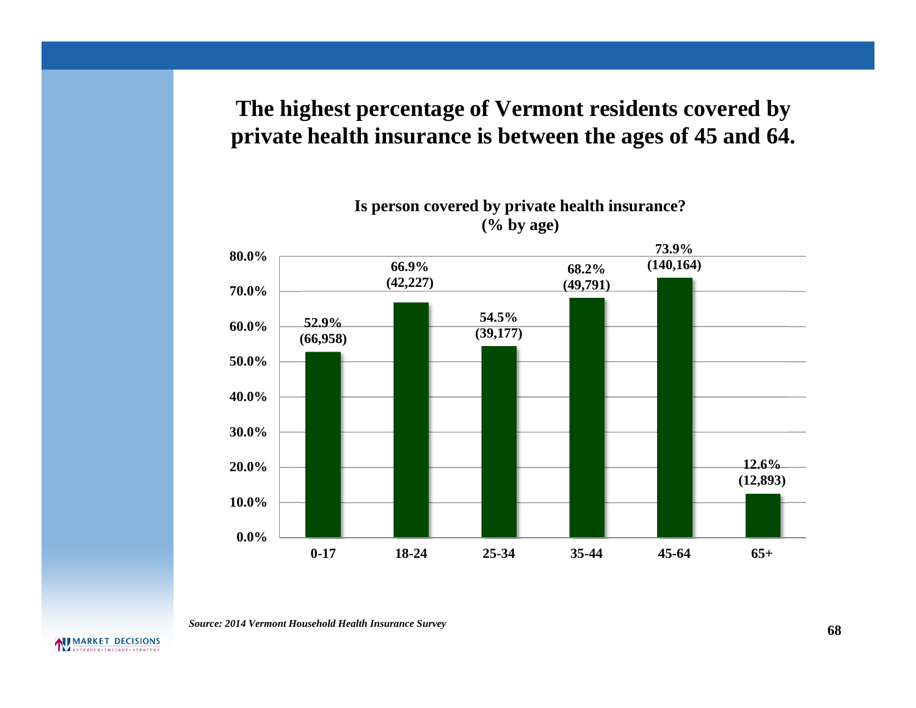## The highest percentage of Vermont residents covered by private health insurance is between the ages of 45 and 64.

**Is person covered by private health insurance? (% by age)**

| Age | % Covered | Number |
|---|---|---|
| 0-17 | 52.9% | (66,958) |
| 18-24 | 66.9% | (42,227) |
| 25-34 | 54.5% | (39,177) |
| 35-44 | 68.2% | (49,791) |
| 45-64 | 73.9% | (140,164) |
| 65+ | 12.6% | (12,893) |

*Source: 2014 Vermont Household Health Insurance Survey*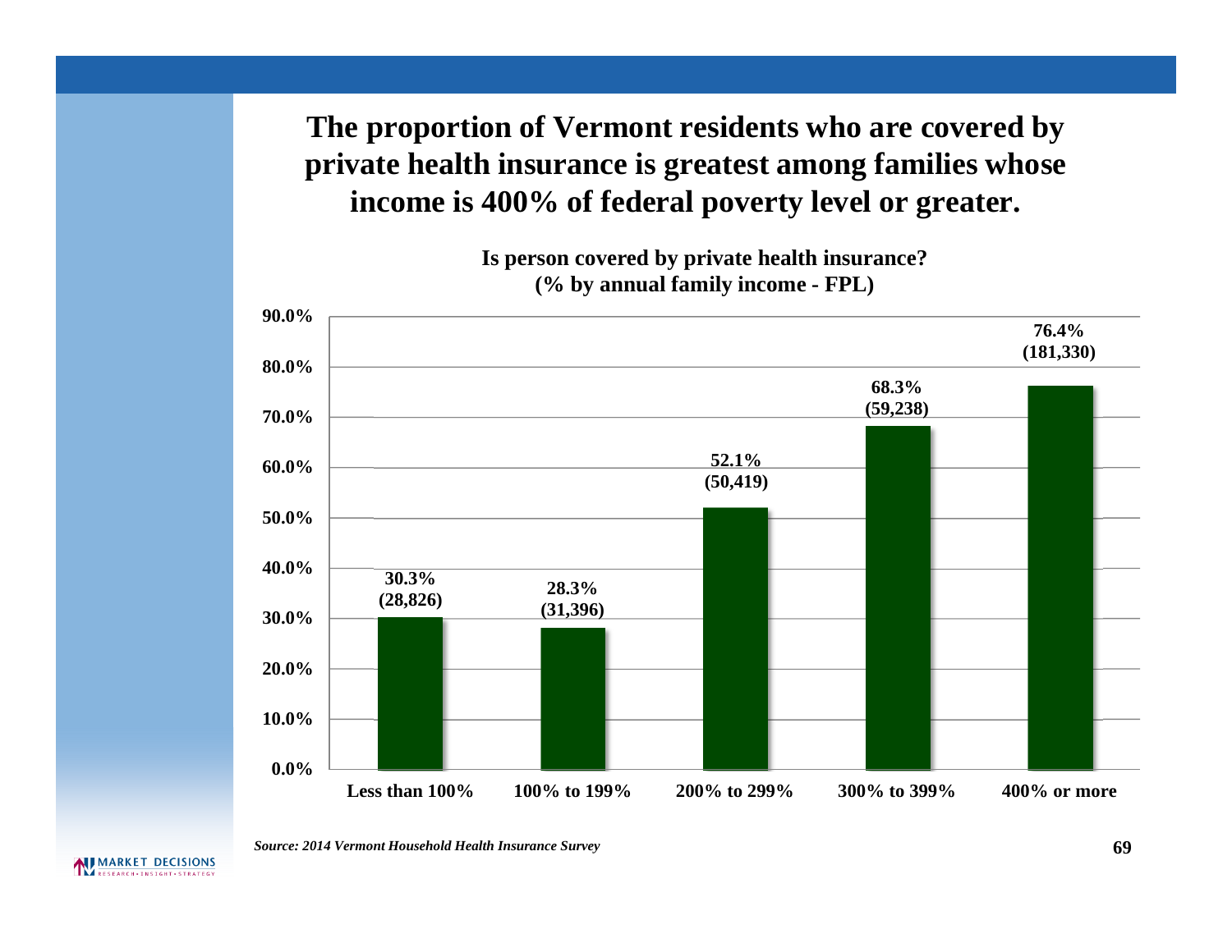# The proportion of Vermont residents who are covered by private health insurance is greatest among families whose income is 400% of federal poverty level or greater.

**Is person covered by private health insurance?**
**(% by annual family income - FPL)**

| Annual family income (FPL) | % covered by private health insurance | (Number) |
|---|---|---|
| Less than 100% | 30.3% | (28,826) |
| 100% to 199% | 28.3% | (31,396) |
| 200% to 299% | 52.1% | (50,419) |
| 300% to 399% | 68.3% | (59,238) |
| 400% or more | 76.4% | (181,330) |

*Source: 2014 Vermont Household Health Insurance Survey*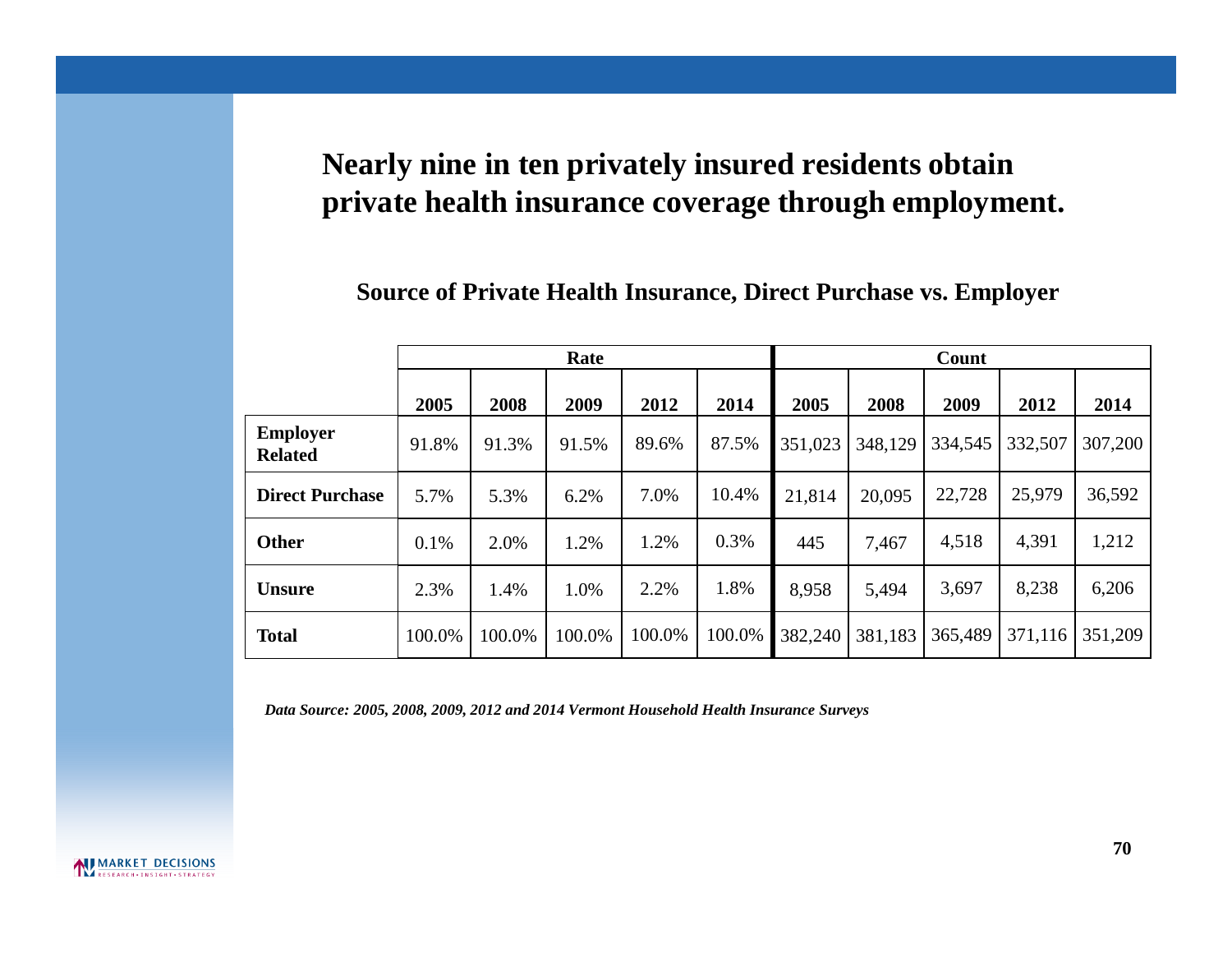## Nearly nine in ten privately insured residents obtain private health insurance coverage through employment.

### Source of Private Health Insurance, Direct Purchase vs. Employer

| | Rate | | | | | Count | | | | |
|---|---|---|---|---|---|---|---|---|---|---|
| | 2005 | 2008 | 2009 | 2012 | 2014 | 2005 | 2008 | 2009 | 2012 | 2014 |
| **Employer Related** | 91.8% | 91.3% | 91.5% | 89.6% | 87.5% | 351,023 | 348,129 | 334,545 | 332,507 | 307,200 |
| **Direct Purchase** | 5.7% | 5.3% | 6.2% | 7.0% | 10.4% | 21,814 | 20,095 | 22,728 | 25,979 | 36,592 |
| **Other** | 0.1% | 2.0% | 1.2% | 1.2% | 0.3% | 445 | 7,467 | 4,518 | 4,391 | 1,212 |
| **Unsure** | 2.3% | 1.4% | 1.0% | 2.2% | 1.8% | 8,958 | 5,494 | 3,697 | 8,238 | 6,206 |
| **Total** | 100.0% | 100.0% | 100.0% | 100.0% | 100.0% | 382,240 | 381,183 | 365,489 | 371,116 | 351,209 |

***Data Source: 2005, 2008, 2009, 2012 and 2014 Vermont Household Health Insurance Surveys***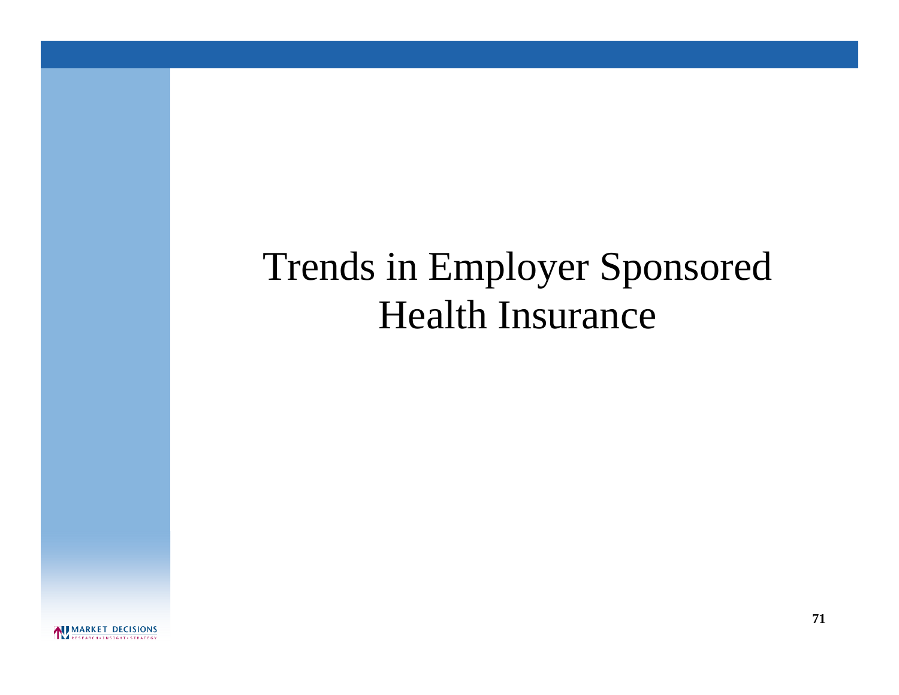# Trends in Employer Sponsored Health Insurance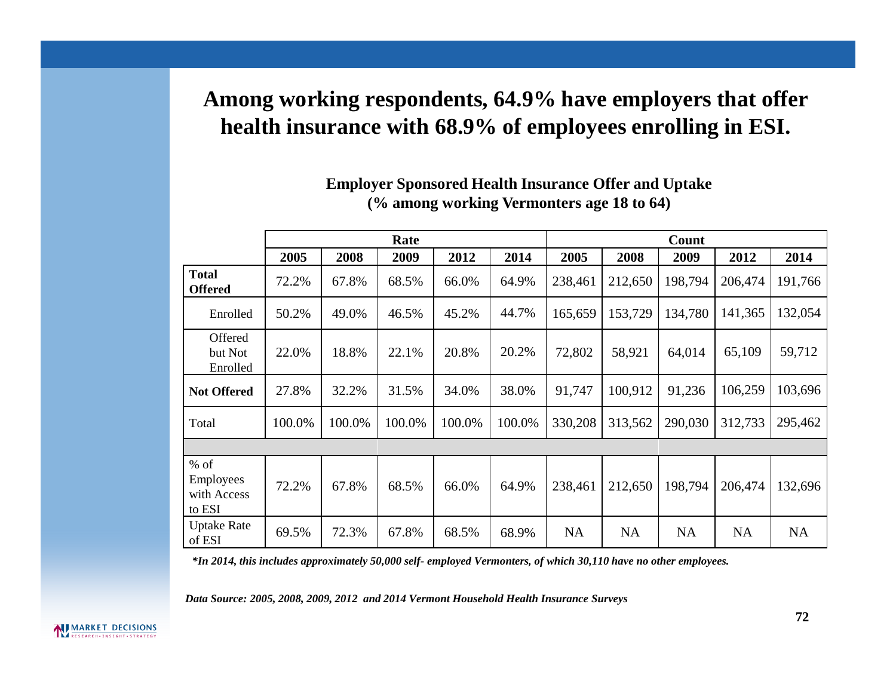# Among working respondents, 64.9% have employers that offer health insurance with 68.9% of employees enrolling in ESI.

**Employer Sponsored Health Insurance Offer and Uptake**
**(% among working Vermonters age 18 to 64)**

| | Rate | | | | | Count | | | | |
|---|---|---|---|---|---|---|---|---|---|---|
| | **2005** | **2008** | **2009** | **2012** | **2014** | **2005** | **2008** | **2009** | **2012** | **2014** |
| **Total Offered** | 72.2% | 67.8% | 68.5% | 66.0% | 64.9% | 238,461 | 212,650 | 198,794 | 206,474 | 191,766 |
| Enrolled | 50.2% | 49.0% | 46.5% | 45.2% | 44.7% | 165,659 | 153,729 | 134,780 | 141,365 | 132,054 |
| Offered but Not Enrolled | 22.0% | 18.8% | 22.1% | 20.8% | 20.2% | 72,802 | 58,921 | 64,014 | 65,109 | 59,712 |
| **Not Offered** | 27.8% | 32.2% | 31.5% | 34.0% | 38.0% | 91,747 | 100,912 | 91,236 | 106,259 | 103,696 |
| Total | 100.0% | 100.0% | 100.0% | 100.0% | 100.0% | 330,208 | 313,562 | 290,030 | 312,733 | 295,462 |
| | | | | | | | | | | |
| % of Employees with Access to ESI | 72.2% | 67.8% | 68.5% | 66.0% | 64.9% | 238,461 | 212,650 | 198,794 | 206,474 | 132,696 |
| Uptake Rate of ESI | 69.5% | 72.3% | 67.8% | 68.5% | 68.9% | NA | NA | NA | NA | NA |

***In 2014, this includes approximately 50,000 self- employed Vermonters, of which 30,110 have no other employees.***

***Data Source: 2005, 2008, 2009, 2012 and 2014 Vermont Household Health Insurance Surveys***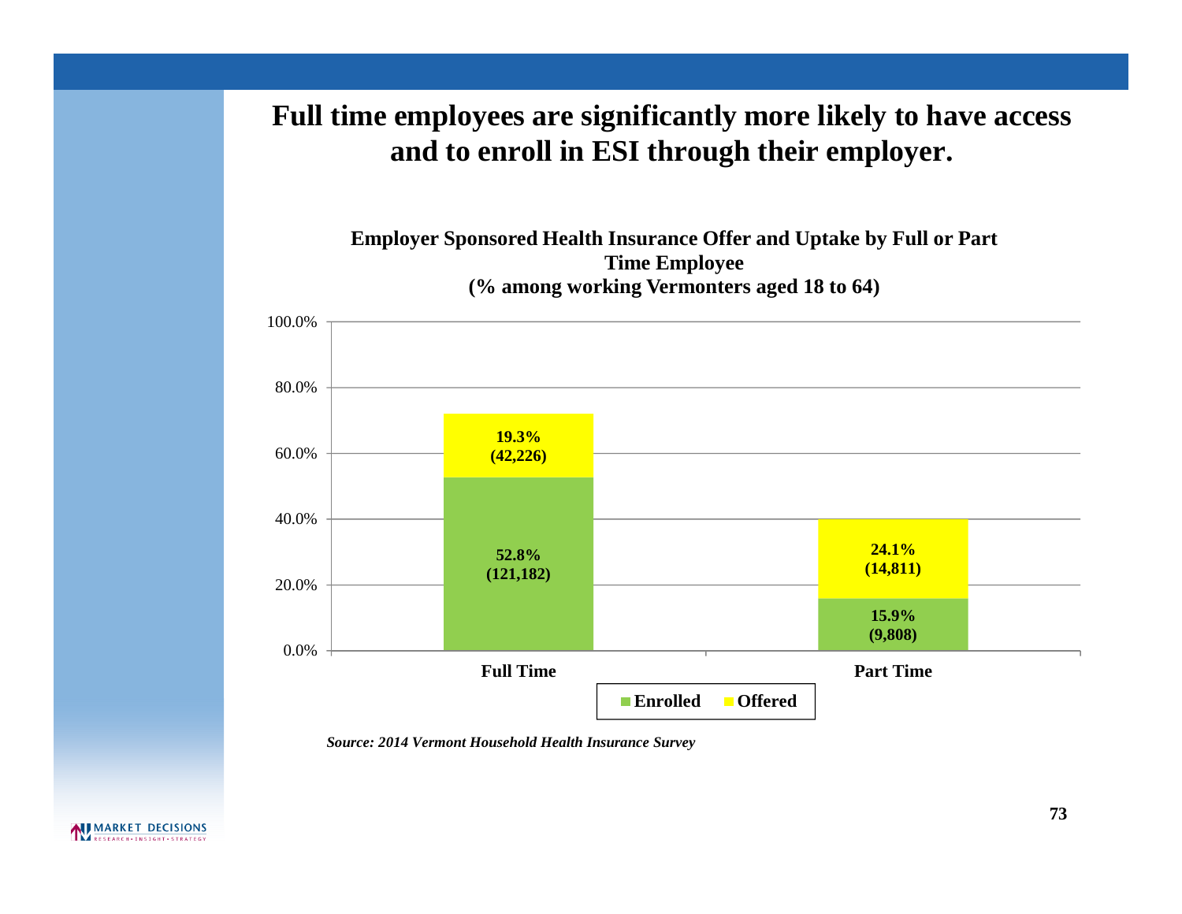# Full time employees are significantly more likely to have access and to enroll in ESI through their employer.

**Employer Sponsored Health Insurance Offer and Uptake by Full or Part Time Employee (% among working Vermonters aged 18 to 64)**

| | Enrolled | Offered |
|---|---|---|
| Full Time | 52.8% (121,182) | 19.3% (42,226) |
| Part Time | 15.9% (9,808) | 24.1% (14,811) |

*Source: 2014 Vermont Household Health Insurance Survey*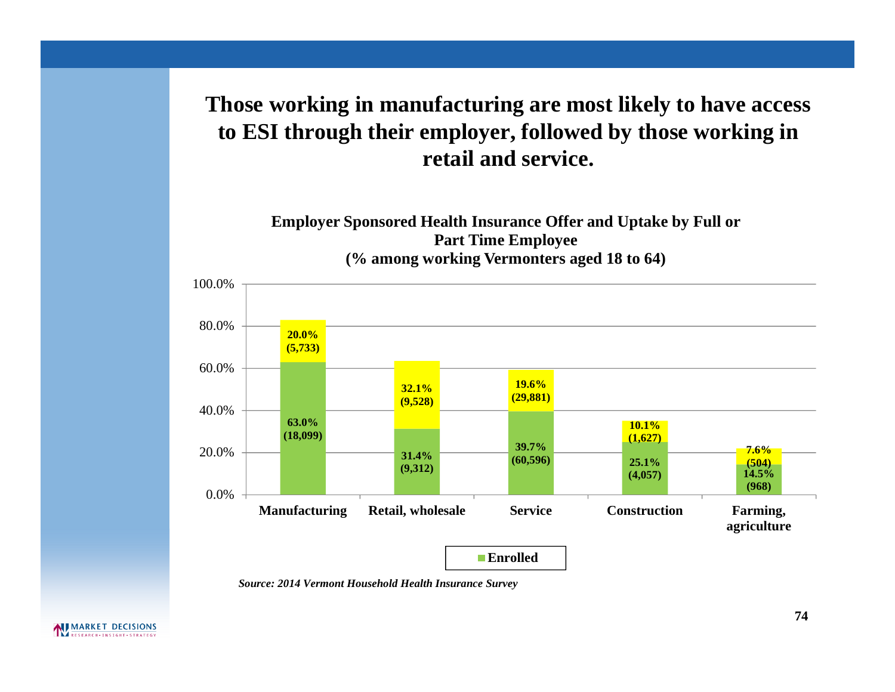# Those working in manufacturing are most likely to have access to ESI through their employer, followed by those working in retail and service.

**Employer Sponsored Health Insurance Offer and Uptake by Full or Part Time Employee (% among working Vermonters aged 18 to 64)**

| | Manufacturing | Retail, wholesale | Service | Construction | Farming, agriculture |
|---|---|---|---|---|---|
| Enrolled | 63.0% (18,099) | 31.4% (9,312) | 39.7% (60,596) | 25.1% (4,057) | 14.5% (968) |
| (Yellow segment) | 20.0% (5,733) | 32.1% (9,528) | 19.6% (29,881) | 10.1% (1,627) | 7.6% (504) |

*Source: 2014 Vermont Household Health Insurance Survey*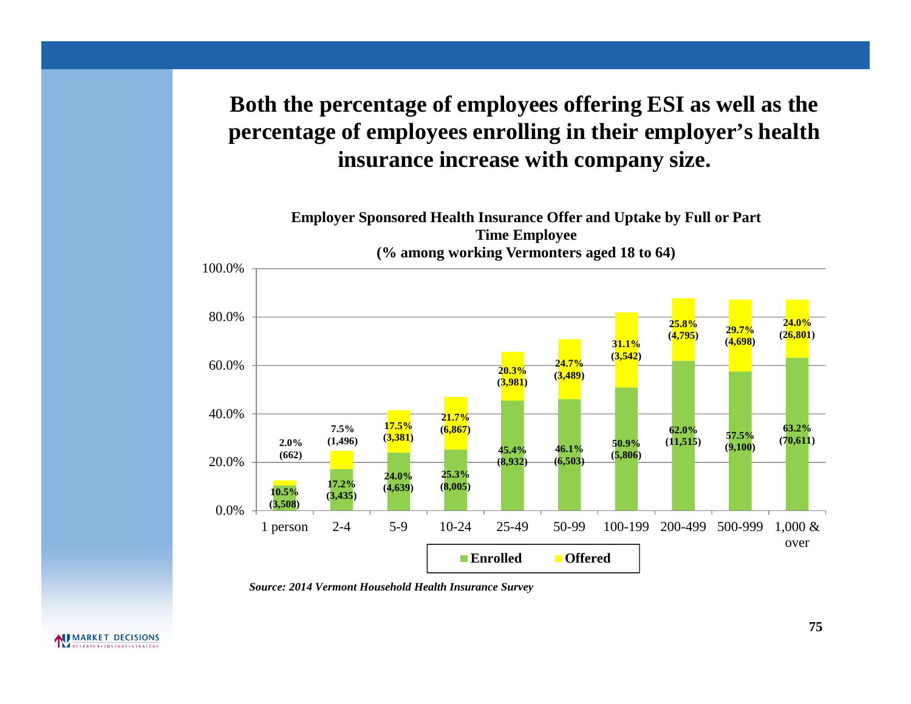## Both the percentage of employees offering ESI as well as the percentage of employees enrolling in their employer's health insurance increase with company size.

**Employer Sponsored Health Insurance Offer and Uptake by Full or Part Time Employee**
**(% among working Vermonters aged 18 to 64)**

| Company size | Enrolled | Offered |
|---|---|---|
| 1 person | 10.5% (3,508) | 2.0% (662) |
| 2-4 | 17.2% (3,435) | 7.5% (1,496) |
| 5-9 | 24.0% (4,639) | 17.5% (3,381) |
| 10-24 | 25.3% (8,005) | 21.7% (6,867) |
| 25-49 | 45.4% (8,932) | 20.3% (3,981) |
| 50-99 | 46.1% (6,503) | 24.7% (3,489) |
| 100-199 | 50.9% (5,806) | 31.1% (3,542) |
| 200-499 | 62.0% (11,515) | 25.8% (4,795) |
| 500-999 | 57.5% (9,100) | 29.7% (4,698) |
| 1,000 & over | 63.2% (70,611) | 24.0% (26,801) |

*Source: 2014 Vermont Household Health Insurance Survey*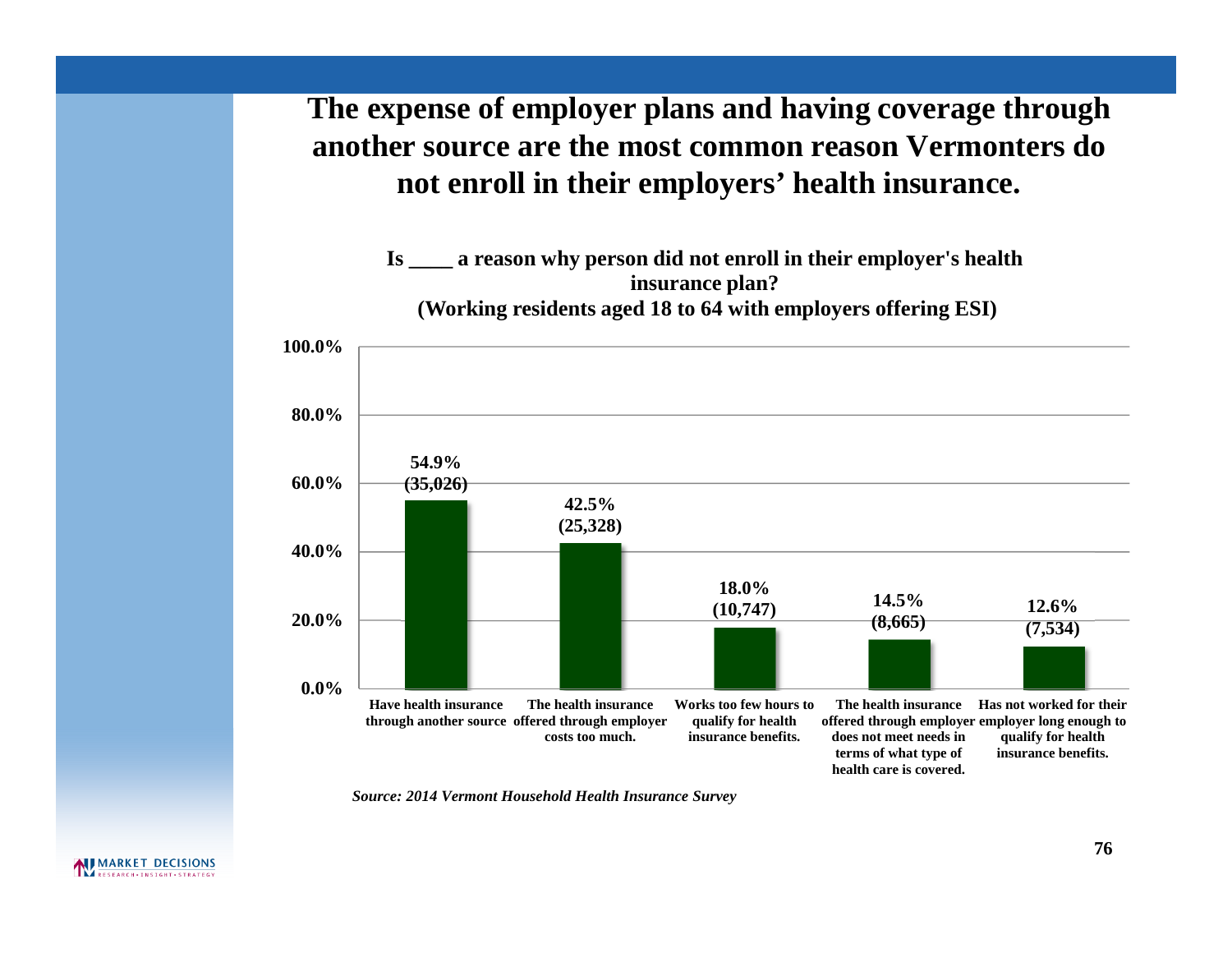# The expense of employer plans and having coverage through another source are the most common reason Vermonters do not enroll in their employers' health insurance.

**Is ____ a reason why person did not enroll in their employer's health insurance plan?**
**(Working residents aged 18 to 64 with employers offering ESI)**

| Reason | Percent | Number |
|---|---|---|
| Have health insurance through another source | 54.9% | (35,026) |
| The health insurance offered through employer costs too much. | 42.5% | (25,328) |
| Works too few hours to qualify for health insurance benefits. | 18.0% | (10,747) |
| The health insurance offered through employer does not meet needs in terms of what type of health care is covered. | 14.5% | (8,665) |
| Has not worked for their employer long enough to qualify for health insurance benefits. | 12.6% | (7,534) |

*Source: 2014 Vermont Household Health Insurance Survey*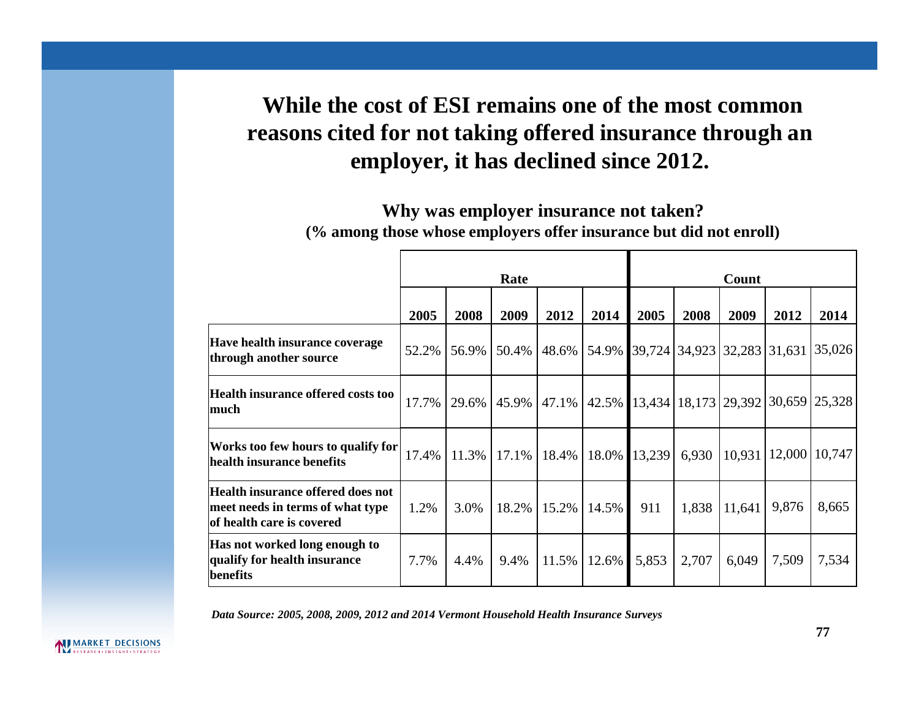# While the cost of ESI remains one of the most common reasons cited for not taking offered insurance through an employer, it has declined since 2012.

**Why was employer insurance not taken?**
**(% among those whose employers offer insurance but did not enroll)**

| | Rate | | | | | Count | | | | |
|---|---|---|---|---|---|---|---|---|---|---|
| | **2005** | **2008** | **2009** | **2012** | **2014** | **2005** | **2008** | **2009** | **2012** | **2014** |
| **Have health insurance coverage through another source** | 52.2% | 56.9% | 50.4% | 48.6% | 54.9% | 39,724 | 34,923 | 32,283 | 31,631 | 35,026 |
| **Health insurance offered costs too much** | 17.7% | 29.6% | 45.9% | 47.1% | 42.5% | 13,434 | 18,173 | 29,392 | 30,659 | 25,328 |
| **Works too few hours to qualify for health insurance benefits** | 17.4% | 11.3% | 17.1% | 18.4% | 18.0% | 13,239 | 6,930 | 10,931 | 12,000 | 10,747 |
| **Health insurance offered does not meet needs in terms of what type of health care is covered** | 1.2% | 3.0% | 18.2% | 15.2% | 14.5% | 911 | 1,838 | 11,641 | 9,876 | 8,665 |
| **Has not worked long enough to qualify for health insurance benefits** | 7.7% | 4.4% | 9.4% | 11.5% | 12.6% | 5,853 | 2,707 | 6,049 | 7,509 | 7,534 |

*Data Source: 2005, 2008, 2009, 2012 and 2014 Vermont Household Health Insurance Surveys*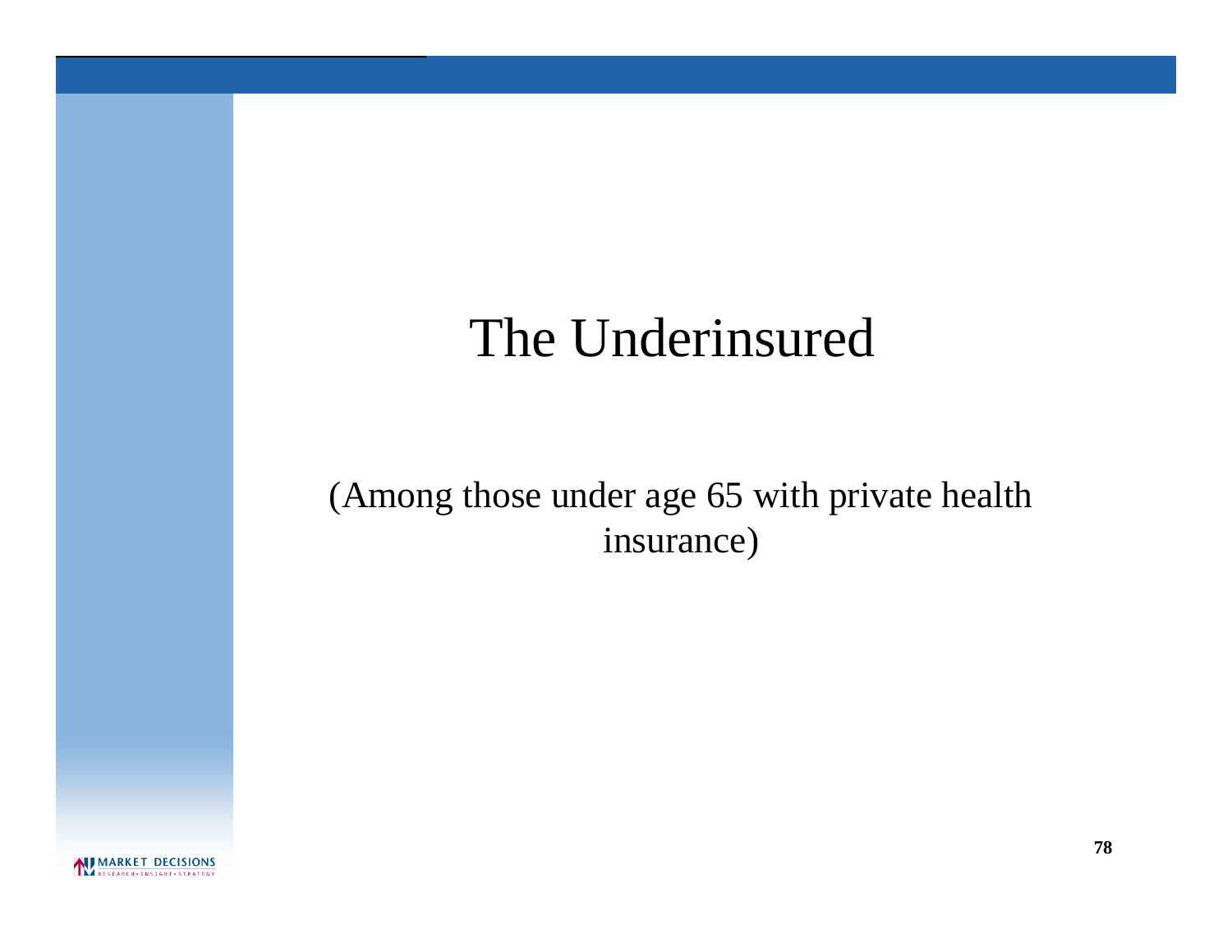# The Underinsured

(Among those under age 65 with private health insurance)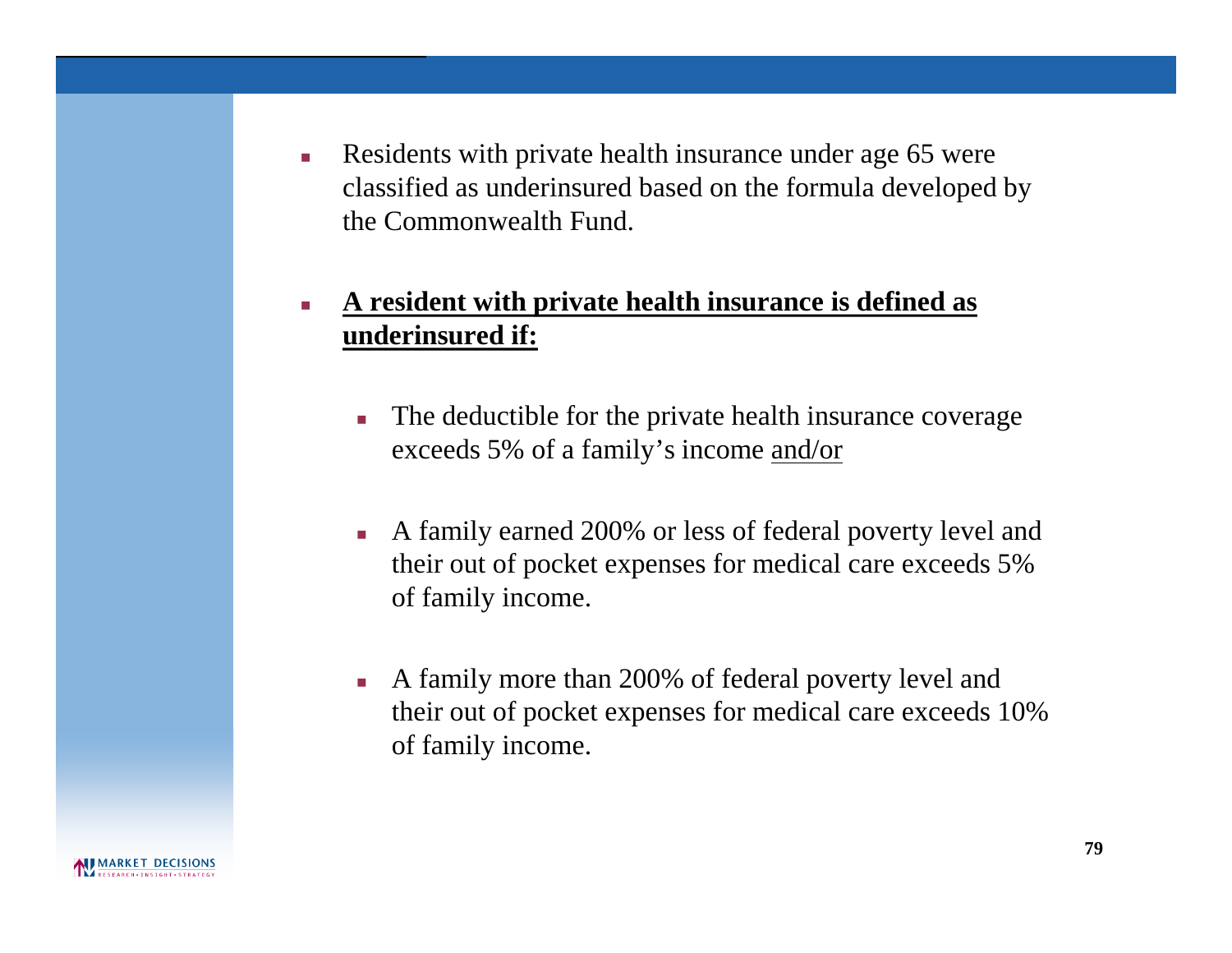- Residents with private health insurance under age 65 were classified as underinsured based on the formula developed by the Commonwealth Fund.

- **A resident with private health insurance is defined as underinsured if:**

  - The deductible for the private health insurance coverage exceeds 5% of a family's income and/or

  - A family earned 200% or less of federal poverty level and their out of pocket expenses for medical care exceeds 5% of family income.

  - A family more than 200% of federal poverty level and their out of pocket expenses for medical care exceeds 10% of family income.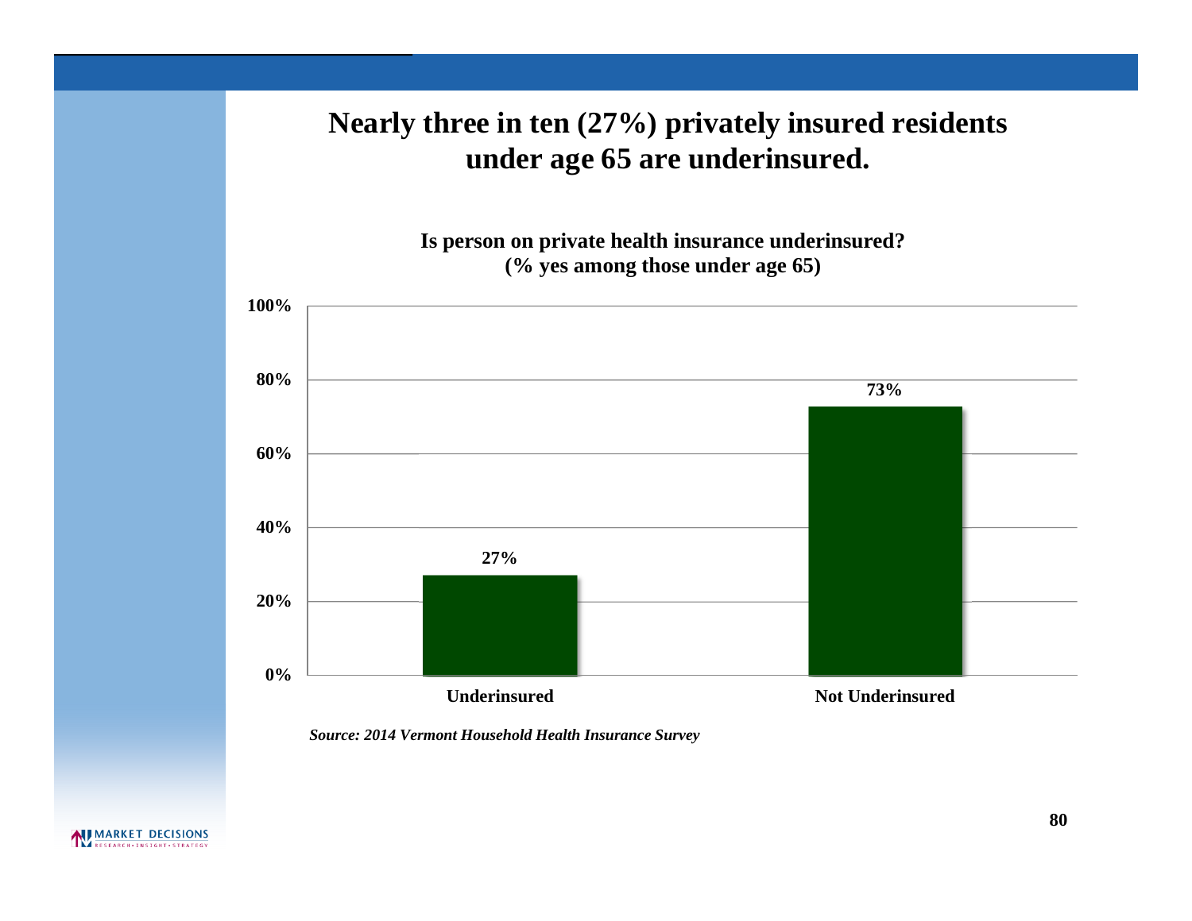# Nearly three in ten (27%) privately insured residents under age 65 are underinsured.

**Is person on private health insurance underinsured?**
**(% yes among those under age 65)**

| | Percent |
|---|---|
| Underinsured | 27% |
| Not Underinsured | 73% |

*Source: 2014 Vermont Household Health Insurance Survey*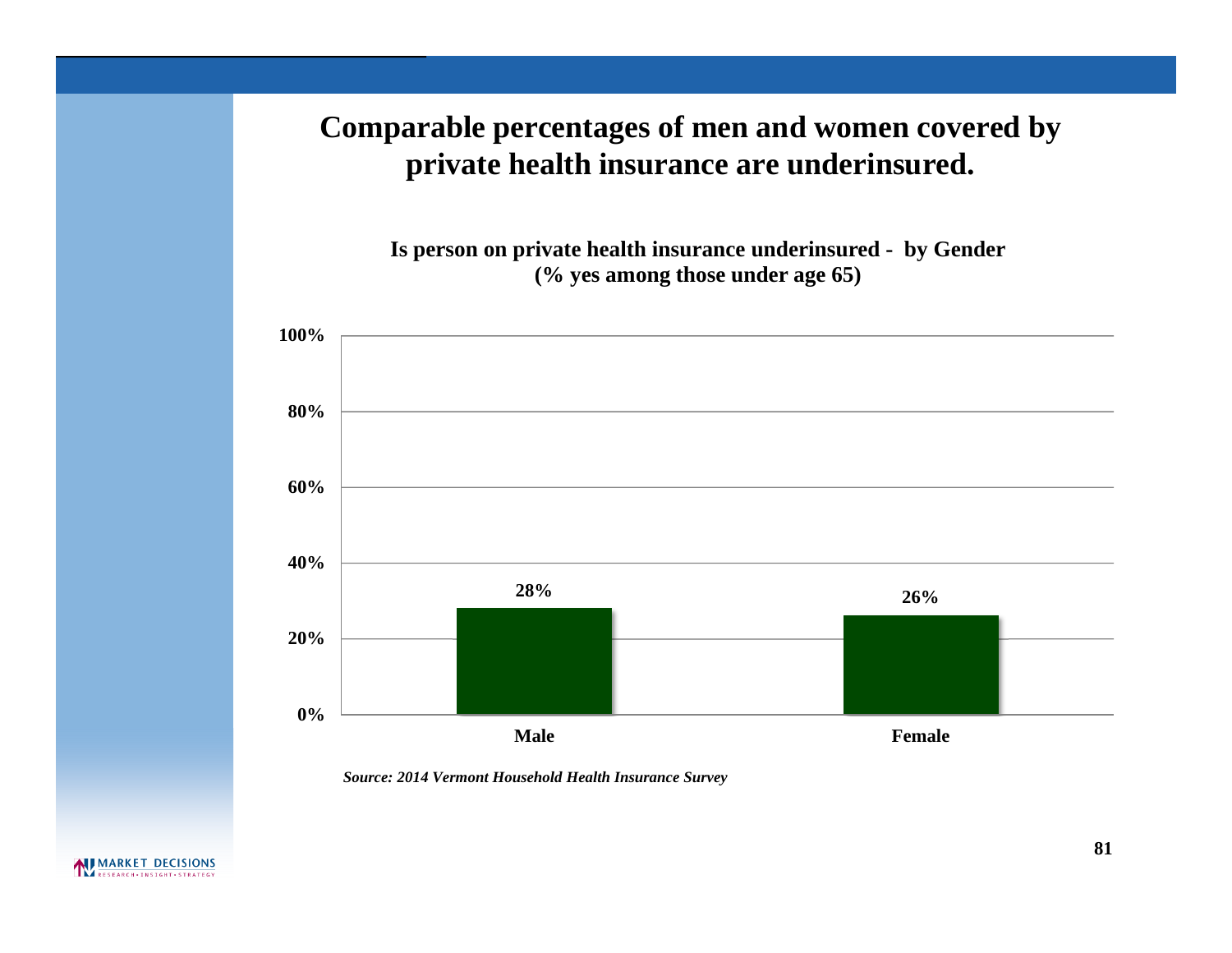# Comparable percentages of men and women covered by private health insurance are underinsured.

**Is person on private health insurance underinsured - by Gender (% yes among those under age 65)**

| Gender | % Yes |
|---|---|
| Male | 28% |
| Female | 26% |

*Source: 2014 Vermont Household Health Insurance Survey*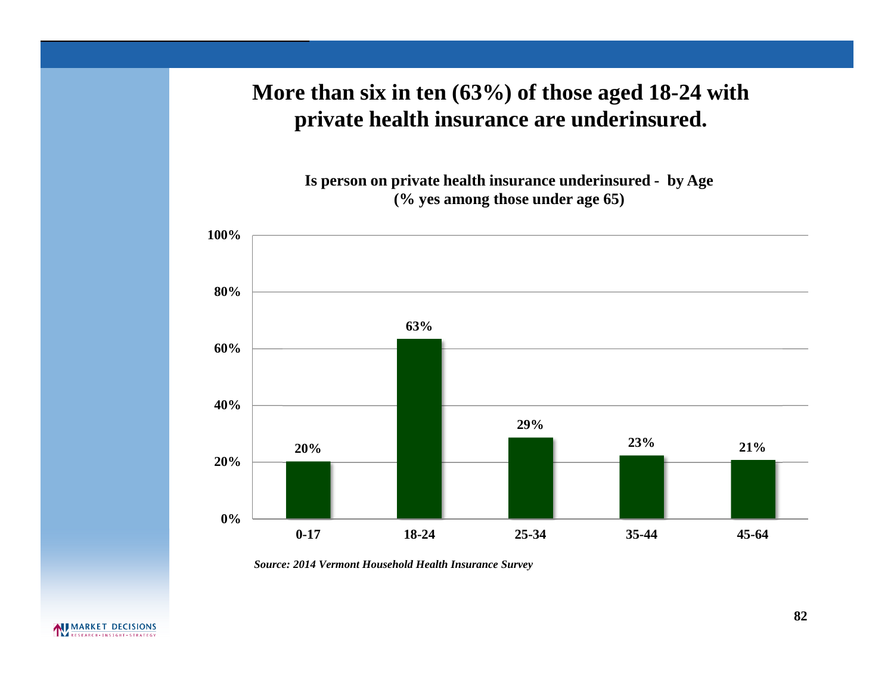# More than six in ten (63%) of those aged 18-24 with private health insurance are underinsured.

**Is person on private health insurance underinsured - by Age (% yes among those under age 65)**

| Age | % Yes |
|---|---|
| 0-17 | 20% |
| 18-24 | 63% |
| 25-34 | 29% |
| 35-44 | 23% |
| 45-64 | 21% |

*Source: 2014 Vermont Household Health Insurance Survey*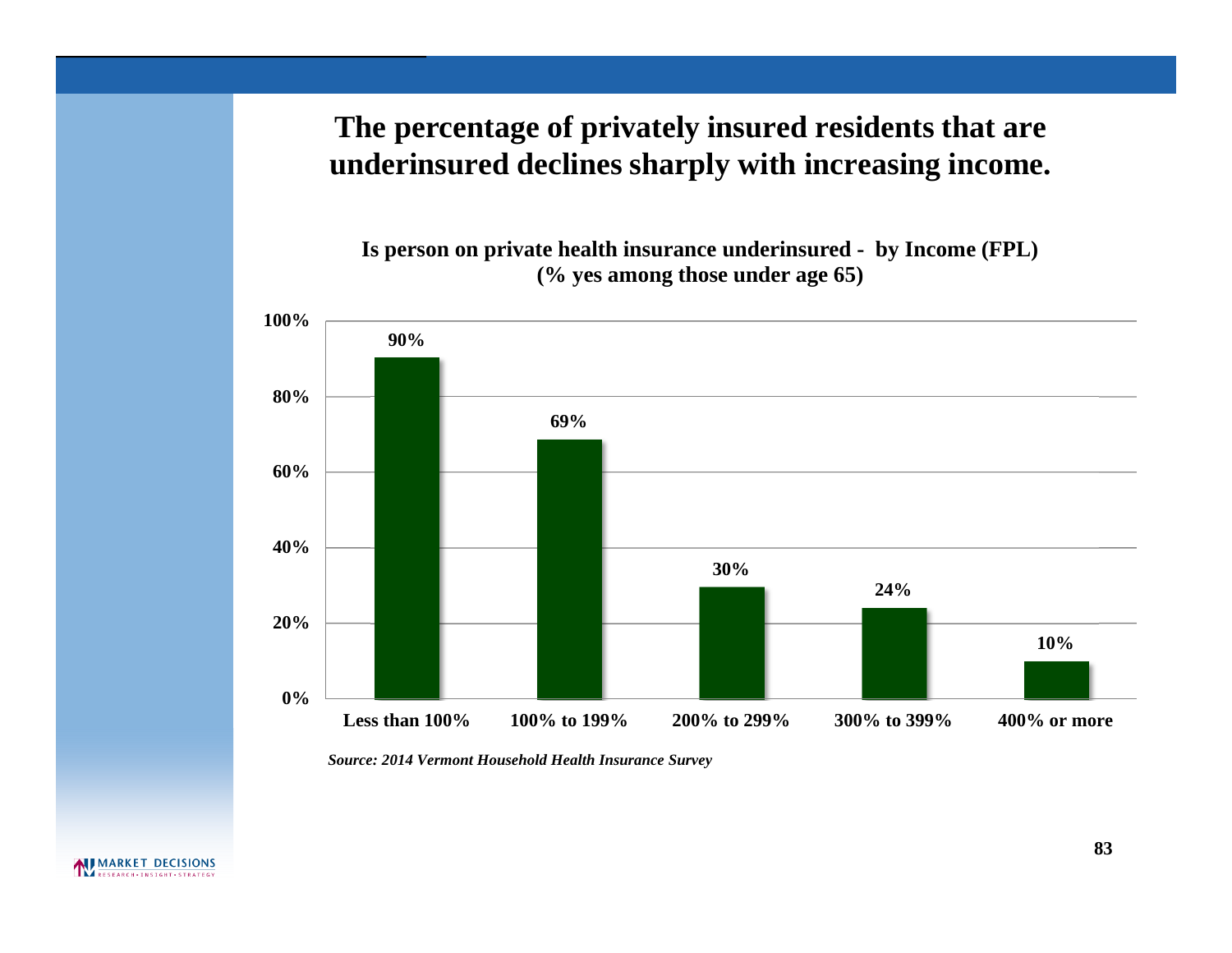# The percentage of privately insured residents that are underinsured declines sharply with increasing income.

**Is person on private health insurance underinsured - by Income (FPL)**
**(% yes among those under age 65)**

| Income (FPL) | % yes |
|---|---|
| Less than 100% | 90% |
| 100% to 199% | 69% |
| 200% to 299% | 30% |
| 300% to 399% | 24% |
| 400% or more | 10% |

*Source: 2014 Vermont Household Health Insurance Survey*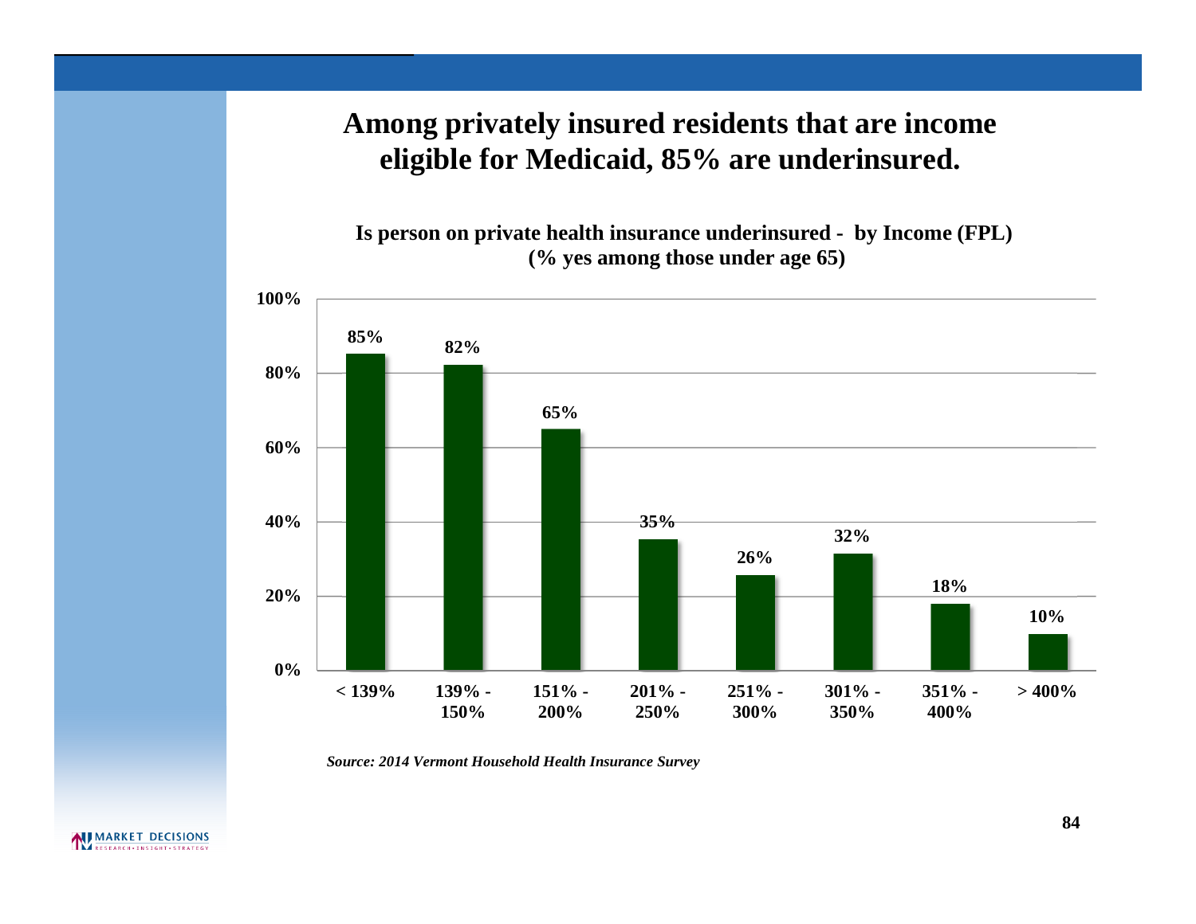# Among privately insured residents that are income eligible for Medicaid, 85% are underinsured.

**Is person on private health insurance underinsured - by Income (FPL)**
**(% yes among those under age 65)**

| Income (FPL) | % yes |
|---|---|
| < 139% | 85% |
| 139% - 150% | 82% |
| 151% - 200% | 65% |
| 201% - 250% | 35% |
| 251% - 300% | 26% |
| 301% - 350% | 32% |
| 351% - 400% | 18% |
| > 400% | 10% |

*Source: 2014 Vermont Household Health Insurance Survey*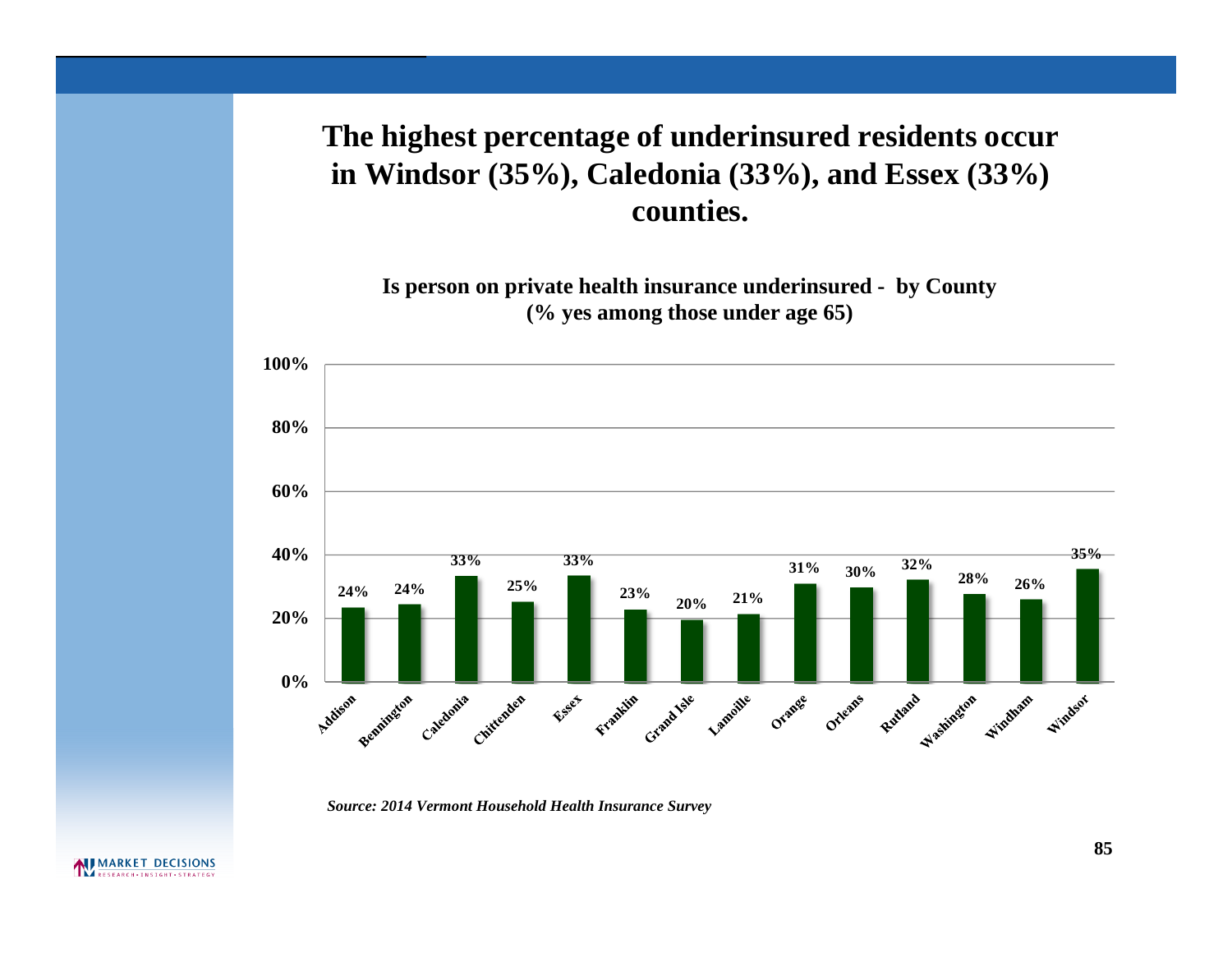# The highest percentage of underinsured residents occur in Windsor (35%), Caledonia (33%), and Essex (33%) counties.

**Is person on private health insurance underinsured - by County (% yes among those under age 65)**

| County | % Yes |
|---|---|
| Addison | 24% |
| Bennington | 24% |
| Caledonia | 33% |
| Chittenden | 25% |
| Essex | 33% |
| Franklin | 23% |
| Grand Isle | 20% |
| Lamoille | 21% |
| Orange | 31% |
| Orleans | 30% |
| Rutland | 32% |
| Washington | 28% |
| Windham | 26% |
| Windsor | 35% |

*Source: 2014 Vermont Household Health Insurance Survey*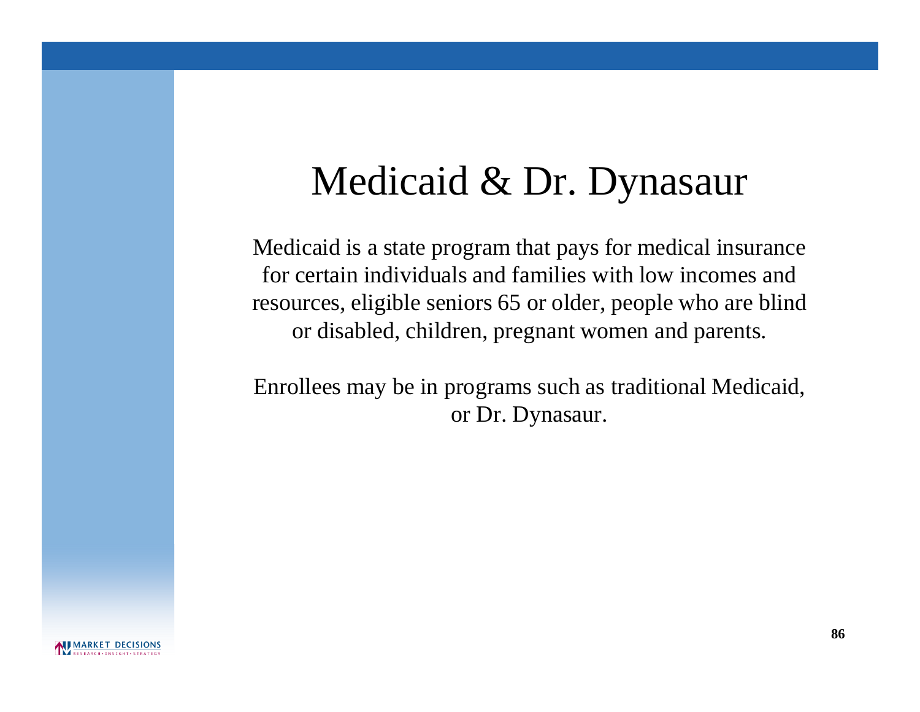# Medicaid & Dr. Dynasaur

Medicaid is a state program that pays for medical insurance for certain individuals and families with low incomes and resources, eligible seniors 65 or older, people who are blind or disabled, children, pregnant women and parents.

Enrollees may be in programs such as traditional Medicaid, or Dr. Dynasaur.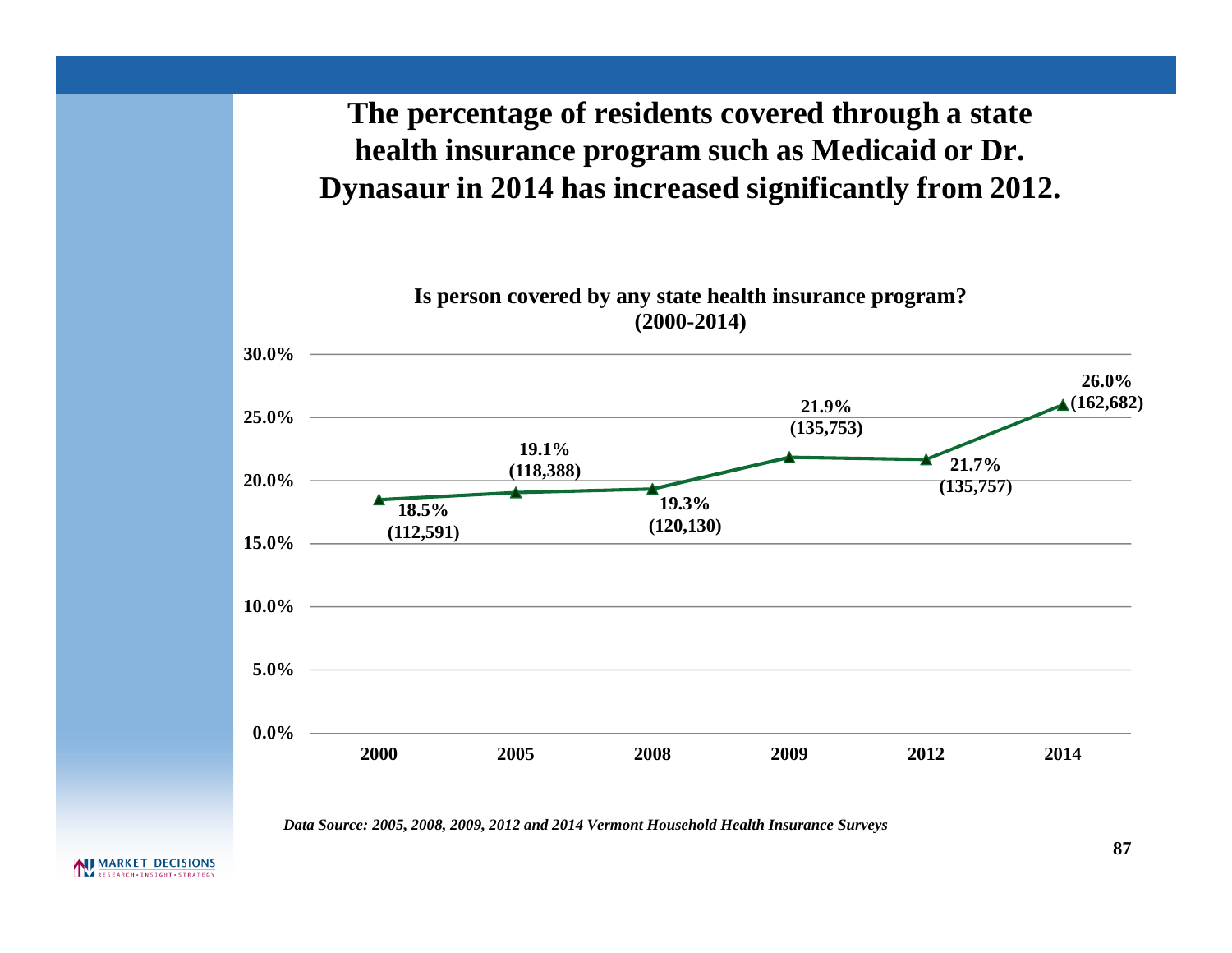# The percentage of residents covered through a state health insurance program such as Medicaid or Dr. Dynasaur in 2014 has increased significantly from 2012.

**Is person covered by any state health insurance program? (2000-2014)**

| Year | Percentage | Number |
|---|---|---|
| 2000 | 18.5% | (112,591) |
| 2005 | 19.1% | (118,388) |
| 2008 | 19.3% | (120,130) |
| 2009 | 21.9% | (135,753) |
| 2012 | 21.7% | (135,757) |
| 2014 | 26.0% | (162,682) |

*Data Source: 2005, 2008, 2009, 2012 and 2014 Vermont Household Health Insurance Surveys*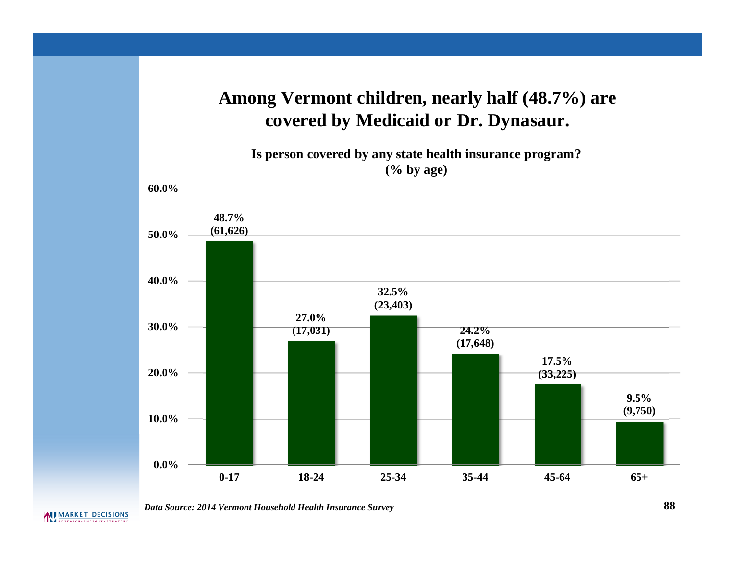# Among Vermont children, nearly half (48.7%) are covered by Medicaid or Dr. Dynasaur.

**Is person covered by any state health insurance program? (% by age)**

| Age | % | (N) |
|---|---|---|
| 0-17 | 48.7% | (61,626) |
| 18-24 | 27.0% | (17,031) |
| 25-34 | 32.5% | (23,403) |
| 35-44 | 24.2% | (17,648) |
| 45-64 | 17.5% | (33,225) |
| 65+ | 9.5% | (9,750) |

*Data Source: 2014 Vermont Household Health Insurance Survey*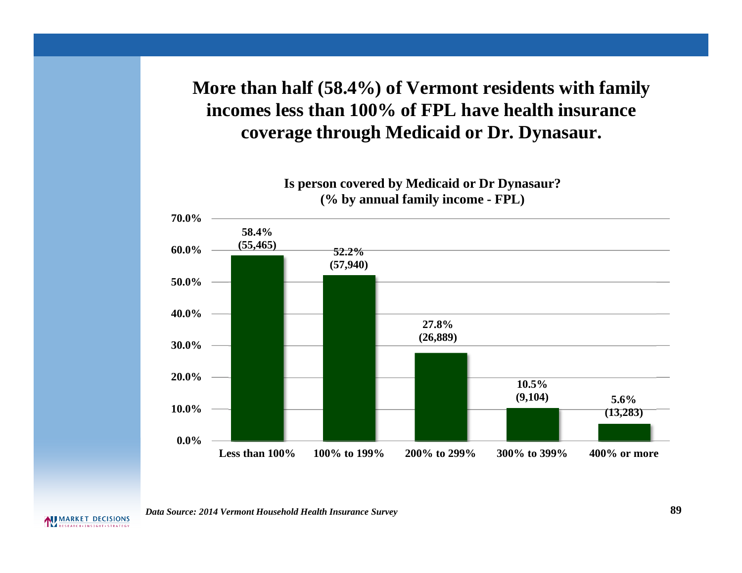# More than half (58.4%) of Vermont residents with family incomes less than 100% of FPL have health insurance coverage through Medicaid or Dr. Dynasaur.

**Is person covered by Medicaid or Dr Dynasaur?**
**(% by annual family income - FPL)**

| Annual family income (FPL) | % covered | Number |
|---|---|---|
| Less than 100% | 58.4% | (55,465) |
| 100% to 199% | 52.2% | (57,940) |
| 200% to 299% | 27.8% | (26,889) |
| 300% to 399% | 10.5% | (9,104) |
| 400% or more | 5.6% | (13,283) |

*Data Source: 2014 Vermont Household Health Insurance Survey*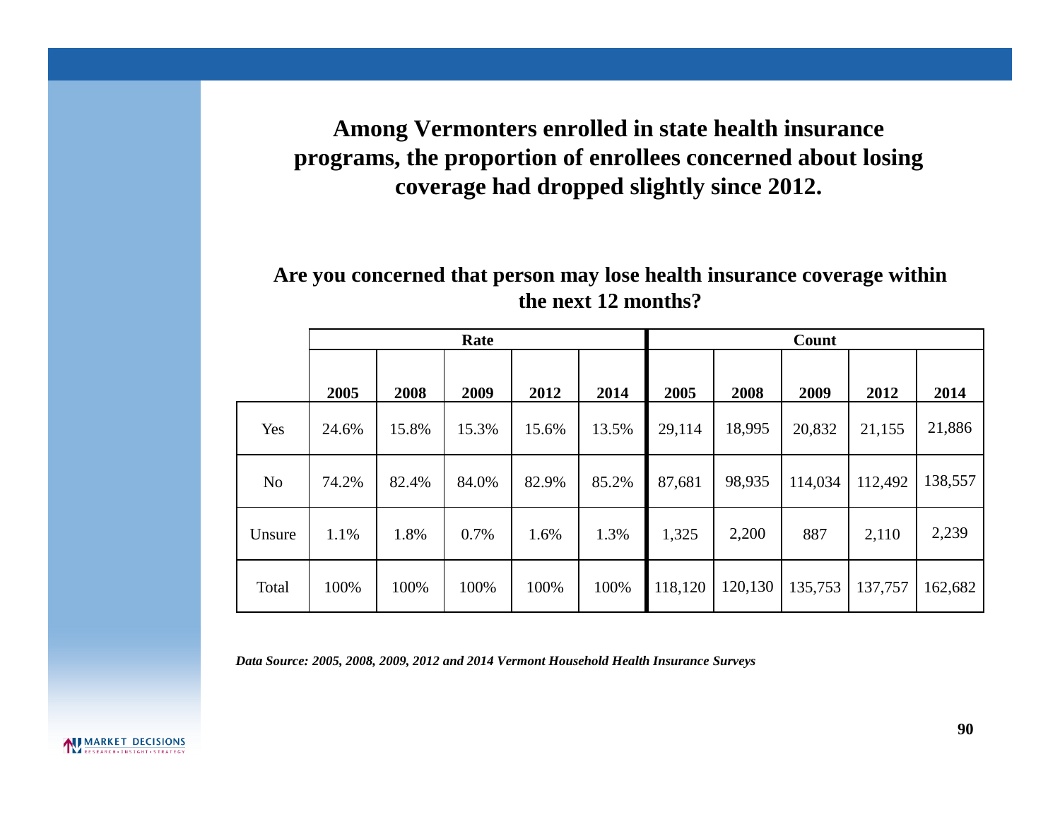## Among Vermonters enrolled in state health insurance programs, the proportion of enrollees concerned about losing coverage had dropped slightly since 2012.

### Are you concerned that person may lose health insurance coverage within the next 12 months?

| | Rate | | | | | Count | | | | |
|---|---|---|---|---|---|---|---|---|---|---|
| | 2005 | 2008 | 2009 | 2012 | 2014 | 2005 | 2008 | 2009 | 2012 | 2014 |
| Yes | 24.6% | 15.8% | 15.3% | 15.6% | 13.5% | 29,114 | 18,995 | 20,832 | 21,155 | 21,886 |
| No | 74.2% | 82.4% | 84.0% | 82.9% | 85.2% | 87,681 | 98,935 | 114,034 | 112,492 | 138,557 |
| Unsure | 1.1% | 1.8% | 0.7% | 1.6% | 1.3% | 1,325 | 2,200 | 887 | 2,110 | 2,239 |
| Total | 100% | 100% | 100% | 100% | 100% | 118,120 | 120,130 | 135,753 | 137,757 | 162,682 |

***Data Source: 2005, 2008, 2009, 2012 and 2014 Vermont Household Health Insurance Surveys***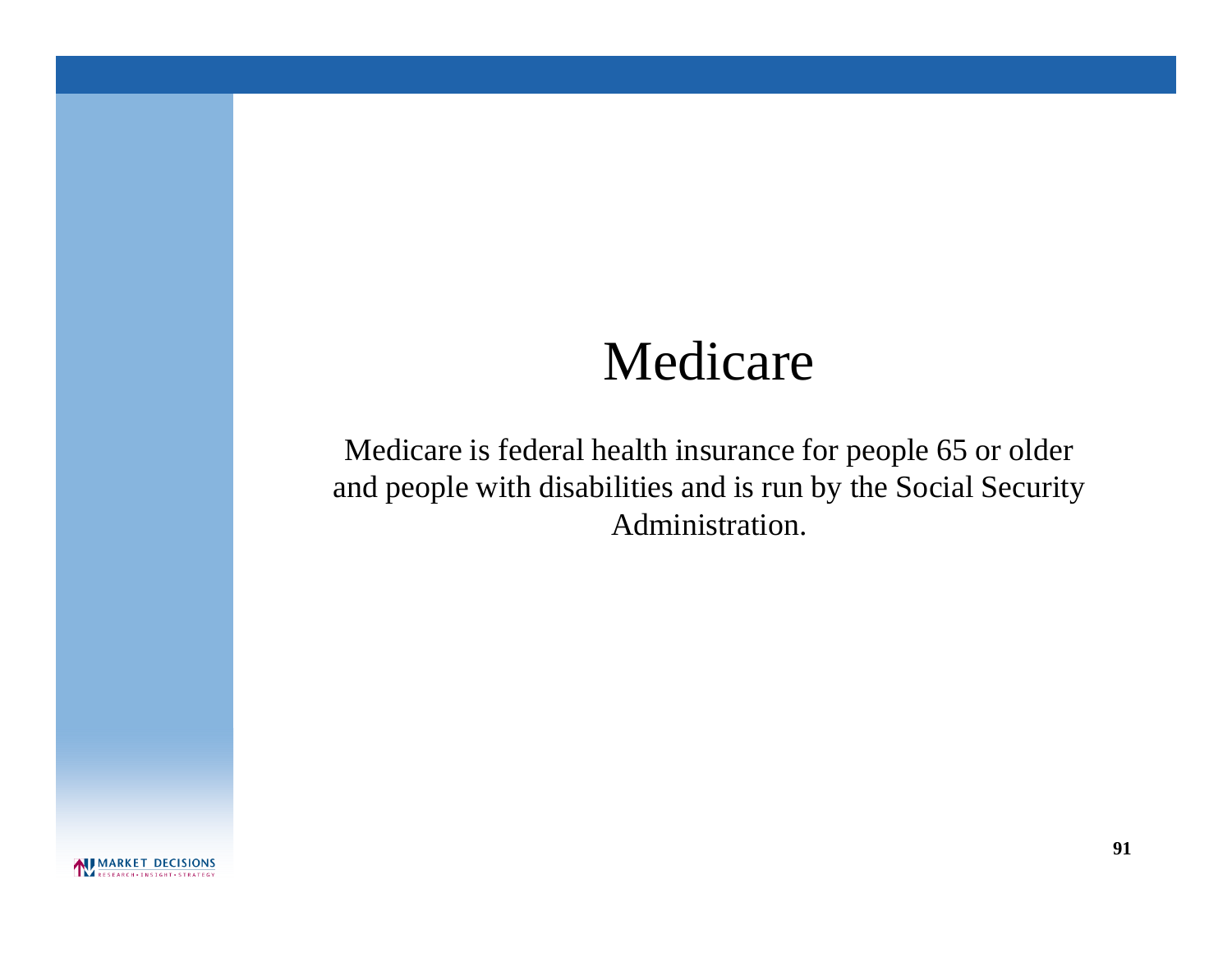# Medicare

Medicare is federal health insurance for people 65 or older and people with disabilities and is run by the Social Security Administration.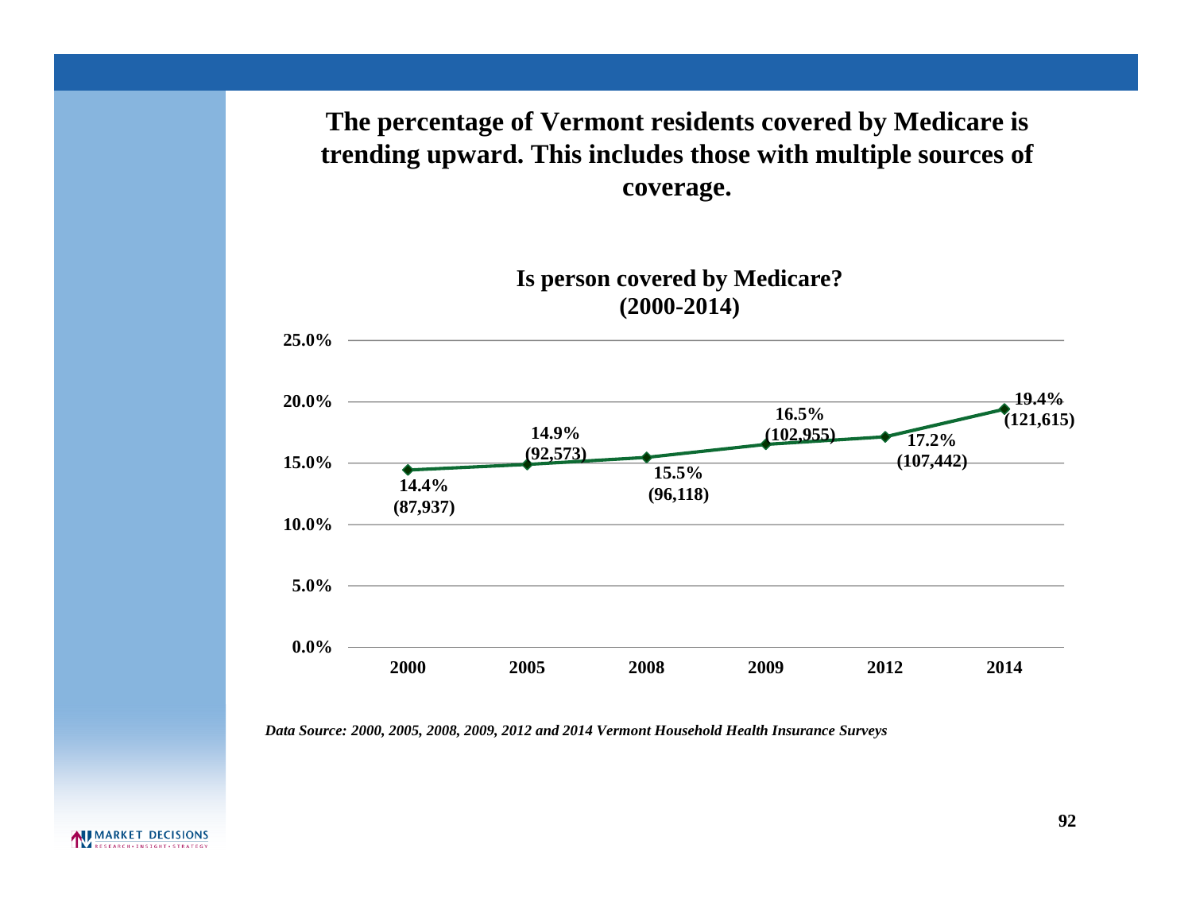## The percentage of Vermont residents covered by Medicare is trending upward. This includes those with multiple sources of coverage.

### Is person covered by Medicare? (2000-2014)

| Year | Percentage | Number |
|---|---|---|
| 2000 | 14.4% | (87,937) |
| 2005 | 14.9% | (92,573) |
| 2008 | 15.5% | (96,118) |
| 2009 | 16.5% | (102,955) |
| 2012 | 17.2% | (107,442) |
| 2014 | 19.4% | (121,615) |

*Data Source: 2000, 2005, 2008, 2009, 2012 and 2014 Vermont Household Health Insurance Surveys*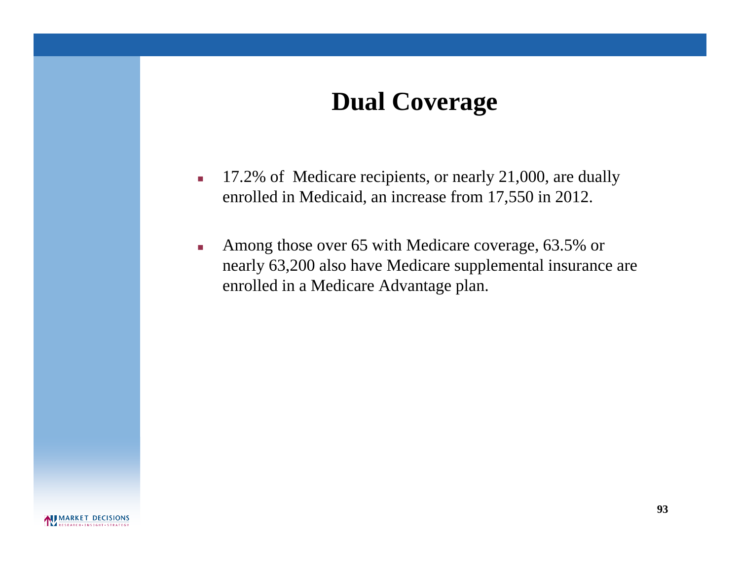# Dual Coverage

- 17.2% of  Medicare recipients, or nearly 21,000, are dually enrolled in Medicaid, an increase from 17,550 in 2012.
- Among those over 65 with Medicare coverage, 63.5% or nearly 63,200 also have Medicare supplemental insurance are enrolled in a Medicare Advantage plan.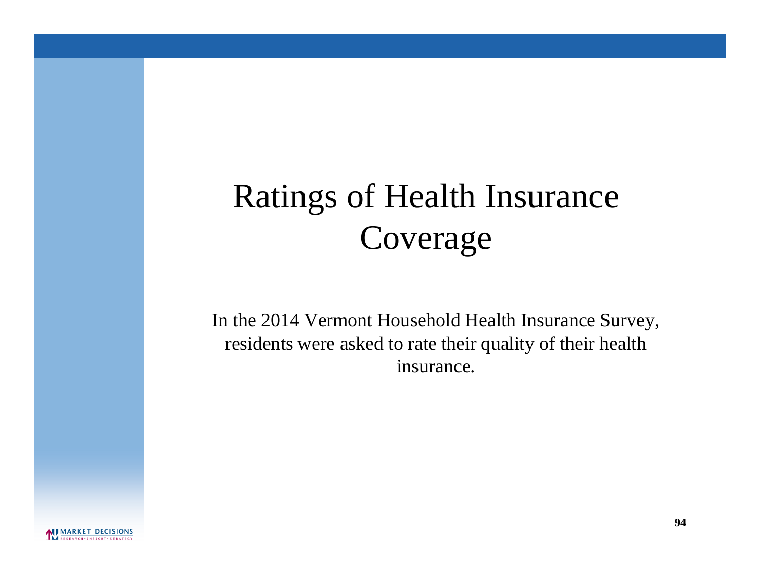# Ratings of Health Insurance Coverage

In the 2014 Vermont Household Health Insurance Survey, residents were asked to rate their quality of their health insurance.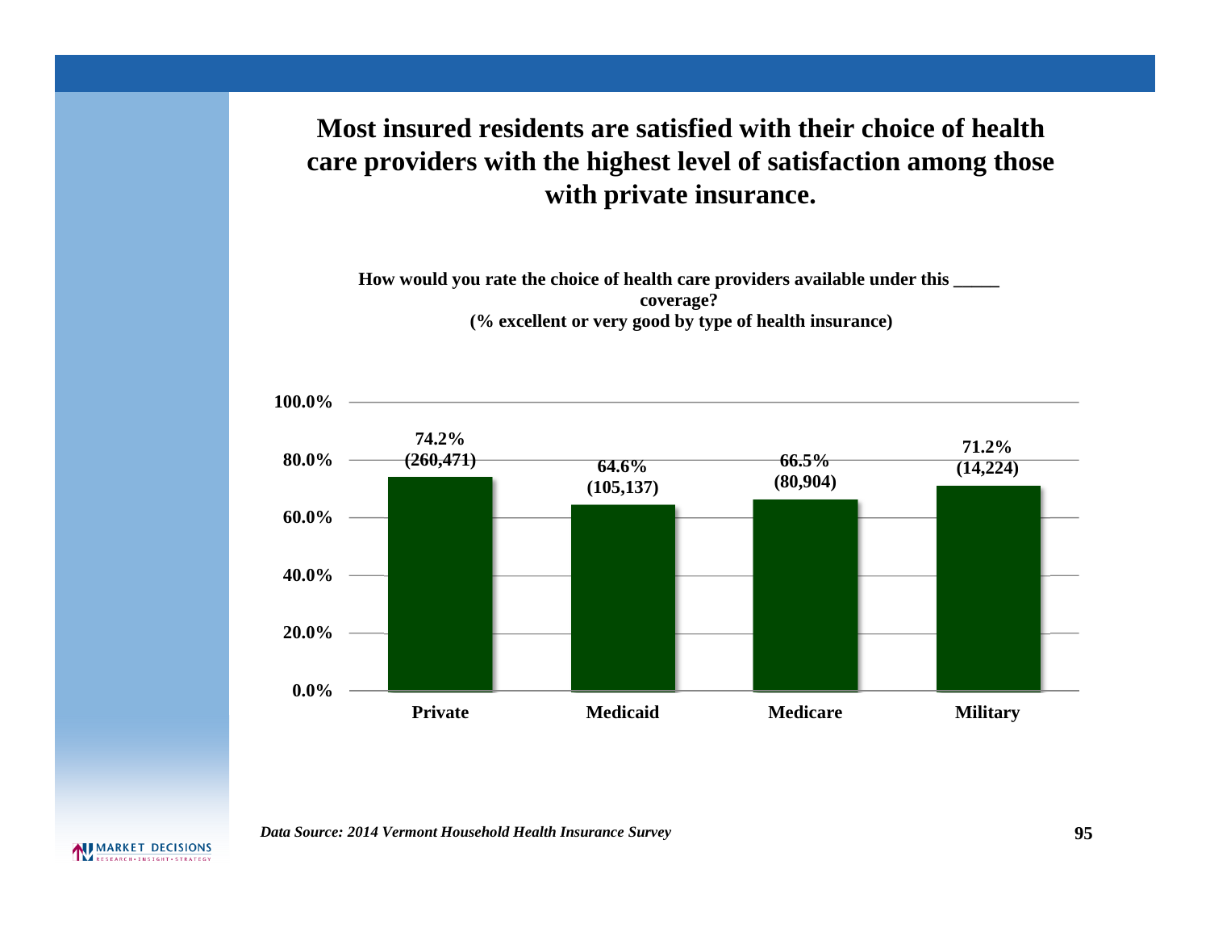# Most insured residents are satisfied with their choice of health care providers with the highest level of satisfaction among those with private insurance.

**How would you rate the choice of health care providers available under this _____ coverage?**
**(% excellent or very good by type of health insurance)**

| Type of health insurance | % excellent or very good | (n) |
|---|---|---|
| Private | 74.2% | (260,471) |
| Medicaid | 64.6% | (105,137) |
| Medicare | 66.5% | (80,904) |
| Military | 71.2% | (14,224) |

*Data Source: 2014 Vermont Household Health Insurance Survey*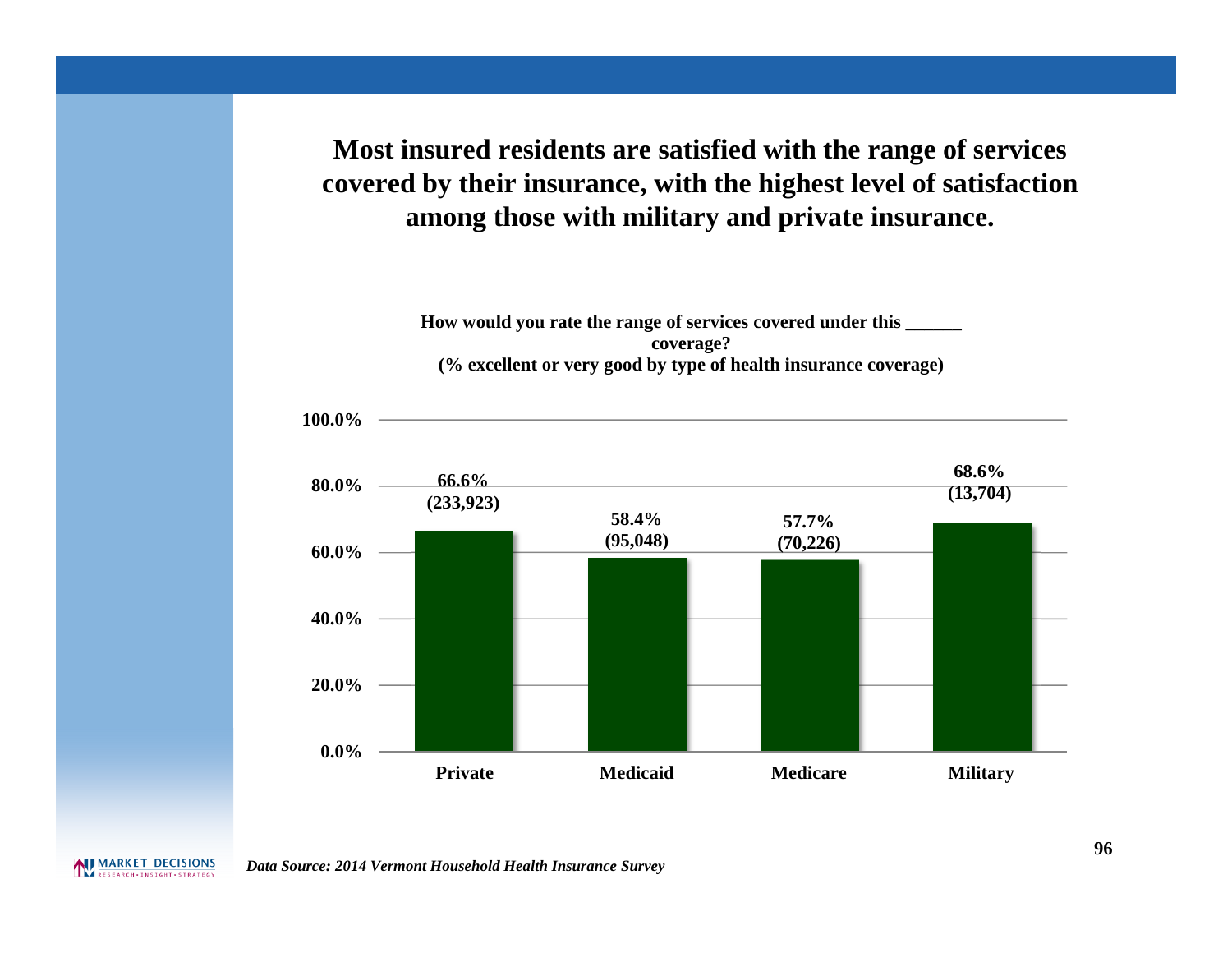# Most insured residents are satisfied with the range of services covered by their insurance, with the highest level of satisfaction among those with military and private insurance.

**How would you rate the range of services covered under this ______ coverage?**
**(% excellent or very good by type of health insurance coverage)**

| Type of coverage | % excellent or very good | (N) |
|---|---|---|
| Private | 66.6% | (233,923) |
| Medicaid | 58.4% | (95,048) |
| Medicare | 57.7% | (70,226) |
| Military | 68.6% | (13,704) |

*Data Source: 2014 Vermont Household Health Insurance Survey*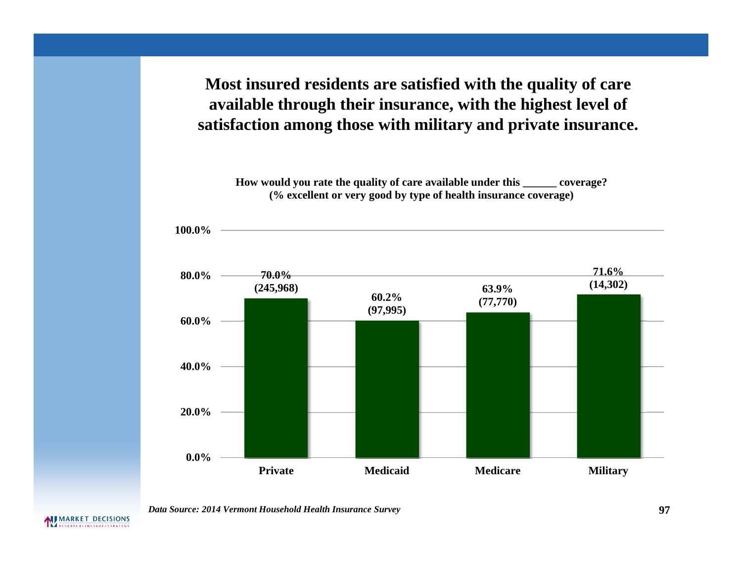# Most insured residents are satisfied with the quality of care available through their insurance, with the highest level of satisfaction among those with military and private insurance.

**How would you rate the quality of care available under this ______ coverage?**
**(% excellent or very good by type of health insurance coverage)**

| Coverage | % Excellent or Very Good | (N) |
|---|---|---|
| Private | 70.0% | (245,968) |
| Medicaid | 60.2% | (97,995) |
| Medicare | 63.9% | (77,770) |
| Military | 71.6% | (14,302) |

*Data Source: 2014 Vermont Household Health Insurance Survey*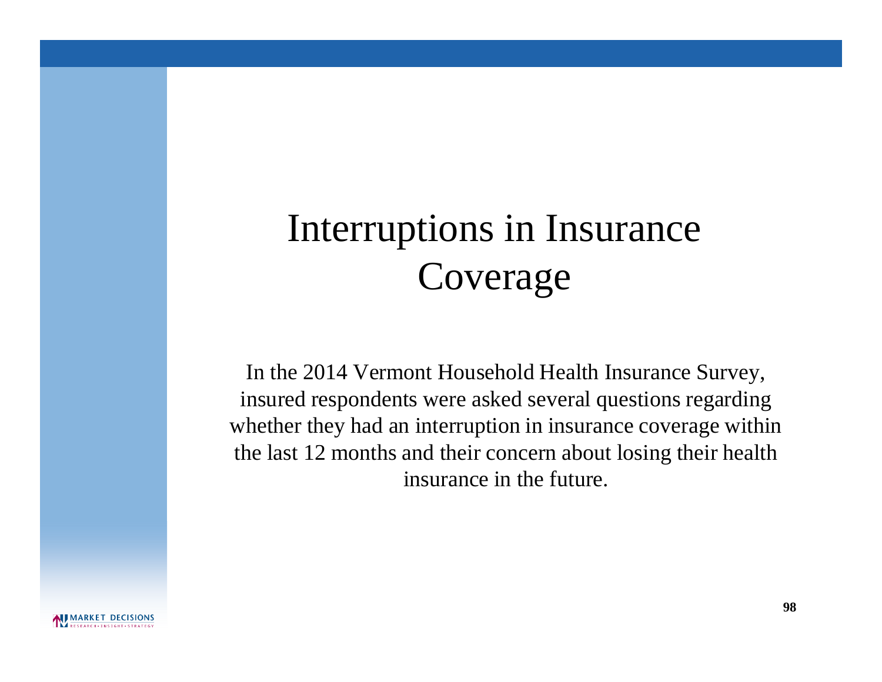# Interruptions in Insurance Coverage

In the 2014 Vermont Household Health Insurance Survey, insured respondents were asked several questions regarding whether they had an interruption in insurance coverage within the last 12 months and their concern about losing their health insurance in the future.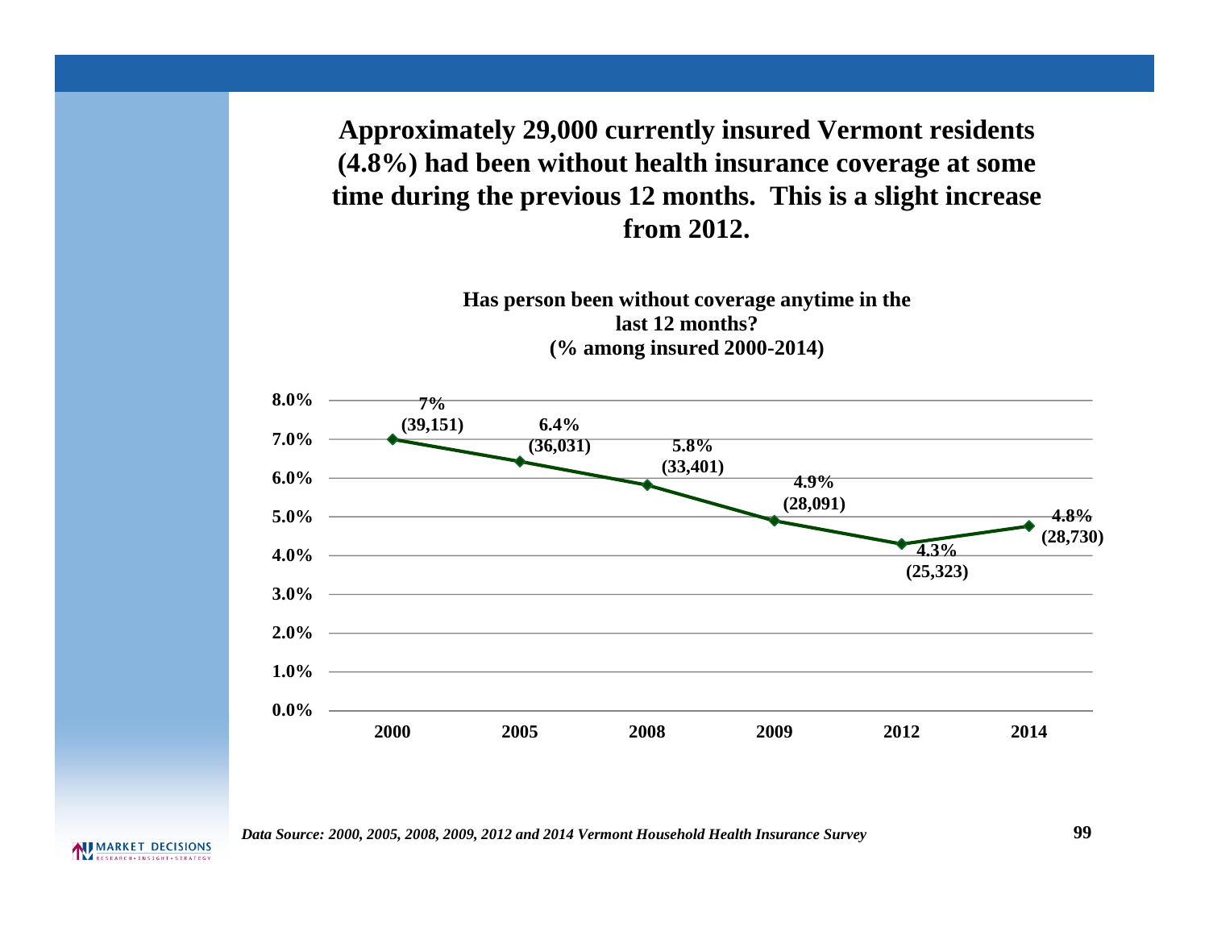# Approximately 29,000 currently insured Vermont residents (4.8%) had been without health insurance coverage at some time during the previous 12 months. This is a slight increase from 2012.

**Has person been without coverage anytime in the last 12 months? (% among insured 2000-2014)**

| Year | Percent | Number |
|---|---|---|
| 2000 | 7% | (39,151) |
| 2005 | 6.4% | (36,031) |
| 2008 | 5.8% | (33,401) |
| 2009 | 4.9% | (28,091) |
| 2012 | 4.3% | (25,323) |
| 2014 | 4.8% | (28,730) |

*Data Source: 2000, 2005, 2008, 2009, 2012 and 2014 Vermont Household Health Insurance Survey*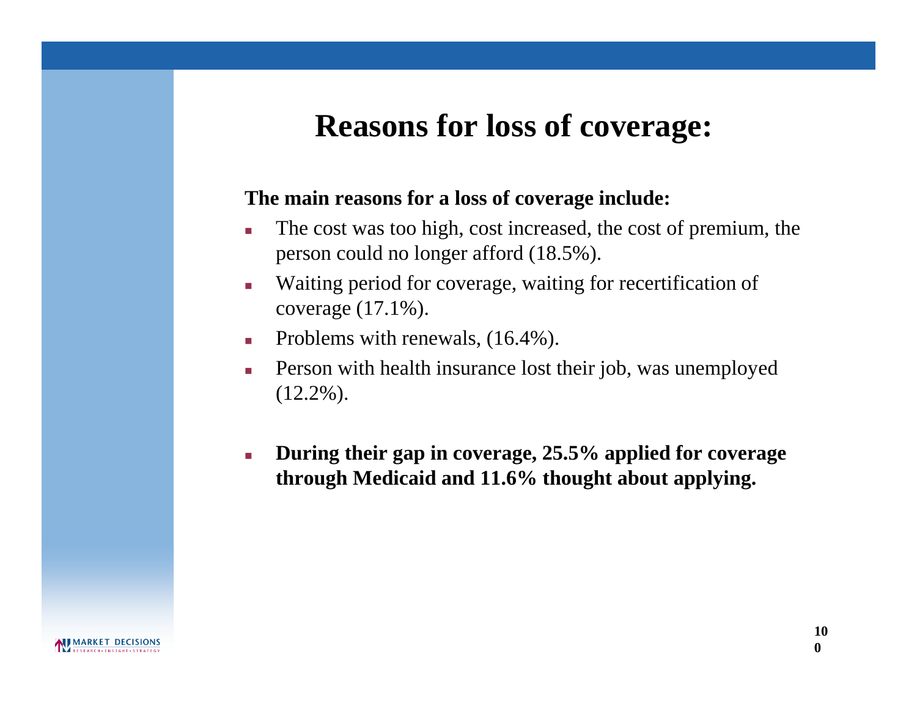# Reasons for loss of coverage:

**The main reasons for a loss of coverage include:**

- The cost was too high, cost increased, the cost of premium, the person could no longer afford (18.5%).
- Waiting period for coverage, waiting for recertification of coverage (17.1%).
- Problems with renewals, (16.4%).
- Person with health insurance lost their job, was unemployed (12.2%).

- **During their gap in coverage, 25.5% applied for coverage through Medicaid and 11.6% thought about applying.**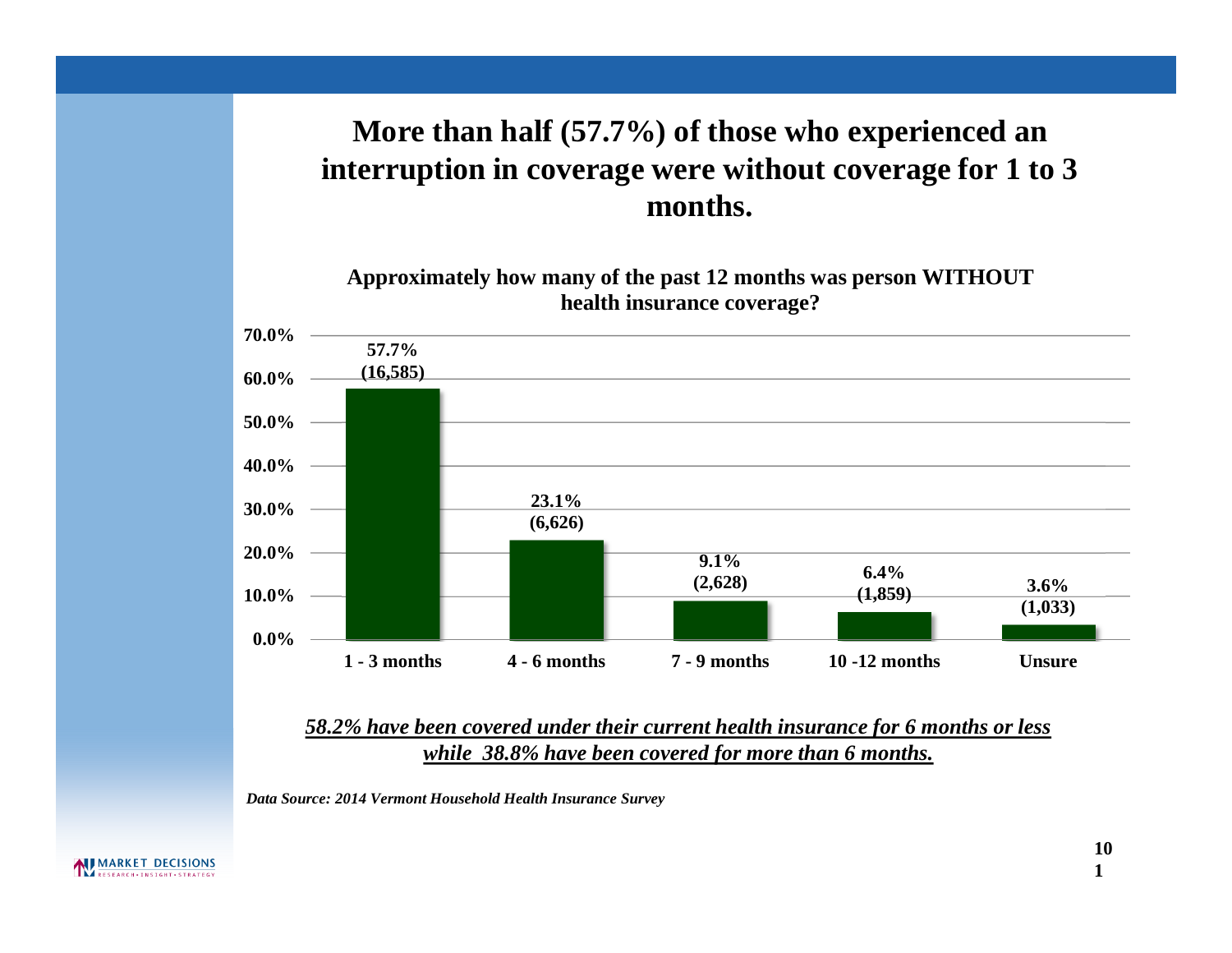# More than half (57.7%) of those who experienced an interruption in coverage were without coverage for 1 to 3 months.

**Approximately how many of the past 12 months was person WITHOUT health insurance coverage?**

| Months without coverage | Percent | Count |
|---|---|---|
| 1 - 3 months | 57.7% | (16,585) |
| 4 - 6 months | 23.1% | (6,626) |
| 7 - 9 months | 9.1% | (2,628) |
| 10 -12 months | 6.4% | (1,859) |
| Unsure | 3.6% | (1,033) |

***58.2% have been covered under their current health insurance for 6 months or less while 38.8% have been covered for more than 6 months.***

***Data Source: 2014 Vermont Household Health Insurance Survey***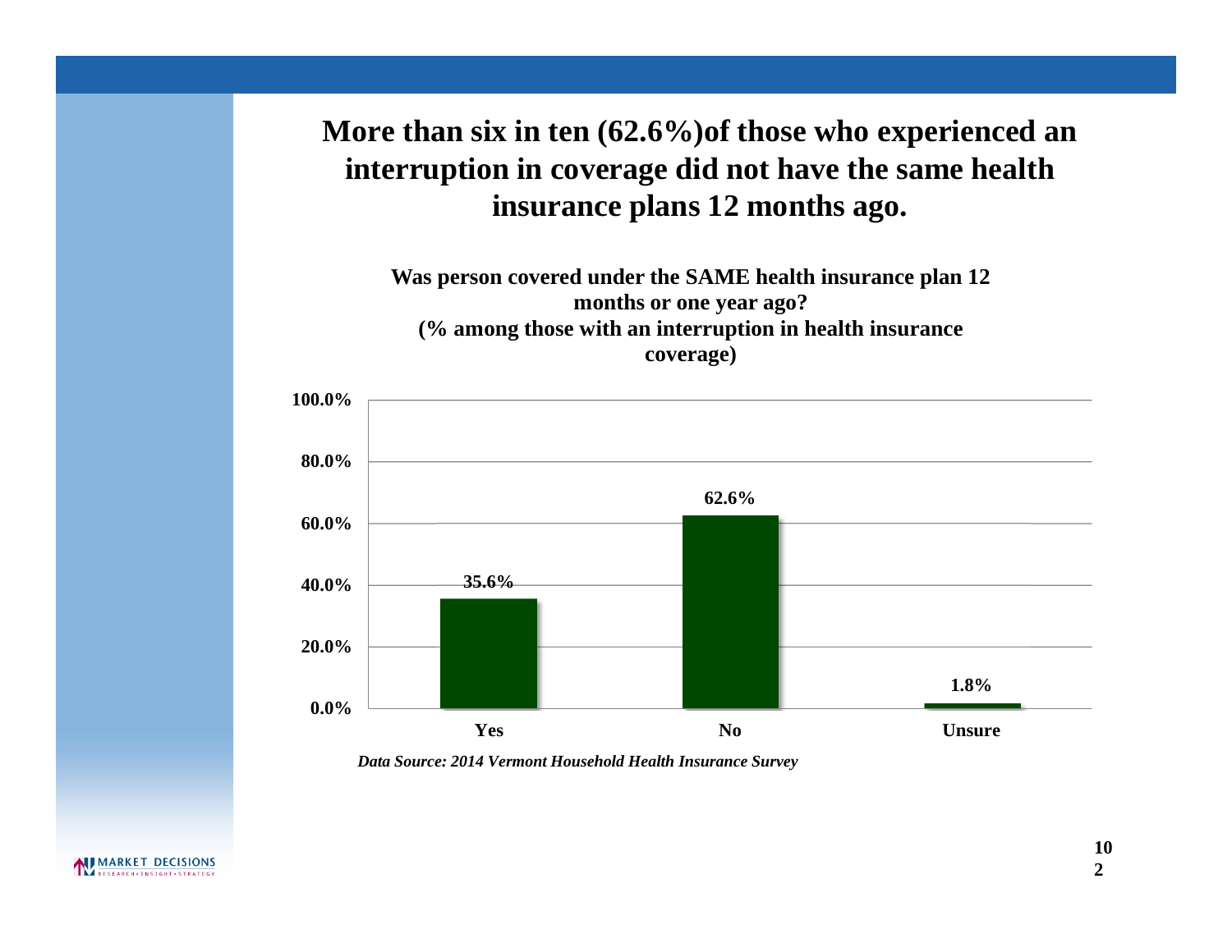# More than six in ten (62.6%)of those who experienced an interruption in coverage did not have the same health insurance plans 12 months ago.

**Was person covered under the SAME health insurance plan 12 months or one year ago?**
**(% among those with an interruption in health insurance coverage)**

| Response | Percent |
|---|---|
| Yes | 35.6% |
| No | 62.6% |
| Unsure | 1.8% |

*Data Source: 2014 Vermont Household Health Insurance Survey*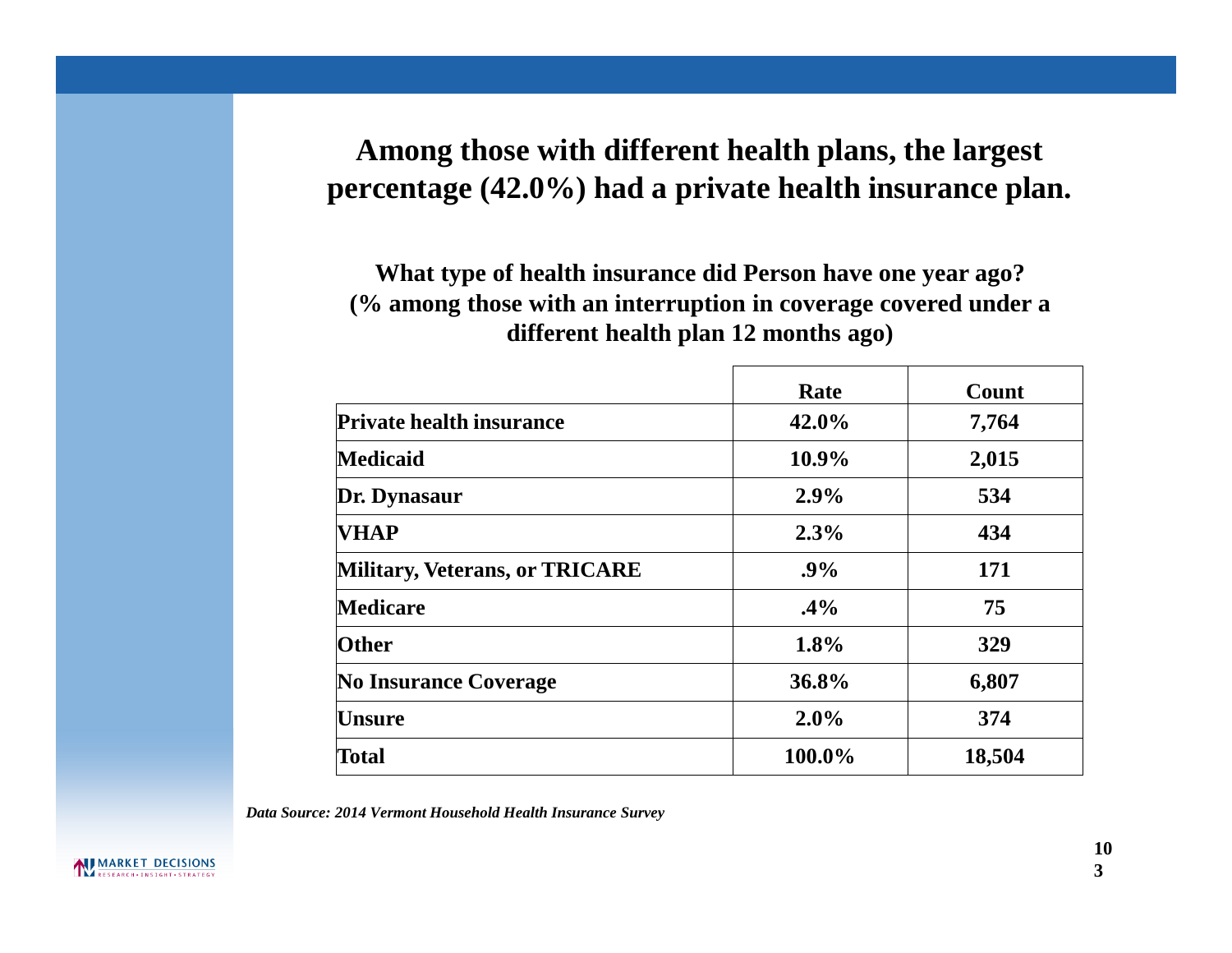## Among those with different health plans, the largest percentage (42.0%) had a private health insurance plan.

**What type of health insurance did Person have one year ago? (% among those with an interruption in coverage covered under a different health plan 12 months ago)**

| | Rate | Count |
|---|---|---|
| **Private health insurance** | **42.0%** | **7,764** |
| **Medicaid** | **10.9%** | **2,015** |
| **Dr. Dynasaur** | **2.9%** | **534** |
| **VHAP** | **2.3%** | **434** |
| **Military, Veterans, or TRICARE** | **.9%** | **171** |
| **Medicare** | **.4%** | **75** |
| **Other** | **1.8%** | **329** |
| **No Insurance Coverage** | **36.8%** | **6,807** |
| **Unsure** | **2.0%** | **374** |
| **Total** | **100.0%** | **18,504** |

***Data Source: 2014 Vermont Household Health Insurance Survey***

MARKET DECISIONS
RESEARCH • INSIGHT • STRATEGY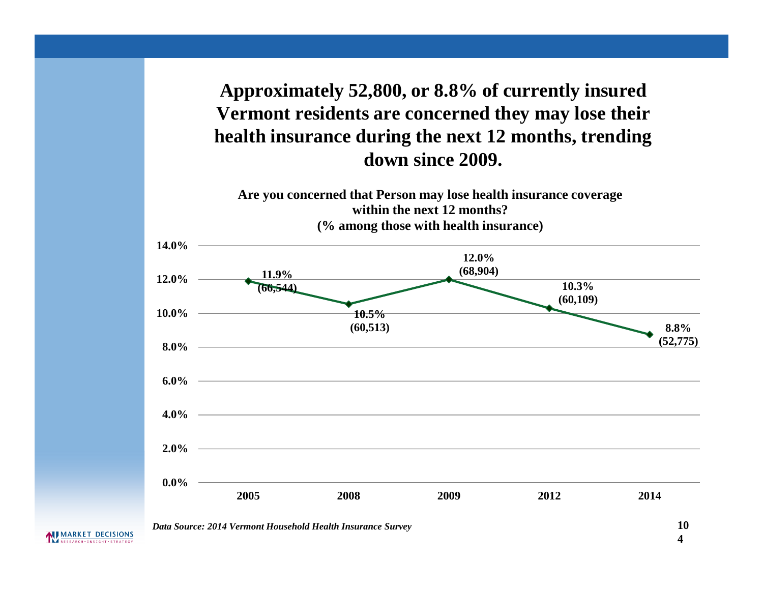# Approximately 52,800, or 8.8% of currently insured Vermont residents are concerned they may lose their health insurance during the next 12 months, trending down since 2009.

**Are you concerned that Person may lose health insurance coverage within the next 12 months?**
**(% among those with health insurance)**

| Year | Percent | Number |
|---|---|---|
| 2005 | 11.9% | (66,544) |
| 2008 | 10.5% | (60,513) |
| 2009 | 12.0% | (68,904) |
| 2012 | 10.3% | (60,109) |
| 2014 | 8.8% | (52,775) |

*Data Source: 2014 Vermont Household Health Insurance Survey*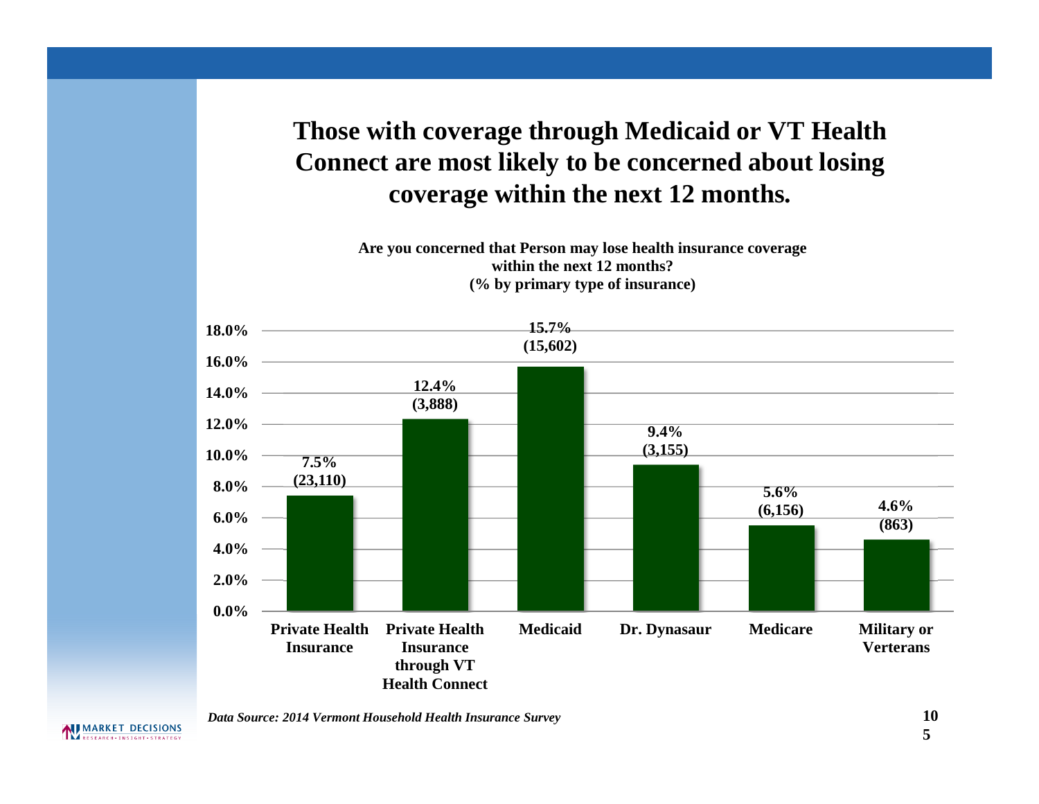# Those with coverage through Medicaid or VT Health Connect are most likely to be concerned about losing coverage within the next 12 months.

**Are you concerned that Person may lose health insurance coverage within the next 12 months? (% by primary type of insurance)**

| Primary type of insurance | % | (N) |
|---|---|---|
| Private Health Insurance | 7.5% | (23,110) |
| Private Health Insurance through VT Health Connect | 12.4% | (3,888) |
| Medicaid | 15.7% | (15,602) |
| Dr. Dynasaur | 9.4% | (3,155) |
| Medicare | 5.6% | (6,156) |
| Military or Verterans | 4.6% | (863) |

*Data Source: 2014 Vermont Household Health Insurance Survey*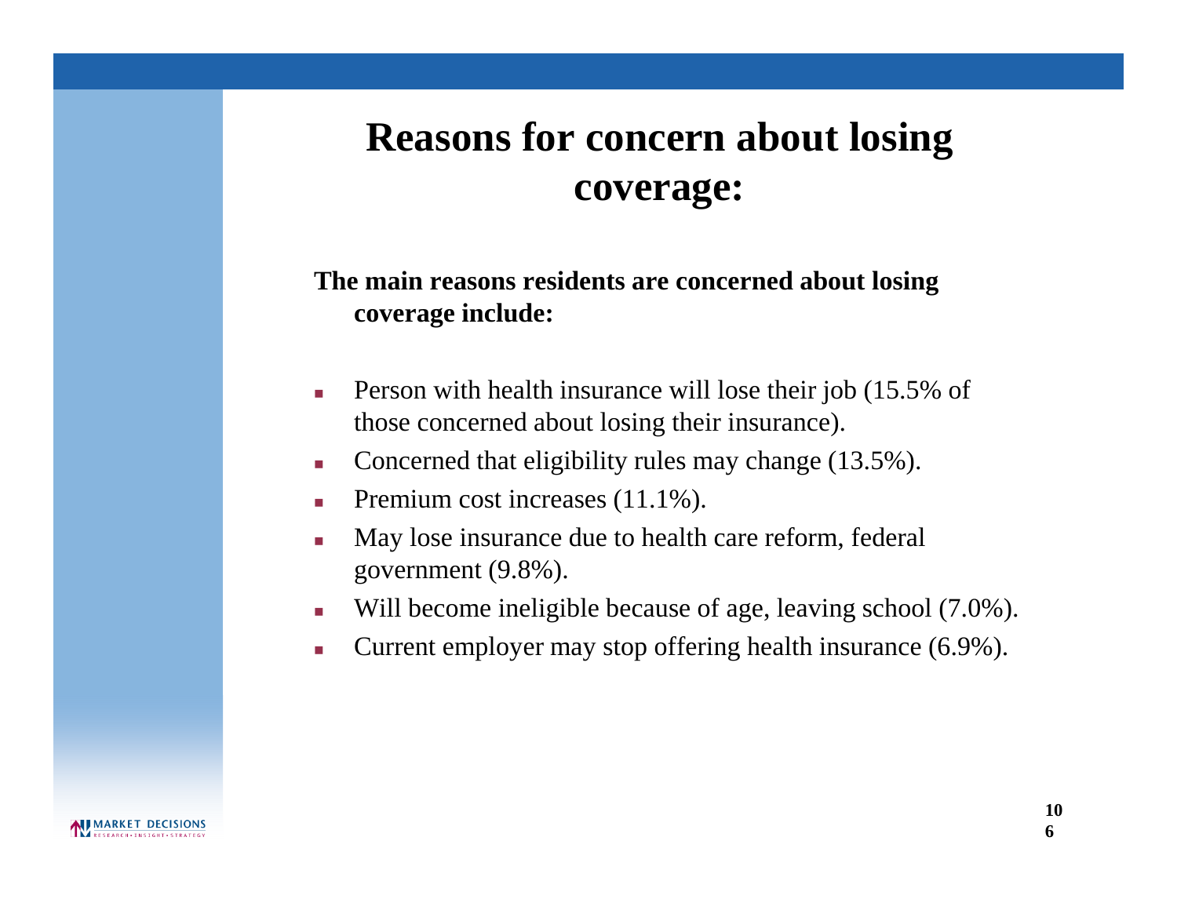# Reasons for concern about losing coverage:

**The main reasons residents are concerned about losing coverage include:**

- Person with health insurance will lose their job (15.5% of those concerned about losing their insurance).
- Concerned that eligibility rules may change (13.5%).
- Premium cost increases (11.1%).
- May lose insurance due to health care reform, federal government (9.8%).
- Will become ineligible because of age, leaving school (7.0%).
- Current employer may stop offering health insurance (6.9%).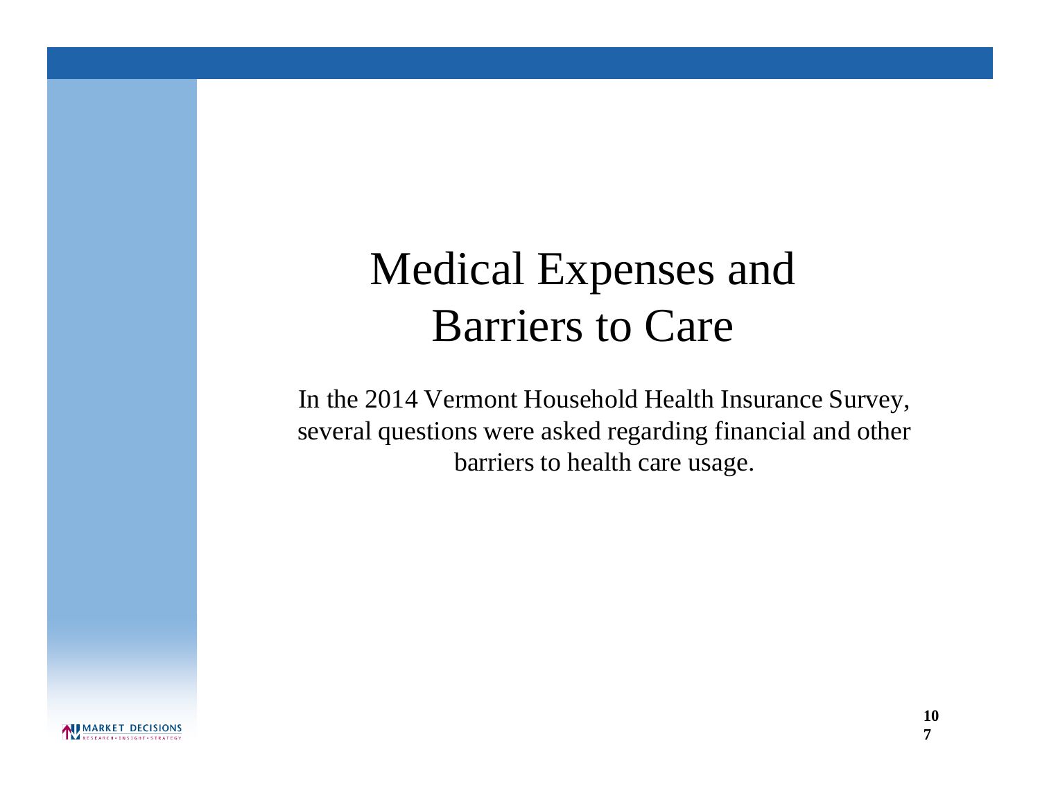# Medical Expenses and Barriers to Care

In the 2014 Vermont Household Health Insurance Survey, several questions were asked regarding financial and other barriers to health care usage.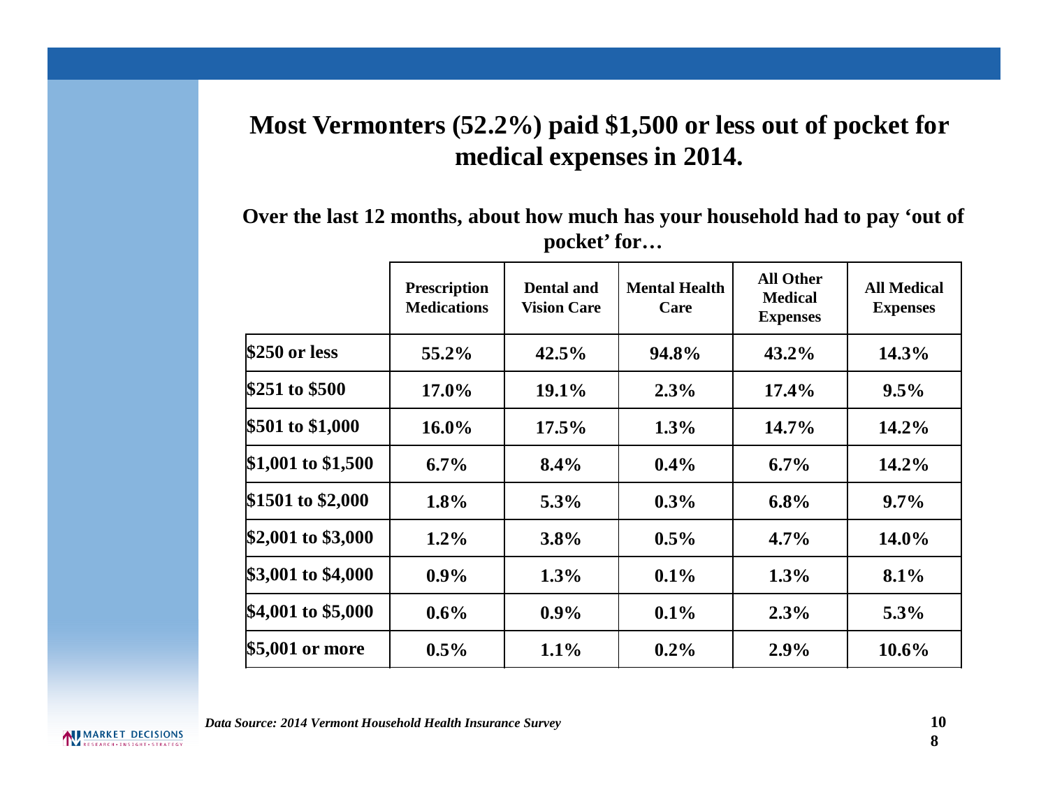## Most Vermonters (52.2%) paid $1,500 or less out of pocket for medical expenses in 2014.

**Over the last 12 months, about how much has your household had to pay 'out of pocket' for…**

| | Prescription Medications | Dental and Vision Care | Mental Health Care | All Other Medical Expenses | All Medical Expenses |
|---|---|---|---|---|---|
| $250 or less | 55.2% | 42.5% | 94.8% | 43.2% | 14.3% |
| $251 to $500 | 17.0% | 19.1% | 2.3% | 17.4% | 9.5% |
| $501 to $1,000 | 16.0% | 17.5% | 1.3% | 14.7% | 14.2% |
| $1,001 to $1,500 | 6.7% | 8.4% | 0.4% | 6.7% | 14.2% |
| $1501 to $2,000 | 1.8% | 5.3% | 0.3% | 6.8% | 9.7% |
| $2,001 to $3,000 | 1.2% | 3.8% | 0.5% | 4.7% | 14.0% |
| $3,001 to $4,000 | 0.9% | 1.3% | 0.1% | 1.3% | 8.1% |
| $4,001 to $5,000 | 0.6% | 0.9% | 0.1% | 2.3% | 5.3% |
| $5,001 or more | 0.5% | 1.1% | 0.2% | 2.9% | 10.6% |

*Data Source: 2014 Vermont Household Health Insurance Survey*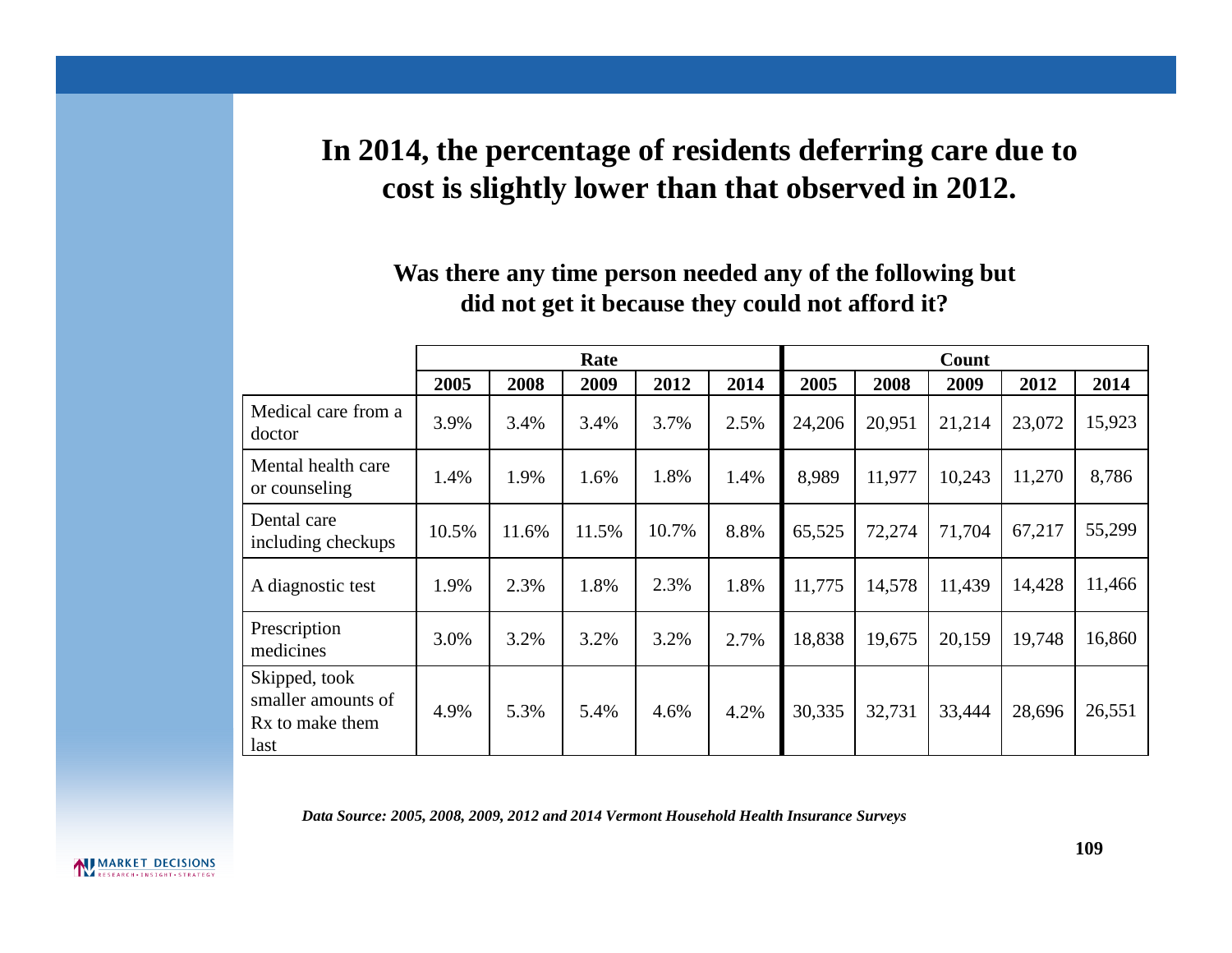# In 2014, the percentage of residents deferring care due to cost is slightly lower than that observed in 2012.

## Was there any time person needed any of the following but did not get it because they could not afford it?

| | Rate | | | | | Count | | | | |
|---|---|---|---|---|---|---|---|---|---|---|
| | 2005 | 2008 | 2009 | 2012 | 2014 | 2005 | 2008 | 2009 | 2012 | 2014 |
| Medical care from a doctor | 3.9% | 3.4% | 3.4% | 3.7% | 2.5% | 24,206 | 20,951 | 21,214 | 23,072 | 15,923 |
| Mental health care or counseling | 1.4% | 1.9% | 1.6% | 1.8% | 1.4% | 8,989 | 11,977 | 10,243 | 11,270 | 8,786 |
| Dental care including checkups | 10.5% | 11.6% | 11.5% | 10.7% | 8.8% | 65,525 | 72,274 | 71,704 | 67,217 | 55,299 |
| A diagnostic test | 1.9% | 2.3% | 1.8% | 2.3% | 1.8% | 11,775 | 14,578 | 11,439 | 14,428 | 11,466 |
| Prescription medicines | 3.0% | 3.2% | 3.2% | 3.2% | 2.7% | 18,838 | 19,675 | 20,159 | 19,748 | 16,860 |
| Skipped, took smaller amounts of Rx to make them last | 4.9% | 5.3% | 5.4% | 4.6% | 4.2% | 30,335 | 32,731 | 33,444 | 28,696 | 26,551 |

***Data Source: 2005, 2008, 2009, 2012 and 2014 Vermont Household Health Insurance Surveys***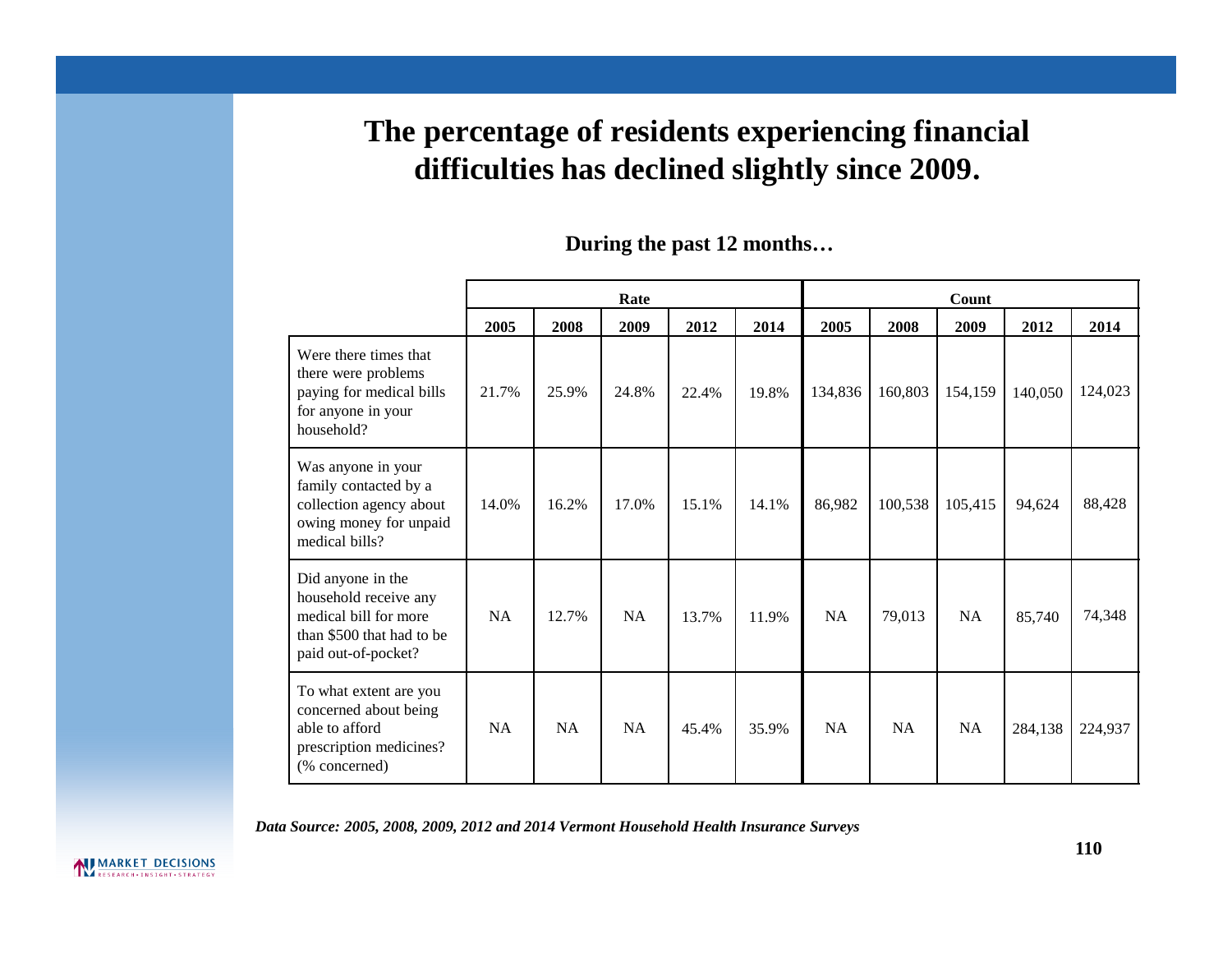# The percentage of residents experiencing financial difficulties has declined slightly since 2009.

**During the past 12 months…**

| | Rate | | | | | Count | | | | |
|---|---|---|---|---|---|---|---|---|---|---|
| | 2005 | 2008 | 2009 | 2012 | 2014 | 2005 | 2008 | 2009 | 2012 | 2014 |
| Were there times that there were problems paying for medical bills for anyone in your household? | 21.7% | 25.9% | 24.8% | 22.4% | 19.8% | 134,836 | 160,803 | 154,159 | 140,050 | 124,023 |
| Was anyone in your family contacted by a collection agency about owing money for unpaid medical bills? | 14.0% | 16.2% | 17.0% | 15.1% | 14.1% | 86,982 | 100,538 | 105,415 | 94,624 | 88,428 |
| Did anyone in the household receive any medical bill for more than $500 that had to be paid out-of-pocket? | NA | 12.7% | NA | 13.7% | 11.9% | NA | 79,013 | NA | 85,740 | 74,348 |
| To what extent are you concerned about being able to afford prescription medicines? (% concerned) | NA | NA | NA | 45.4% | 35.9% | NA | NA | NA | 284,138 | 224,937 |

*Data Source: 2005, 2008, 2009, 2012 and 2014 Vermont Household Health Insurance Surveys*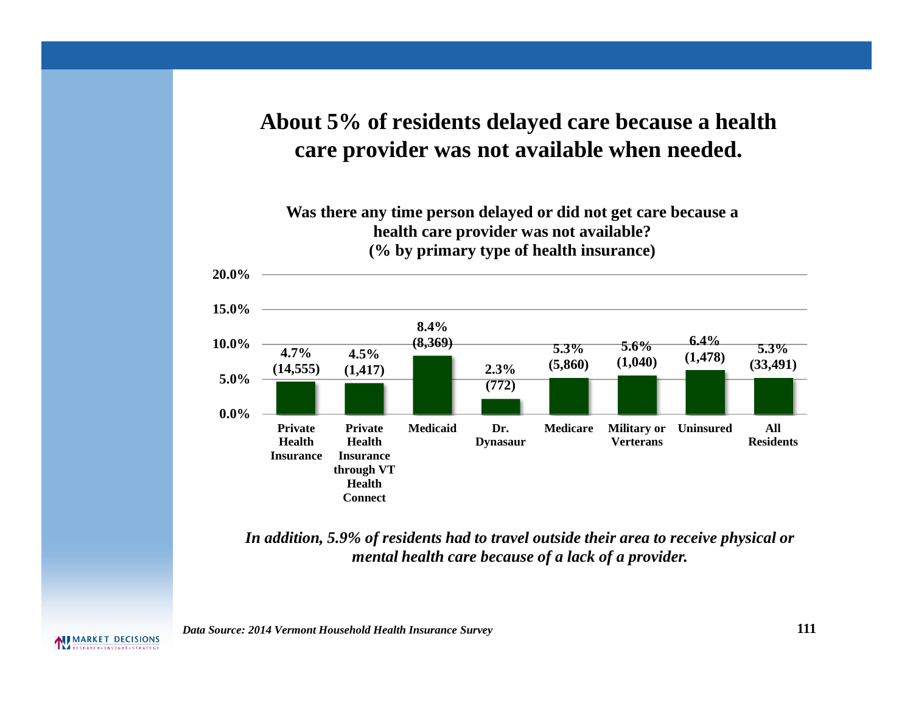# About 5% of residents delayed care because a health care provider was not available when needed.

**Was there any time person delayed or did not get care because a health care provider was not available?**
**(% by primary type of health insurance)**

| Primary type of health insurance | Percent | (Number) |
|---|---|---|
| Private Health Insurance | 4.7% | (14,555) |
| Private Health Insurance through VT Health Connect | 4.5% | (1,417) |
| Medicaid | 8.4% | (8,369) |
| Dr. Dynasaur | 2.3% | (772) |
| Medicare | 5.3% | (5,860) |
| Military or Verterans | 5.6% | (1,040) |
| Uninsured | 6.4% | (1,478) |
| All Residents | 5.3% | (33,491) |

*In addition, 5.9% of residents had to travel outside their area to receive physical or mental health care because of a lack of a provider.*

*Data Source: 2014 Vermont Household Health Insurance Survey*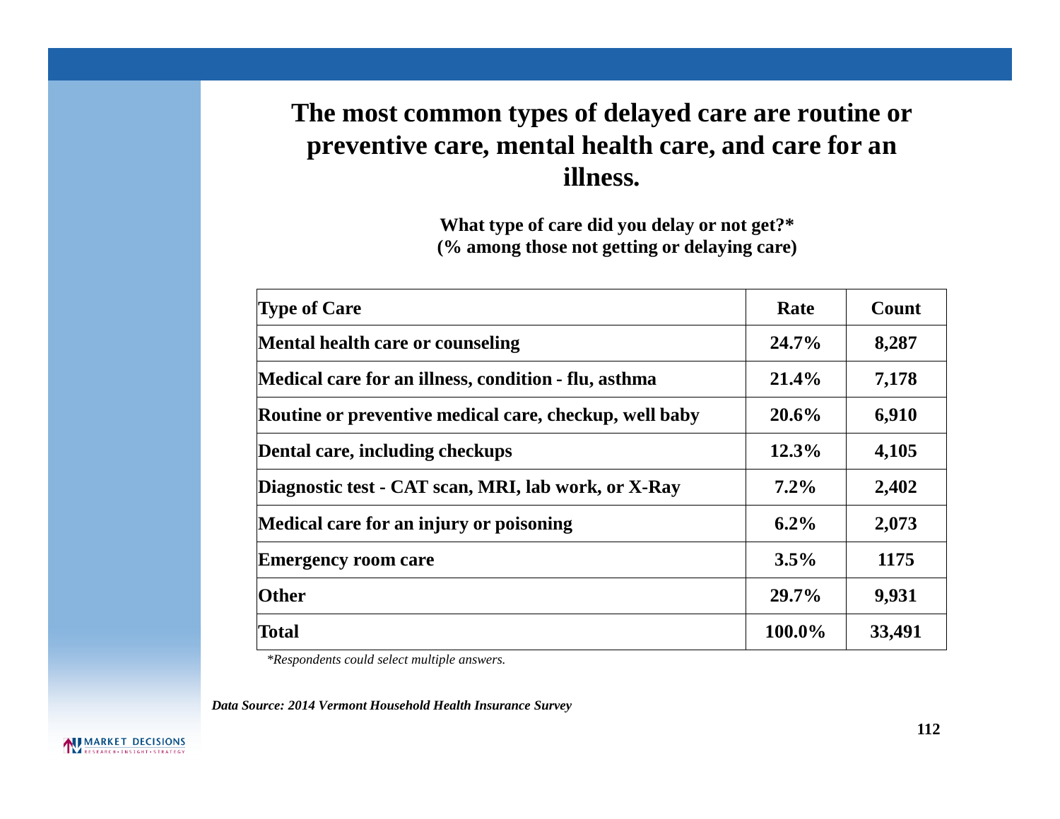# The most common types of delayed care are routine or preventive care, mental health care, and care for an illness.

**What type of care did you delay or not get?***
**(% among those not getting or delaying care)**

| Type of Care | Rate | Count |
|---|---|---|
| Mental health care or counseling | 24.7% | 8,287 |
| Medical care for an illness, condition - flu, asthma | 21.4% | 7,178 |
| Routine or preventive medical care, checkup, well baby | 20.6% | 6,910 |
| Dental care, including checkups | 12.3% | 4,105 |
| Diagnostic test - CAT scan, MRI, lab work, or X-Ray | 7.2% | 2,402 |
| Medical care for an injury or poisoning | 6.2% | 2,073 |
| Emergency room care | 3.5% | 1175 |
| Other | 29.7% | 9,931 |
| Total | 100.0% | 33,491 |

*\*Respondents could select multiple answers.*

***Data Source: 2014 Vermont Household Health Insurance Survey***

MARKET DECISIONS
RESEARCH • INSIGHT • STRATEGY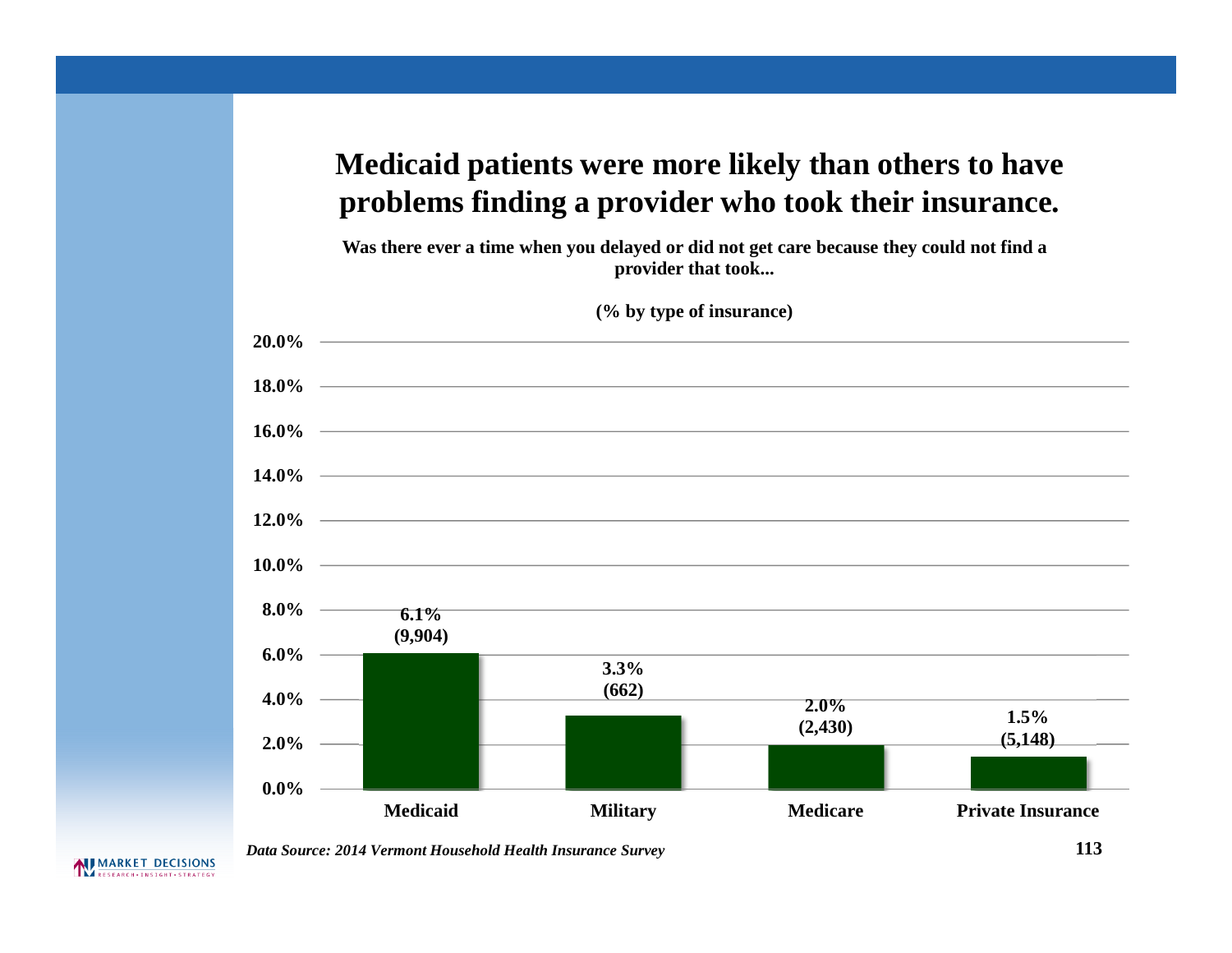# Medicaid patients were more likely than others to have problems finding a provider who took their insurance.

**Was there ever a time when you delayed or did not get care because they could not find a provider that took...**

**(% by type of insurance)**

| Type of insurance | % | (n) |
|---|---|---|
| Medicaid | 6.1% | (9,904) |
| Military | 3.3% | (662) |
| Medicare | 2.0% | (2,430) |
| Private Insurance | 1.5% | (5,148) |

*Data Source: 2014 Vermont Household Health Insurance Survey*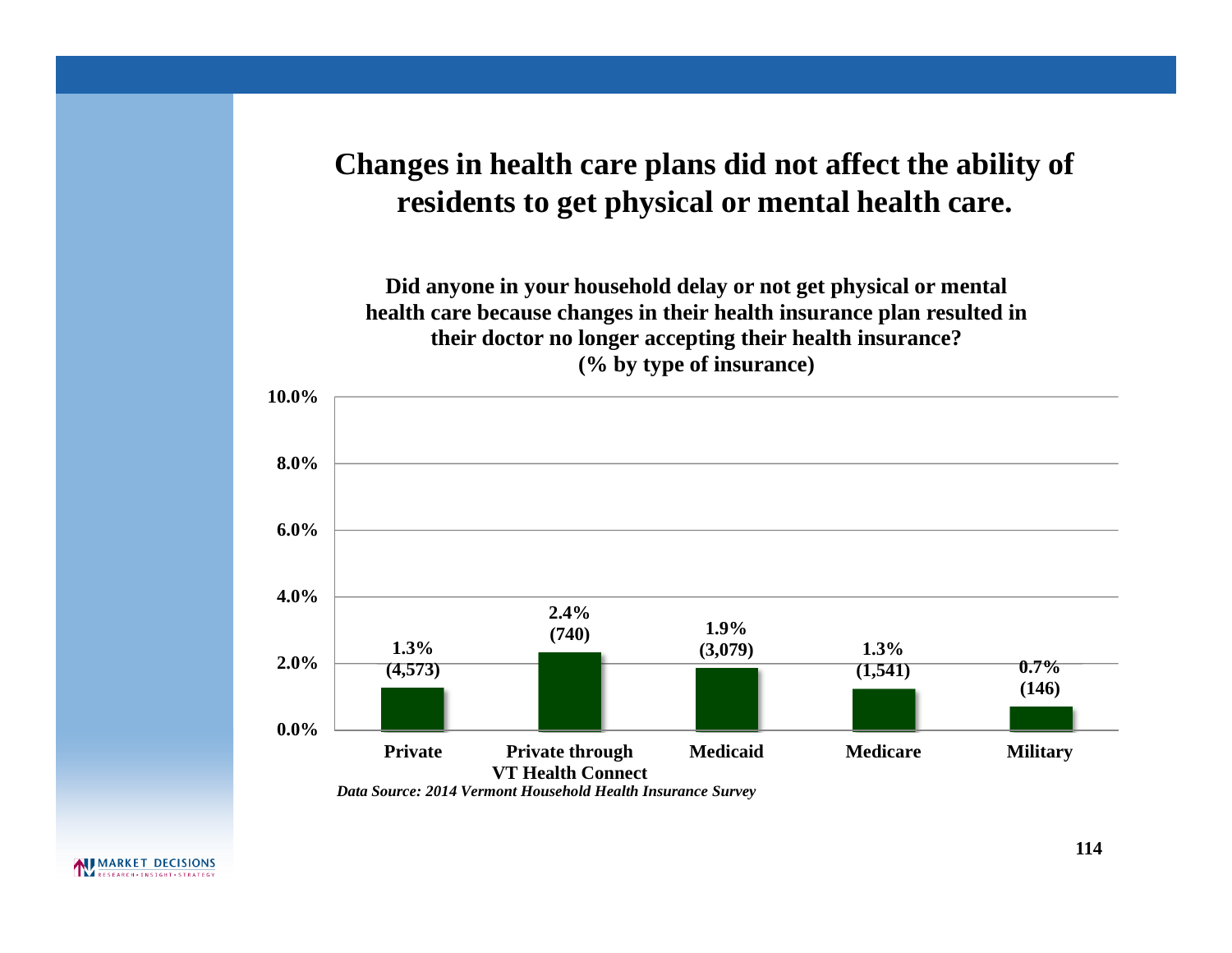# Changes in health care plans did not affect the ability of residents to get physical or mental health care.

**Did anyone in your household delay or not get physical or mental health care because changes in their health insurance plan resulted in their doctor no longer accepting their health insurance? (% by type of insurance)**

| Type of insurance | % | (n) |
|---|---|---|
| Private | 1.3% | (4,573) |
| Private through VT Health Connect | 2.4% | (740) |
| Medicaid | 1.9% | (3,079) |
| Medicare | 1.3% | (1,541) |
| Military | 0.7% | (146) |

*Data Source: 2014 Vermont Household Health Insurance Survey*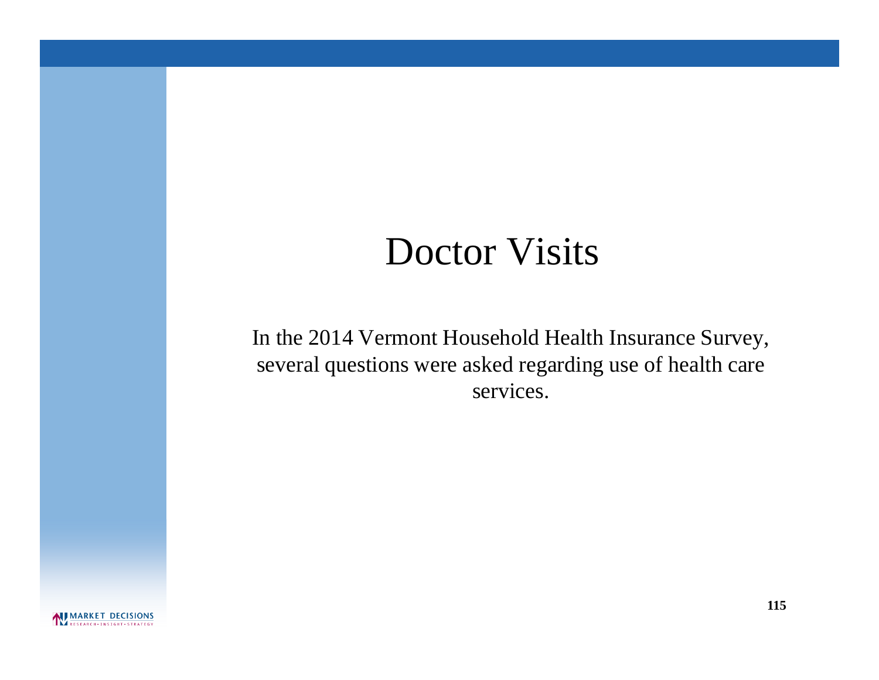# Doctor Visits

In the 2014 Vermont Household Health Insurance Survey, several questions were asked regarding use of health care services.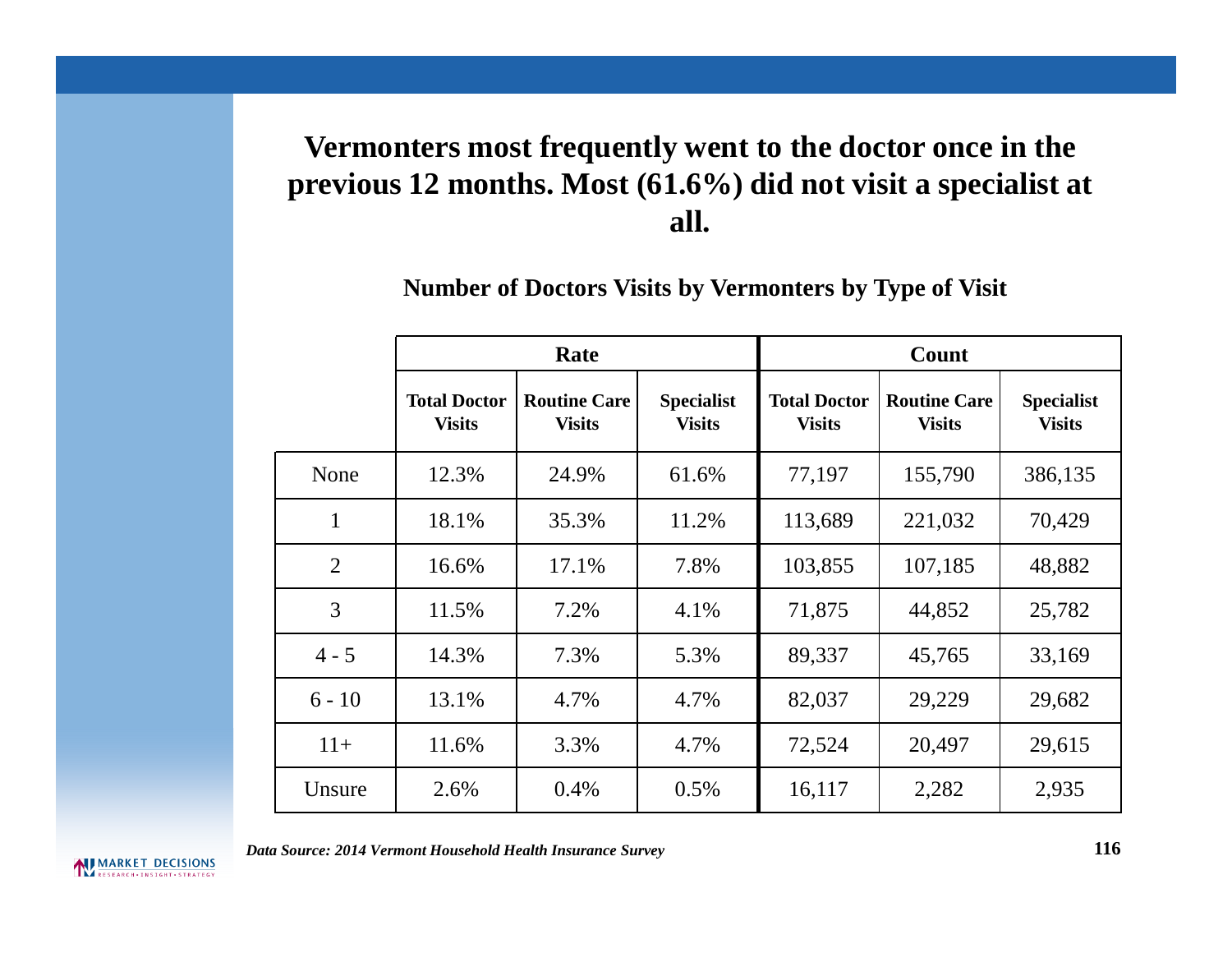# Vermonters most frequently went to the doctor once in the previous 12 months. Most (61.6%) did not visit a specialist at all.

**Number of Doctors Visits by Vermonters by Type of Visit**

| | Rate | | | Count | | |
|---|---|---|---|---|---|---|
| | **Total Doctor Visits** | **Routine Care Visits** | **Specialist Visits** | **Total Doctor Visits** | **Routine Care Visits** | **Specialist Visits** |
| None | 12.3% | 24.9% | 61.6% | 77,197 | 155,790 | 386,135 |
| 1 | 18.1% | 35.3% | 11.2% | 113,689 | 221,032 | 70,429 |
| 2 | 16.6% | 17.1% | 7.8% | 103,855 | 107,185 | 48,882 |
| 3 | 11.5% | 7.2% | 4.1% | 71,875 | 44,852 | 25,782 |
| 4 - 5 | 14.3% | 7.3% | 5.3% | 89,337 | 45,765 | 33,169 |
| 6 - 10 | 13.1% | 4.7% | 4.7% | 82,037 | 29,229 | 29,682 |
| 11+ | 11.6% | 3.3% | 4.7% | 72,524 | 20,497 | 29,615 |
| Unsure | 2.6% | 0.4% | 0.5% | 16,117 | 2,282 | 2,935 |

*Data Source: 2014 Vermont Household Health Insurance Survey*

MARKET DECISIONS
RESEARCH • INSIGHT • STRATEGY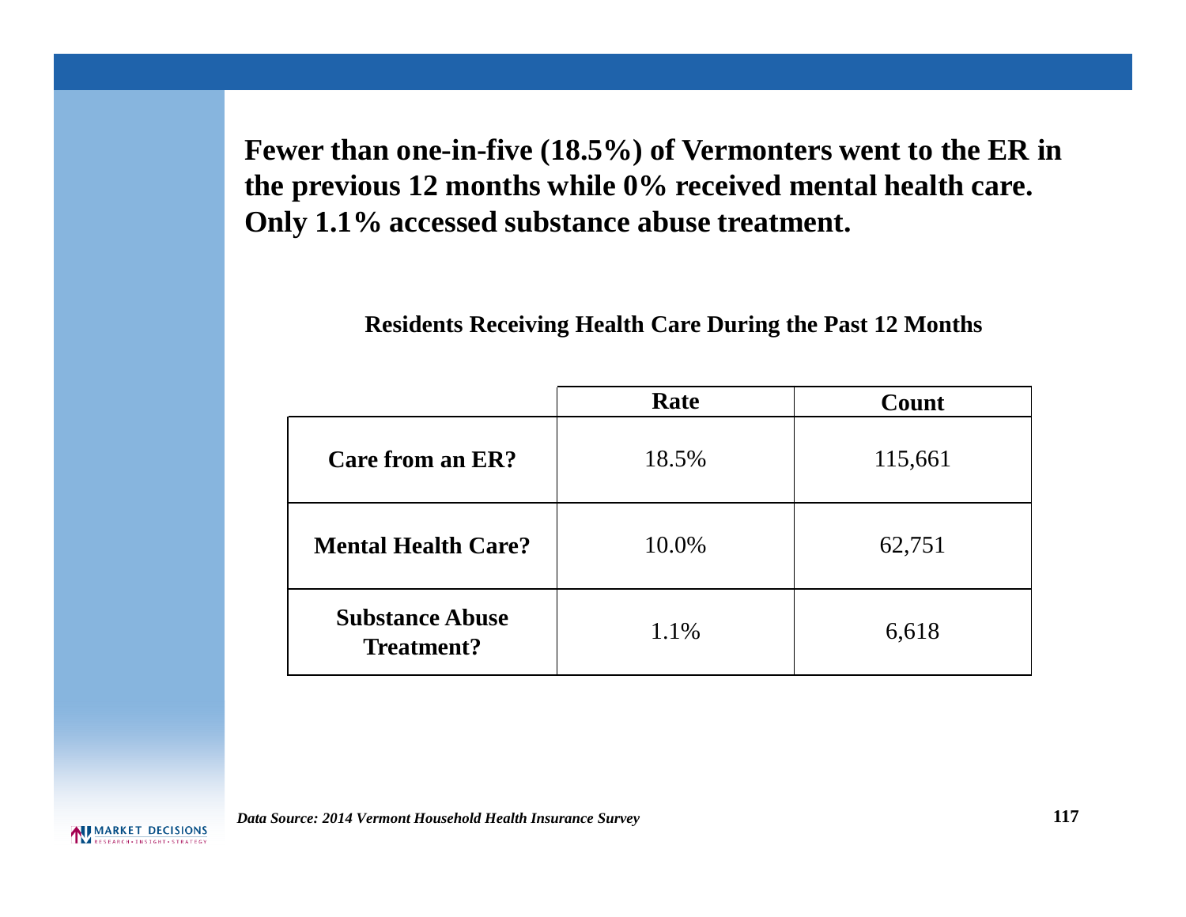**Fewer than one-in-five (18.5%) of Vermonters went to the ER in the previous 12 months while 0% received mental health care. Only 1.1% accessed substance abuse treatment.**

**Residents Receiving Health Care During the Past 12 Months**

| | Rate | Count |
|---|---|---|
| **Care from an ER?** | 18.5% | 115,661 |
| **Mental Health Care?** | 10.0% | 62,751 |
| **Substance Abuse Treatment?** | 1.1% | 6,618 |

*Data Source: 2014 Vermont Household Health Insurance Survey*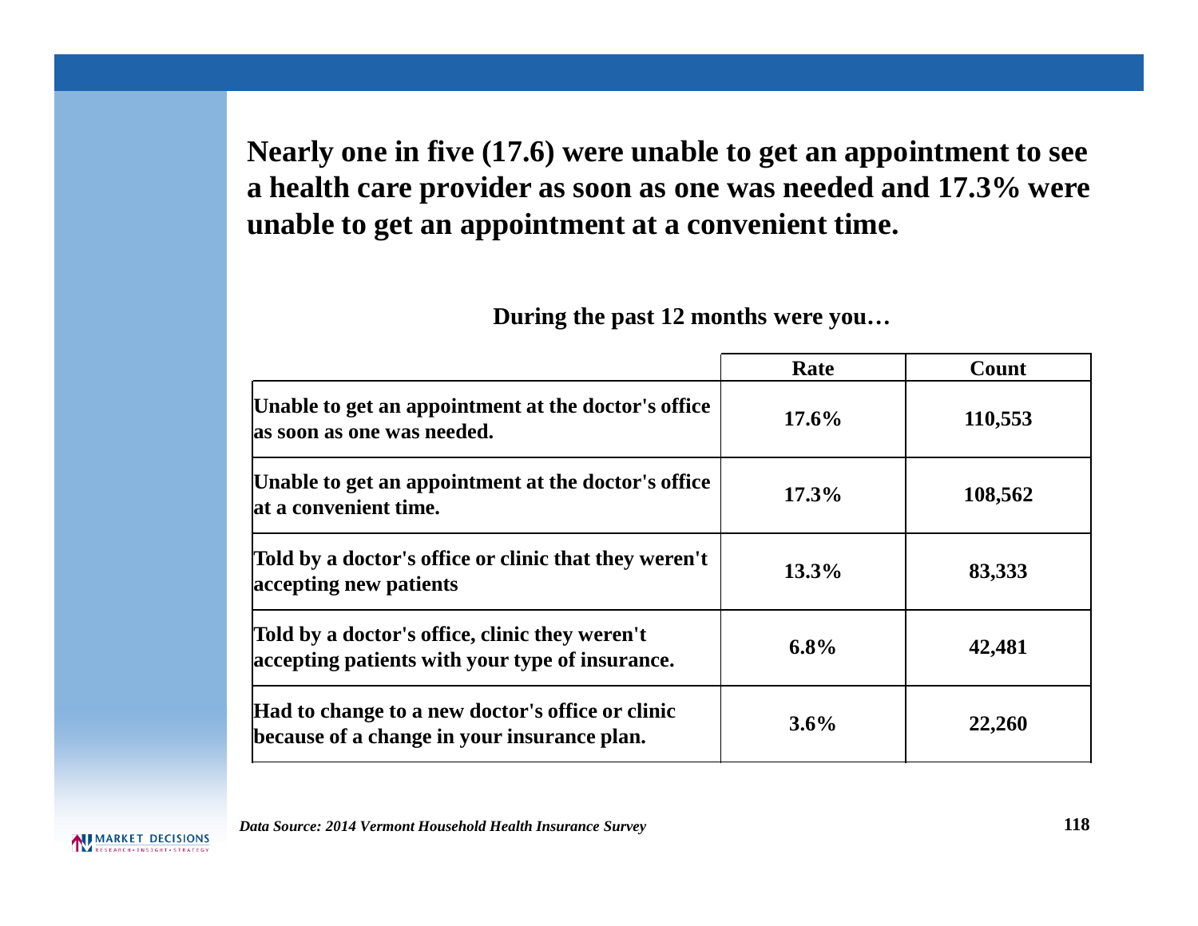## Nearly one in five (17.6) were unable to get an appointment to see a health care provider as soon as one was needed and 17.3% were unable to get an appointment at a convenient time.

**During the past 12 months were you…**

| | Rate | Count |
|---|---|---|
| Unable to get an appointment at the doctor's office as soon as one was needed. | 17.6% | 110,553 |
| Unable to get an appointment at the doctor's office at a convenient time. | 17.3% | 108,562 |
| Told by a doctor's office or clinic that they weren't accepting new patients | 13.3% | 83,333 |
| Told by a doctor's office, clinic they weren't accepting patients with your type of insurance. | 6.8% | 42,481 |
| Had to change to a new doctor's office or clinic because of a change in your insurance plan. | 3.6% | 22,260 |

*Data Source: 2014 Vermont Household Health Insurance Survey*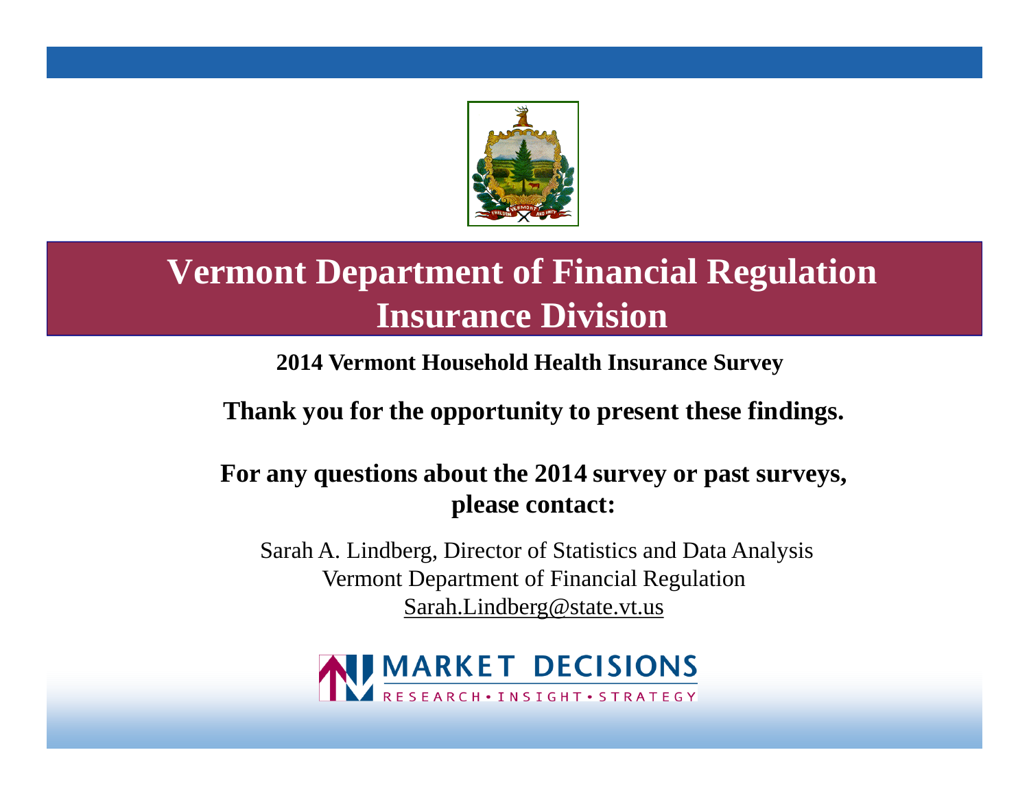# Vermont Department of Financial Regulation
# Insurance Division

**2014 Vermont Household Health Insurance Survey**

**Thank you for the opportunity to present these findings.**

**For any questions about the 2014 survey or past surveys, please contact:**

Sarah A. Lindberg, Director of Statistics and Data Analysis
Vermont Department of Financial Regulation
Sarah.Lindberg@state.vt.us

MARKET DECISIONS
RESEARCH • INSIGHT • STRATEGY